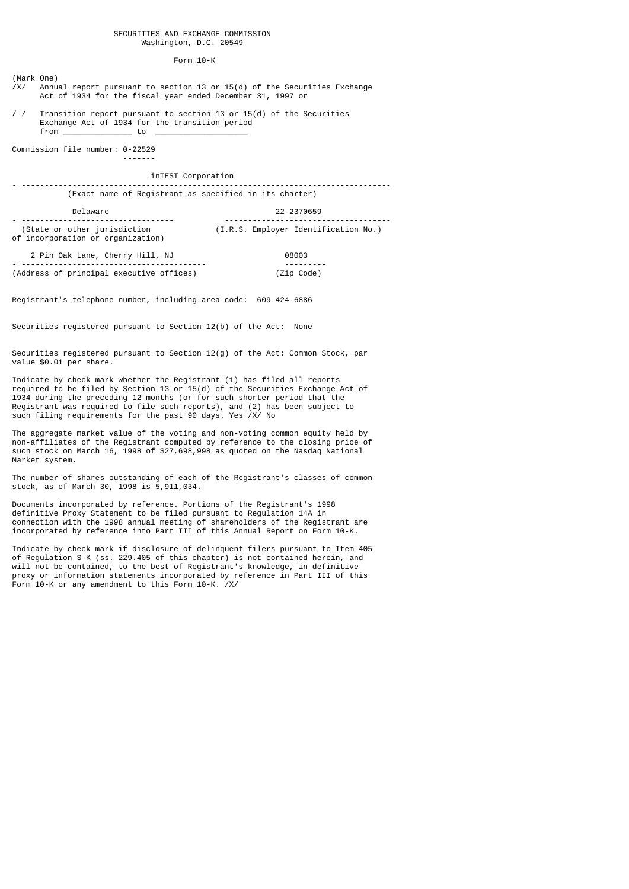SECURITIES AND EXCHANGE COMMISSION
Washington, D.C. 20549

Form 10-K

(Mark One)

/X/ Annual report pursuant to section 13 or 15(d) of the Securities Exchange Act of 1934 for the fiscal year ended December 31, 1997 or

/ / Transition report pursuant to section 13 or 15(d) of the Securities Exchange Act of 1934 for the transition period from _______________ to ____________________

Commission file number: 0-22529

inTEST Corporation

(Exact name of Registrant as specified in its charter)

| Delaware | 22-2370659 |
|---|---|
| (State or other jurisdiction of incorporation or organization) | (I.R.S. Employer Identification No.) |

| 2 Pin Oak Lane, Cherry Hill, NJ | 08003 |
|---|---|
| (Address of principal executive offices) | (Zip Code) |

Registrant's telephone number, including area code: 609-424-6886

Securities registered pursuant to Section 12(b) of the Act: None

Securities registered pursuant to Section 12(g) of the Act: Common Stock, par value $0.01 per share.

Indicate by check mark whether the Registrant (1) has filed all reports required to be filed by Section 13 or 15(d) of the Securities Exchange Act of 1934 during the preceding 12 months (or for such shorter period that the Registrant was required to file such reports), and (2) has been subject to such filing requirements for the past 90 days. Yes /X/ No

The aggregate market value of the voting and non-voting common equity held by non-affiliates of the Registrant computed by reference to the closing price of such stock on March 16, 1998 of $27,698,998 as quoted on the Nasdaq National Market system.

The number of shares outstanding of each of the Registrant's classes of common stock, as of March 30, 1998 is 5,911,034.

Documents incorporated by reference. Portions of the Registrant's 1998 definitive Proxy Statement to be filed pursuant to Regulation 14A in connection with the 1998 annual meeting of shareholders of the Registrant are incorporated by reference into Part III of this Annual Report on Form 10-K.

Indicate by check mark if disclosure of delinquent filers pursuant to Item 405 of Regulation S-K (ss. 229.405 of this chapter) is not contained herein, and will not be contained, to the best of Registrant's knowledge, in definitive proxy or information statements incorporated by reference in Part III of this Form 10-K or any amendment to this Form 10-K. /X/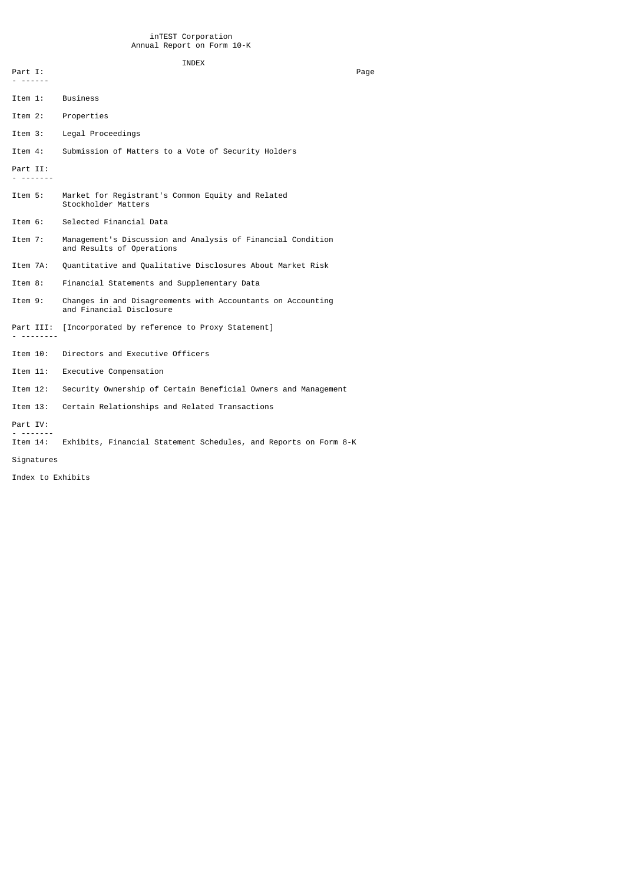inTEST Corporation
Annual Report on Form 10-K

INDEX

| | | Page |
|---|---|---|
| **Part I:** | | |
| Item 1: | Business | |
| Item 2: | Properties | |
| Item 3: | Legal Proceedings | |
| Item 4: | Submission of Matters to a Vote of Security Holders | |
| **Part II:** | | |
| Item 5: | Market for Registrant's Common Equity and Related Stockholder Matters | |
| Item 6: | Selected Financial Data | |
| Item 7: | Management's Discussion and Analysis of Financial Condition and Results of Operations | |
| Item 7A: | Quantitative and Qualitative Disclosures About Market Risk | |
| Item 8: | Financial Statements and Supplementary Data | |
| Item 9: | Changes in and Disagreements with Accountants on Accounting and Financial Disclosure | |
| **Part III:** | [Incorporated by reference to Proxy Statement] | |
| Item 10: | Directors and Executive Officers | |
| Item 11: | Executive Compensation | |
| Item 12: | Security Ownership of Certain Beneficial Owners and Management | |
| Item 13: | Certain Relationships and Related Transactions | |
| **Part IV:** | | |
| Item 14: | Exhibits, Financial Statement Schedules, and Reports on Form 8-K | |
| Signatures | | |
| Index to Exhibits | | |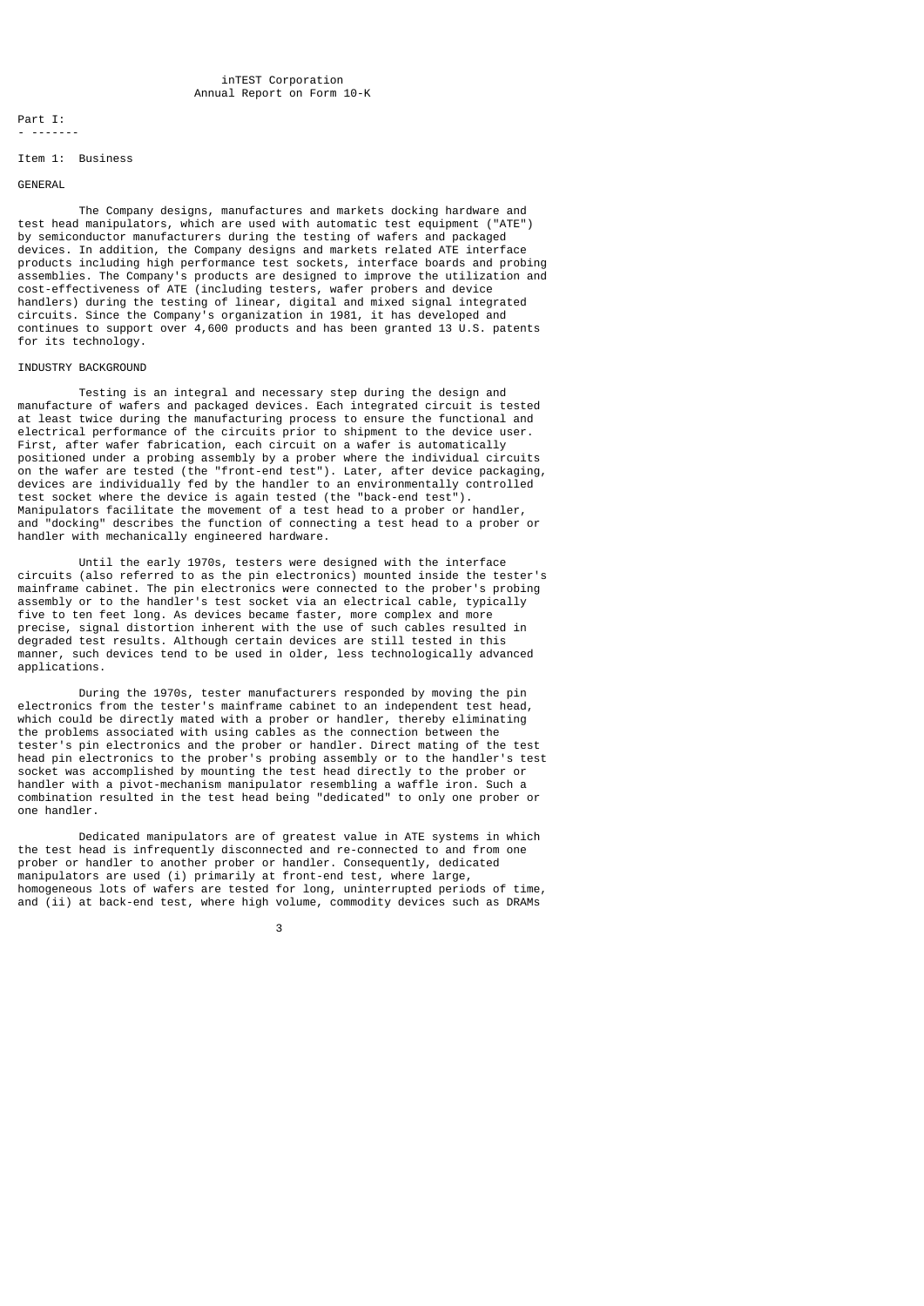inTEST Corporation
Annual Report on Form 10-K

# Part I:

## Item 1: Business

### GENERAL

The Company designs, manufactures and markets docking hardware and test head manipulators, which are used with automatic test equipment ("ATE") by semiconductor manufacturers during the testing of wafers and packaged devices. In addition, the Company designs and markets related ATE interface products including high performance test sockets, interface boards and probing assemblies. The Company's products are designed to improve the utilization and cost-effectiveness of ATE (including testers, wafer probers and device handlers) during the testing of linear, digital and mixed signal integrated circuits. Since the Company's organization in 1981, it has developed and continues to support over 4,600 products and has been granted 13 U.S. patents for its technology.

### INDUSTRY BACKGROUND

Testing is an integral and necessary step during the design and manufacture of wafers and packaged devices. Each integrated circuit is tested at least twice during the manufacturing process to ensure the functional and electrical performance of the circuits prior to shipment to the device user. First, after wafer fabrication, each circuit on a wafer is automatically positioned under a probing assembly by a prober where the individual circuits on the wafer are tested (the "front-end test"). Later, after device packaging, devices are individually fed by the handler to an environmentally controlled test socket where the device is again tested (the "back-end test"). Manipulators facilitate the movement of a test head to a prober or handler, and "docking" describes the function of connecting a test head to a prober or handler with mechanically engineered hardware.

Until the early 1970s, testers were designed with the interface circuits (also referred to as the pin electronics) mounted inside the tester's mainframe cabinet. The pin electronics were connected to the prober's probing assembly or to the handler's test socket via an electrical cable, typically five to ten feet long. As devices became faster, more complex and more precise, signal distortion inherent with the use of such cables resulted in degraded test results. Although certain devices are still tested in this manner, such devices tend to be used in older, less technologically advanced applications.

During the 1970s, tester manufacturers responded by moving the pin electronics from the tester's mainframe cabinet to an independent test head, which could be directly mated with a prober or handler, thereby eliminating the problems associated with using cables as the connection between the tester's pin electronics and the prober or handler. Direct mating of the test head pin electronics to the prober's probing assembly or to the handler's test socket was accomplished by mounting the test head directly to the prober or handler with a pivot-mechanism manipulator resembling a waffle iron. Such a combination resulted in the test head being "dedicated" to only one prober or one handler.

Dedicated manipulators are of greatest value in ATE systems in which the test head is infrequently disconnected and re-connected to and from one prober or handler to another prober or handler. Consequently, dedicated manipulators are used (i) primarily at front-end test, where large, homogeneous lots of wafers are tested for long, uninterrupted periods of time, and (ii) at back-end test, where high volume, commodity devices such as DRAMs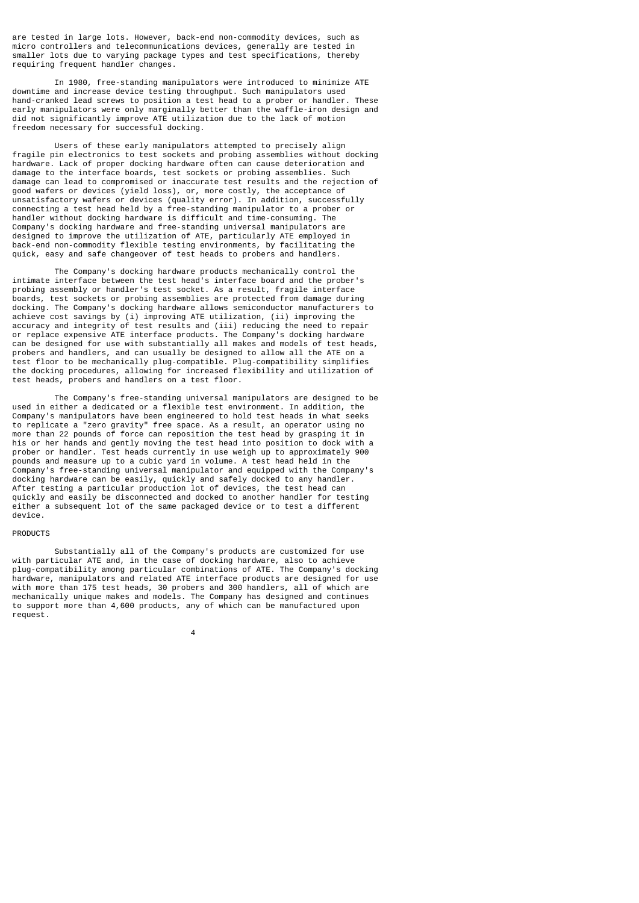are tested in large lots. However, back-end non-commodity devices, such as micro controllers and telecommunications devices, generally are tested in smaller lots due to varying package types and test specifications, thereby requiring frequent handler changes.

In 1980, free-standing manipulators were introduced to minimize ATE downtime and increase device testing throughput. Such manipulators used hand-cranked lead screws to position a test head to a prober or handler. These early manipulators were only marginally better than the waffle-iron design and did not significantly improve ATE utilization due to the lack of motion freedom necessary for successful docking.

Users of these early manipulators attempted to precisely align fragile pin electronics to test sockets and probing assemblies without docking hardware. Lack of proper docking hardware often can cause deterioration and damage to the interface boards, test sockets or probing assemblies. Such damage can lead to compromised or inaccurate test results and the rejection of good wafers or devices (yield loss), or, more costly, the acceptance of unsatisfactory wafers or devices (quality error). In addition, successfully connecting a test head held by a free-standing manipulator to a prober or handler without docking hardware is difficult and time-consuming. The Company's docking hardware and free-standing universal manipulators are designed to improve the utilization of ATE, particularly ATE employed in back-end non-commodity flexible testing environments, by facilitating the quick, easy and safe changeover of test heads to probers and handlers.

The Company's docking hardware products mechanically control the intimate interface between the test head's interface board and the prober's probing assembly or handler's test socket. As a result, fragile interface boards, test sockets or probing assemblies are protected from damage during docking. The Company's docking hardware allows semiconductor manufacturers to achieve cost savings by (i) improving ATE utilization, (ii) improving the accuracy and integrity of test results and (iii) reducing the need to repair or replace expensive ATE interface products. The Company's docking hardware can be designed for use with substantially all makes and models of test heads, probers and handlers, and can usually be designed to allow all the ATE on a test floor to be mechanically plug-compatible. Plug-compatibility simplifies the docking procedures, allowing for increased flexibility and utilization of test heads, probers and handlers on a test floor.

The Company's free-standing universal manipulators are designed to be used in either a dedicated or a flexible test environment. In addition, the Company's manipulators have been engineered to hold test heads in what seeks to replicate a "zero gravity" free space. As a result, an operator using no more than 22 pounds of force can reposition the test head by grasping it in his or her hands and gently moving the test head into position to dock with a prober or handler. Test heads currently in use weigh up to approximately 900 pounds and measure up to a cubic yard in volume. A test head held in the Company's free-standing universal manipulator and equipped with the Company's docking hardware can be easily, quickly and safely docked to any handler. After testing a particular production lot of devices, the test head can quickly and easily be disconnected and docked to another handler for testing either a subsequent lot of the same packaged device or to test a different device.

## PRODUCTS

Substantially all of the Company's products are customized for use with particular ATE and, in the case of docking hardware, also to achieve plug-compatibility among particular combinations of ATE. The Company's docking hardware, manipulators and related ATE interface products are designed for use with more than 175 test heads, 30 probers and 300 handlers, all of which are mechanically unique makes and models. The Company has designed and continues to support more than 4,600 products, any of which can be manufactured upon request.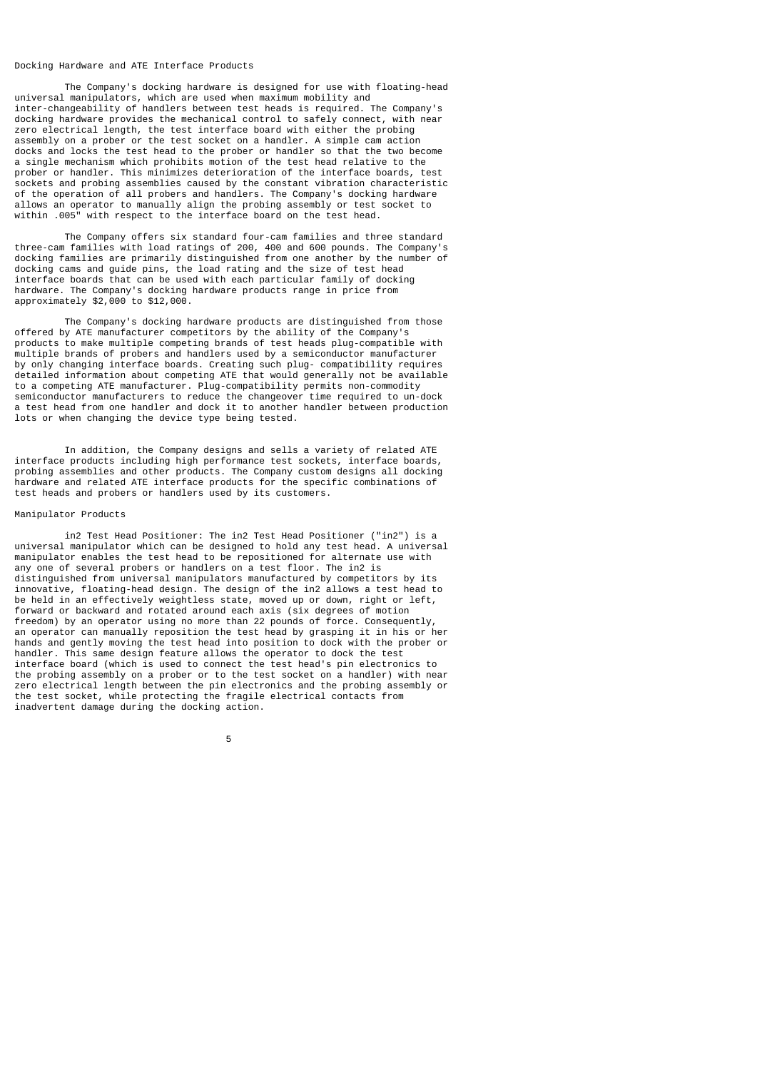## Docking Hardware and ATE Interface Products

The Company's docking hardware is designed for use with floating-head universal manipulators, which are used when maximum mobility and inter-changeability of handlers between test heads is required. The Company's docking hardware provides the mechanical control to safely connect, with near zero electrical length, the test interface board with either the probing assembly on a prober or the test socket on a handler. A simple cam action docks and locks the test head to the prober or handler so that the two become a single mechanism which prohibits motion of the test head relative to the prober or handler. This minimizes deterioration of the interface boards, test sockets and probing assemblies caused by the constant vibration characteristic of the operation of all probers and handlers. The Company's docking hardware allows an operator to manually align the probing assembly or test socket to within .005" with respect to the interface board on the test head.

The Company offers six standard four-cam families and three standard three-cam families with load ratings of 200, 400 and 600 pounds. The Company's docking families are primarily distinguished from one another by the number of docking cams and guide pins, the load rating and the size of test head interface boards that can be used with each particular family of docking hardware. The Company's docking hardware products range in price from approximately $2,000 to $12,000.

The Company's docking hardware products are distinguished from those offered by ATE manufacturer competitors by the ability of the Company's products to make multiple competing brands of test heads plug-compatible with multiple brands of probers and handlers used by a semiconductor manufacturer by only changing interface boards. Creating such plug- compatibility requires detailed information about competing ATE that would generally not be available to a competing ATE manufacturer. Plug-compatibility permits non-commodity semiconductor manufacturers to reduce the changeover time required to un-dock a test head from one handler and dock it to another handler between production lots or when changing the device type being tested.

In addition, the Company designs and sells a variety of related ATE interface products including high performance test sockets, interface boards, probing assemblies and other products. The Company custom designs all docking hardware and related ATE interface products for the specific combinations of test heads and probers or handlers used by its customers.

## Manipulator Products

in2 Test Head Positioner: The in2 Test Head Positioner ("in2") is a universal manipulator which can be designed to hold any test head. A universal manipulator enables the test head to be repositioned for alternate use with any one of several probers or handlers on a test floor. The in2 is distinguished from universal manipulators manufactured by competitors by its innovative, floating-head design. The design of the in2 allows a test head to be held in an effectively weightless state, moved up or down, right or left, forward or backward and rotated around each axis (six degrees of motion freedom) by an operator using no more than 22 pounds of force. Consequently, an operator can manually reposition the test head by grasping it in his or her hands and gently moving the test head into position to dock with the prober or handler. This same design feature allows the operator to dock the test interface board (which is used to connect the test head's pin electronics to the probing assembly on a prober or to the test socket on a handler) with near zero electrical length between the pin electronics and the probing assembly or the test socket, while protecting the fragile electrical contacts from inadvertent damage during the docking action.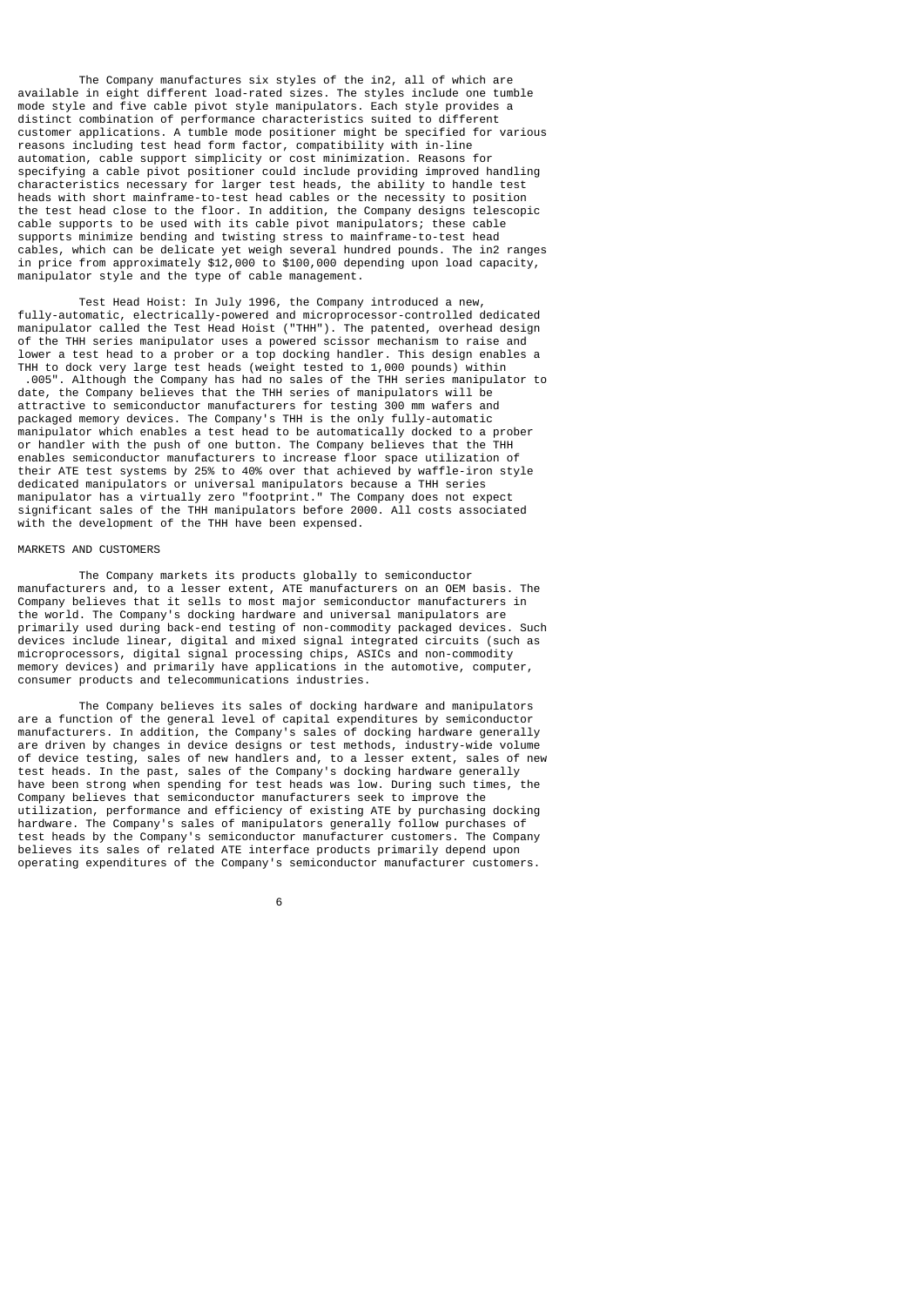The Company manufactures six styles of the in2, all of which are available in eight different load-rated sizes. The styles include one tumble mode style and five cable pivot style manipulators. Each style provides a distinct combination of performance characteristics suited to different customer applications. A tumble mode positioner might be specified for various reasons including test head form factor, compatibility with in-line automation, cable support simplicity or cost minimization. Reasons for specifying a cable pivot positioner could include providing improved handling characteristics necessary for larger test heads, the ability to handle test heads with short mainframe-to-test head cables or the necessity to position the test head close to the floor. In addition, the Company designs telescopic cable supports to be used with its cable pivot manipulators; these cable supports minimize bending and twisting stress to mainframe-to-test head cables, which can be delicate yet weigh several hundred pounds. The in2 ranges in price from approximately $12,000 to $100,000 depending upon load capacity, manipulator style and the type of cable management.

Test Head Hoist: In July 1996, the Company introduced a new, fully-automatic, electrically-powered and microprocessor-controlled dedicated manipulator called the Test Head Hoist ("THH"). The patented, overhead design of the THH series manipulator uses a powered scissor mechanism to raise and lower a test head to a prober or a top docking handler. This design enables a THH to dock very large test heads (weight tested to 1,000 pounds) within .005". Although the Company has had no sales of the THH series manipulator to date, the Company believes that the THH series of manipulators will be attractive to semiconductor manufacturers for testing 300 mm wafers and packaged memory devices. The Company's THH is the only fully-automatic manipulator which enables a test head to be automatically docked to a prober or handler with the push of one button. The Company believes that the THH enables semiconductor manufacturers to increase floor space utilization of their ATE test systems by 25% to 40% over that achieved by waffle-iron style dedicated manipulators or universal manipulators because a THH series manipulator has a virtually zero "footprint." The Company does not expect significant sales of the THH manipulators before 2000. All costs associated with the development of the THH have been expensed.

## MARKETS AND CUSTOMERS

The Company markets its products globally to semiconductor manufacturers and, to a lesser extent, ATE manufacturers on an OEM basis. The Company believes that it sells to most major semiconductor manufacturers in the world. The Company's docking hardware and universal manipulators are primarily used during back-end testing of non-commodity packaged devices. Such devices include linear, digital and mixed signal integrated circuits (such as microprocessors, digital signal processing chips, ASICs and non-commodity memory devices) and primarily have applications in the automotive, computer, consumer products and telecommunications industries.

The Company believes its sales of docking hardware and manipulators are a function of the general level of capital expenditures by semiconductor manufacturers. In addition, the Company's sales of docking hardware generally are driven by changes in device designs or test methods, industry-wide volume of device testing, sales of new handlers and, to a lesser extent, sales of new test heads. In the past, sales of the Company's docking hardware generally have been strong when spending for test heads was low. During such times, the Company believes that semiconductor manufacturers seek to improve the utilization, performance and efficiency of existing ATE by purchasing docking hardware. The Company's sales of manipulators generally follow purchases of test heads by the Company's semiconductor manufacturer customers. The Company believes its sales of related ATE interface products primarily depend upon operating expenditures of the Company's semiconductor manufacturer customers.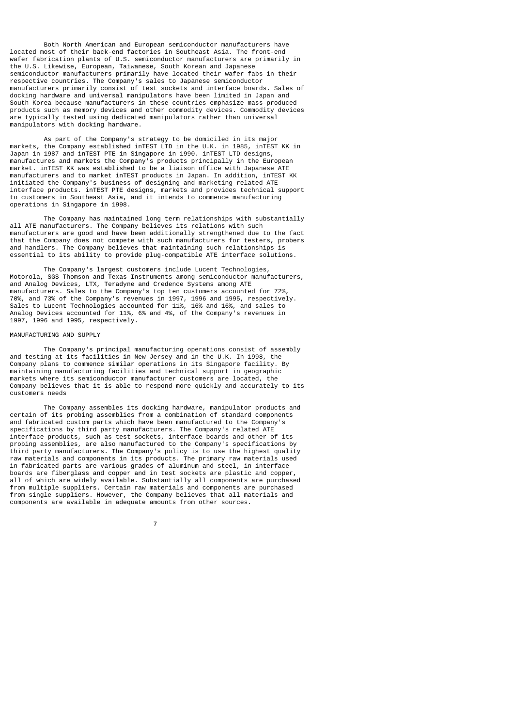Both North American and European semiconductor manufacturers have located most of their back-end factories in Southeast Asia. The front-end wafer fabrication plants of U.S. semiconductor manufacturers are primarily in the U.S. Likewise, European, Taiwanese, South Korean and Japanese semiconductor manufacturers primarily have located their wafer fabs in their respective countries. The Company's sales to Japanese semiconductor manufacturers primarily consist of test sockets and interface boards. Sales of docking hardware and universal manipulators have been limited in Japan and South Korea because manufacturers in these countries emphasize mass-produced products such as memory devices and other commodity devices. Commodity devices are typically tested using dedicated manipulators rather than universal manipulators with docking hardware.

As part of the Company's strategy to be domiciled in its major markets, the Company established inTEST LTD in the U.K. in 1985, inTEST KK in Japan in 1987 and inTEST PTE in Singapore in 1990. inTEST LTD designs, manufactures and markets the Company's products principally in the European market. inTEST KK was established to be a liaison office with Japanese ATE manufacturers and to market inTEST products in Japan. In addition, inTEST KK initiated the Company's business of designing and marketing related ATE interface products. inTEST PTE designs, markets and provides technical support to customers in Southeast Asia, and it intends to commence manufacturing operations in Singapore in 1998.

The Company has maintained long term relationships with substantially all ATE manufacturers. The Company believes its relations with such manufacturers are good and have been additionally strengthened due to the fact that the Company does not compete with such manufacturers for testers, probers and handlers. The Company believes that maintaining such relationships is essential to its ability to provide plug-compatible ATE interface solutions.

The Company's largest customers include Lucent Technologies, Motorola, SGS Thomson and Texas Instruments among semiconductor manufacturers, and Analog Devices, LTX, Teradyne and Credence Systems among ATE manufacturers. Sales to the Company's top ten customers accounted for 72%, 70%, and 73% of the Company's revenues in 1997, 1996 and 1995, respectively. Sales to Lucent Technologies accounted for 11%, 16% and 16%, and sales to Analog Devices accounted for 11%, 6% and 4%, of the Company's revenues in 1997, 1996 and 1995, respectively.

## MANUFACTURING AND SUPPLY

The Company's principal manufacturing operations consist of assembly and testing at its facilities in New Jersey and in the U.K. In 1998, the Company plans to commence similar operations in its Singapore facility. By maintaining manufacturing facilities and technical support in geographic markets where its semiconductor manufacturer customers are located, the Company believes that it is able to respond more quickly and accurately to its customers needs

The Company assembles its docking hardware, manipulator products and certain of its probing assemblies from a combination of standard components and fabricated custom parts which have been manufactured to the Company's specifications by third party manufacturers. The Company's related ATE interface products, such as test sockets, interface boards and other of its probing assemblies, are also manufactured to the Company's specifications by third party manufacturers. The Company's policy is to use the highest quality raw materials and components in its products. The primary raw materials used in fabricated parts are various grades of aluminum and steel, in interface boards are fiberglass and copper and in test sockets are plastic and copper, all of which are widely available. Substantially all components are purchased from multiple suppliers. Certain raw materials and components are purchased from single suppliers. However, the Company believes that all materials and components are available in adequate amounts from other sources.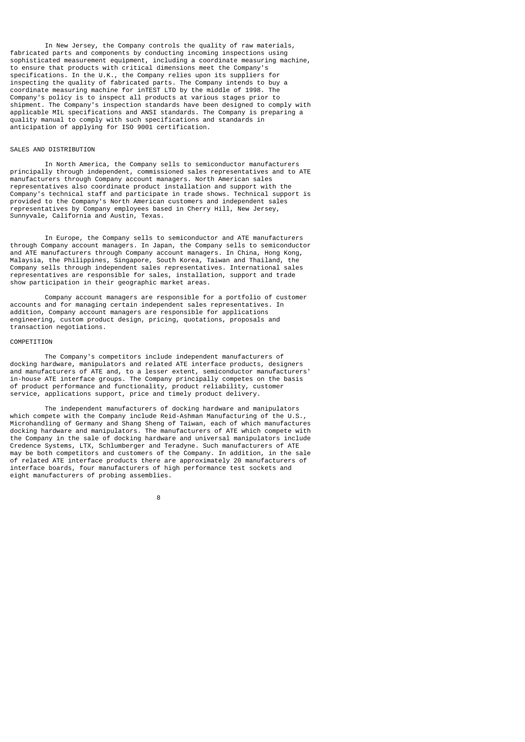In New Jersey, the Company controls the quality of raw materials, fabricated parts and components by conducting incoming inspections using sophisticated measurement equipment, including a coordinate measuring machine, to ensure that products with critical dimensions meet the Company's specifications. In the U.K., the Company relies upon its suppliers for inspecting the quality of fabricated parts. The Company intends to buy a coordinate measuring machine for inTEST LTD by the middle of 1998. The Company's policy is to inspect all products at various stages prior to shipment. The Company's inspection standards have been designed to comply with applicable MIL specifications and ANSI standards. The Company is preparing a quality manual to comply with such specifications and standards in anticipation of applying for ISO 9001 certification.

## SALES AND DISTRIBUTION

In North America, the Company sells to semiconductor manufacturers principally through independent, commissioned sales representatives and to ATE manufacturers through Company account managers. North American sales representatives also coordinate product installation and support with the Company's technical staff and participate in trade shows. Technical support is provided to the Company's North American customers and independent sales representatives by Company employees based in Cherry Hill, New Jersey, Sunnyvale, California and Austin, Texas.

In Europe, the Company sells to semiconductor and ATE manufacturers through Company account managers. In Japan, the Company sells to semiconductor and ATE manufacturers through Company account managers. In China, Hong Kong, Malaysia, the Philippines, Singapore, South Korea, Taiwan and Thailand, the Company sells through independent sales representatives. International sales representatives are responsible for sales, installation, support and trade show participation in their geographic market areas.

Company account managers are responsible for a portfolio of customer accounts and for managing certain independent sales representatives. In addition, Company account managers are responsible for applications engineering, custom product design, pricing, quotations, proposals and transaction negotiations.

## COMPETITION

The Company's competitors include independent manufacturers of docking hardware, manipulators and related ATE interface products, designers and manufacturers of ATE and, to a lesser extent, semiconductor manufacturers' in-house ATE interface groups. The Company principally competes on the basis of product performance and functionality, product reliability, customer service, applications support, price and timely product delivery.

The independent manufacturers of docking hardware and manipulators which compete with the Company include Reid-Ashman Manufacturing of the U.S., Microhandling of Germany and Shang Sheng of Taiwan, each of which manufactures docking hardware and manipulators. The manufacturers of ATE which compete with the Company in the sale of docking hardware and universal manipulators include Credence Systems, LTX, Schlumberger and Teradyne. Such manufacturers of ATE may be both competitors and customers of the Company. In addition, in the sale of related ATE interface products there are approximately 20 manufacturers of interface boards, four manufacturers of high performance test sockets and eight manufacturers of probing assemblies.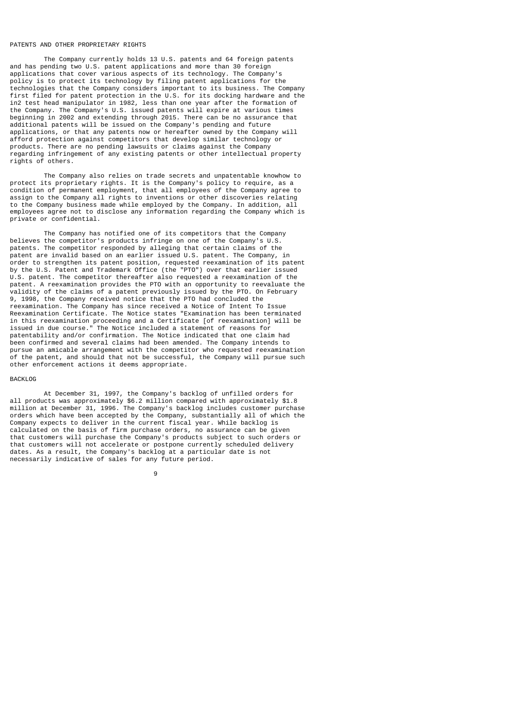## PATENTS AND OTHER PROPRIETARY RIGHTS

The Company currently holds 13 U.S. patents and 64 foreign patents and has pending two U.S. patent applications and more than 30 foreign applications that cover various aspects of its technology. The Company's policy is to protect its technology by filing patent applications for the technologies that the Company considers important to its business. The Company first filed for patent protection in the U.S. for its docking hardware and the in2 test head manipulator in 1982, less than one year after the formation of the Company. The Company's U.S. issued patents will expire at various times beginning in 2002 and extending through 2015. There can be no assurance that additional patents will be issued on the Company's pending and future applications, or that any patents now or hereafter owned by the Company will afford protection against competitors that develop similar technology or products. There are no pending lawsuits or claims against the Company regarding infringement of any existing patents or other intellectual property rights of others.

The Company also relies on trade secrets and unpatentable knowhow to protect its proprietary rights. It is the Company's policy to require, as a condition of permanent employment, that all employees of the Company agree to assign to the Company all rights to inventions or other discoveries relating to the Company business made while employed by the Company. In addition, all employees agree not to disclose any information regarding the Company which is private or confidential.

The Company has notified one of its competitors that the Company believes the competitor's products infringe on one of the Company's U.S. patents. The competitor responded by alleging that certain claims of the patent are invalid based on an earlier issued U.S. patent. The Company, in order to strengthen its patent position, requested reexamination of its patent by the U.S. Patent and Trademark Office (the "PTO") over that earlier issued U.S. patent. The competitor thereafter also requested a reexamination of the patent. A reexamination provides the PTO with an opportunity to reevaluate the validity of the claims of a patent previously issued by the PTO. On February 9, 1998, the Company received notice that the PTO had concluded the reexamination. The Company has since received a Notice of Intent To Issue Reexamination Certificate. The Notice states "Examination has been terminated in this reexamination proceeding and a Certificate [of reexamination] will be issued in due course." The Notice included a statement of reasons for patentability and/or confirmation. The Notice indicated that one claim had been confirmed and several claims had been amended. The Company intends to pursue an amicable arrangement with the competitor who requested reexamination of the patent, and should that not be successful, the Company will pursue such other enforcement actions it deems appropriate.

## BACKLOG

At December 31, 1997, the Company's backlog of unfilled orders for all products was approximately $6.2 million compared with approximately $1.8 million at December 31, 1996. The Company's backlog includes customer purchase orders which have been accepted by the Company, substantially all of which the Company expects to deliver in the current fiscal year. While backlog is calculated on the basis of firm purchase orders, no assurance can be given that customers will purchase the Company's products subject to such orders or that customers will not accelerate or postpone currently scheduled delivery dates. As a result, the Company's backlog at a particular date is not necessarily indicative of sales for any future period.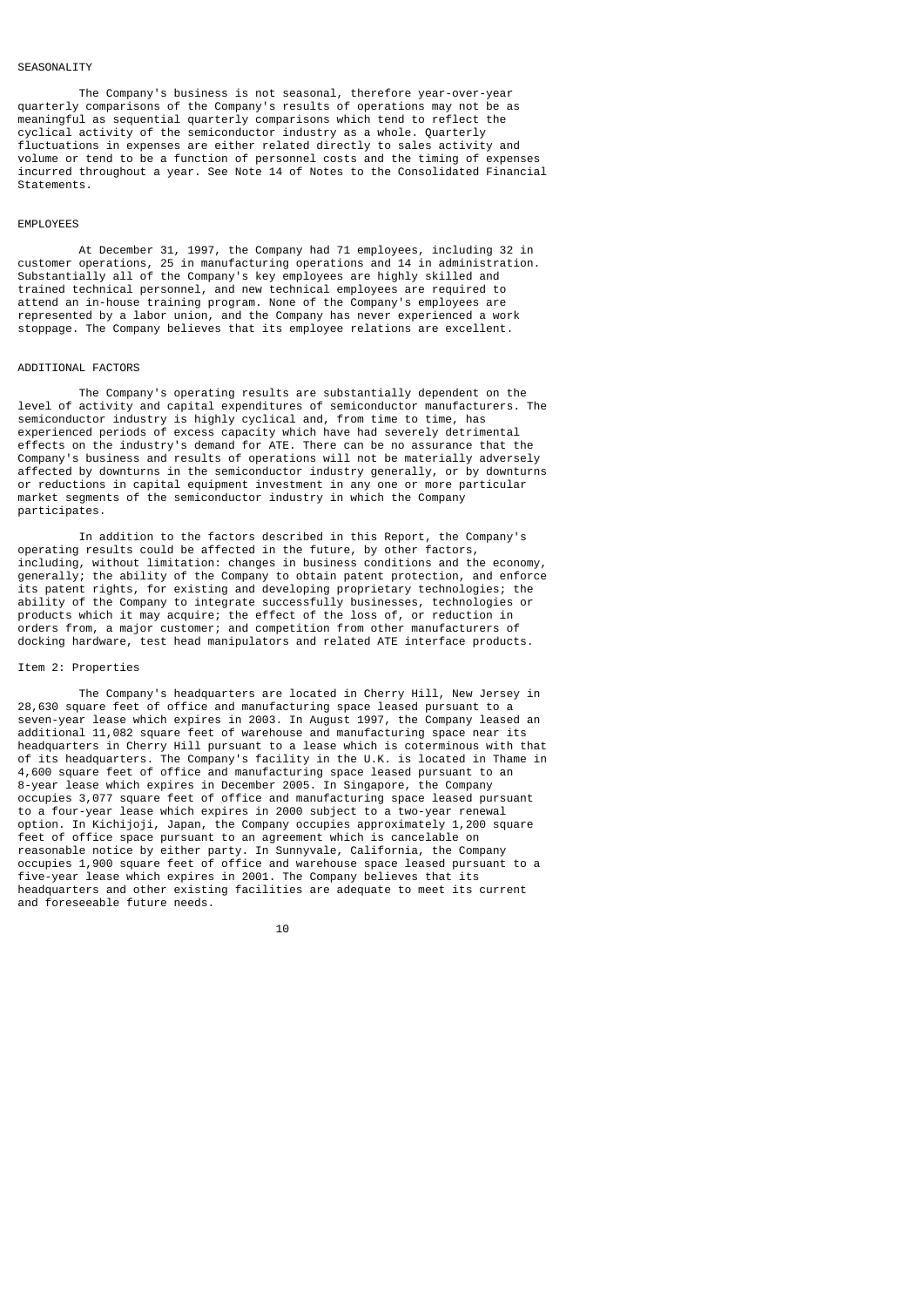## SEASONALITY

The Company's business is not seasonal, therefore year-over-year quarterly comparisons of the Company's results of operations may not be as meaningful as sequential quarterly comparisons which tend to reflect the cyclical activity of the semiconductor industry as a whole. Quarterly fluctuations in expenses are either related directly to sales activity and volume or tend to be a function of personnel costs and the timing of expenses incurred throughout a year. See Note 14 of Notes to the Consolidated Financial Statements.

## EMPLOYEES

At December 31, 1997, the Company had 71 employees, including 32 in customer operations, 25 in manufacturing operations and 14 in administration. Substantially all of the Company's key employees are highly skilled and trained technical personnel, and new technical employees are required to attend an in-house training program. None of the Company's employees are represented by a labor union, and the Company has never experienced a work stoppage. The Company believes that its employee relations are excellent.

## ADDITIONAL FACTORS

The Company's operating results are substantially dependent on the level of activity and capital expenditures of semiconductor manufacturers. The semiconductor industry is highly cyclical and, from time to time, has experienced periods of excess capacity which have had severely detrimental effects on the industry's demand for ATE. There can be no assurance that the Company's business and results of operations will not be materially adversely affected by downturns in the semiconductor industry generally, or by downturns or reductions in capital equipment investment in any one or more particular market segments of the semiconductor industry in which the Company participates.

In addition to the factors described in this Report, the Company's operating results could be affected in the future, by other factors, including, without limitation: changes in business conditions and the economy, generally; the ability of the Company to obtain patent protection, and enforce its patent rights, for existing and developing proprietary technologies; the ability of the Company to integrate successfully businesses, technologies or products which it may acquire; the effect of the loss of, or reduction in orders from, a major customer; and competition from other manufacturers of docking hardware, test head manipulators and related ATE interface products.

## Item 2: Properties

The Company's headquarters are located in Cherry Hill, New Jersey in 28,630 square feet of office and manufacturing space leased pursuant to a seven-year lease which expires in 2003. In August 1997, the Company leased an additional 11,082 square feet of warehouse and manufacturing space near its headquarters in Cherry Hill pursuant to a lease which is coterminous with that of its headquarters. The Company's facility in the U.K. is located in Thame in 4,600 square feet of office and manufacturing space leased pursuant to an 8-year lease which expires in December 2005. In Singapore, the Company occupies 3,077 square feet of office and manufacturing space leased pursuant to a four-year lease which expires in 2000 subject to a two-year renewal option. In Kichijoji, Japan, the Company occupies approximately 1,200 square feet of office space pursuant to an agreement which is cancelable on reasonable notice by either party. In Sunnyvale, California, the Company occupies 1,900 square feet of office and warehouse space leased pursuant to a five-year lease which expires in 2001. The Company believes that its headquarters and other existing facilities are adequate to meet its current and foreseeable future needs.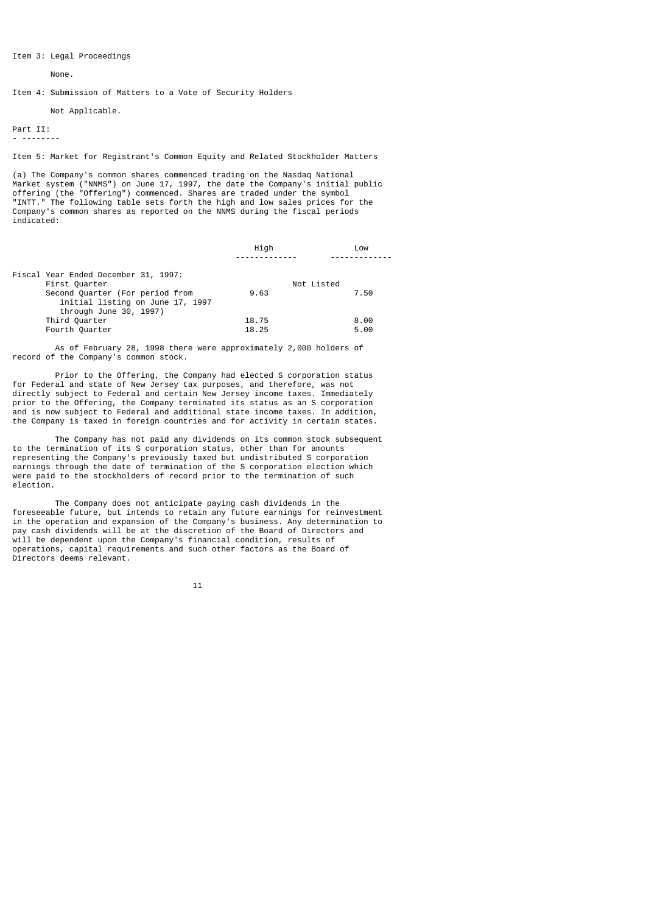Item 3: Legal Proceedings

None.

Item 4: Submission of Matters to a Vote of Security Holders

Not Applicable.

Part II:

Item 5: Market for Registrant's Common Equity and Related Stockholder Matters

(a) The Company's common shares commenced trading on the Nasdaq National Market system ("NNMS") on June 17, 1997, the date the Company's initial public offering (the "Offering") commenced. Shares are traded under the symbol "INTT." The following table sets forth the high and low sales prices for the Company's common shares as reported on the NNMS during the fiscal periods indicated:

| | High | Low |
|---|---|---|
| Fiscal Year Ended December 31, 1997: | | |
| First Quarter | Not Listed | |
| Second Quarter (For period from initial listing on June 17, 1997 through June 30, 1997) | 9.63 | 7.50 |
| Third Quarter | 18.75 | 8.00 |
| Fourth Quarter | 18.25 | 5.00 |

As of February 28, 1998 there were approximately 2,000 holders of record of the Company's common stock.

Prior to the Offering, the Company had elected S corporation status for Federal and state of New Jersey tax purposes, and therefore, was not directly subject to Federal and certain New Jersey income taxes. Immediately prior to the Offering, the Company terminated its status as an S corporation and is now subject to Federal and additional state income taxes. In addition, the Company is taxed in foreign countries and for activity in certain states.

The Company has not paid any dividends on its common stock subsequent to the termination of its S corporation status, other than for amounts representing the Company's previously taxed but undistributed S corporation earnings through the date of termination of the S corporation election which were paid to the stockholders of record prior to the termination of such election.

The Company does not anticipate paying cash dividends in the foreseeable future, but intends to retain any future earnings for reinvestment in the operation and expansion of the Company's business. Any determination to pay cash dividends will be at the discretion of the Board of Directors and will be dependent upon the Company's financial condition, results of operations, capital requirements and such other factors as the Board of Directors deems relevant.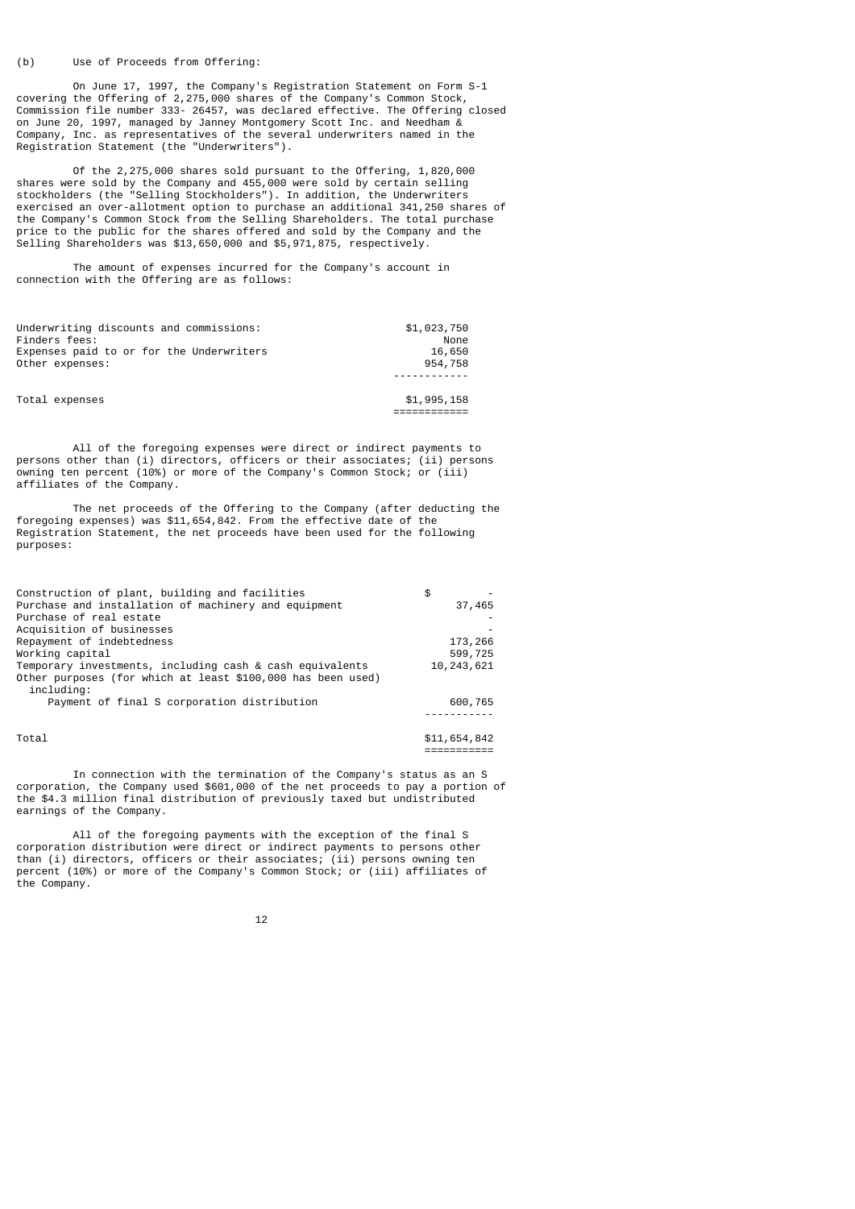(b) Use of Proceeds from Offering:

On June 17, 1997, the Company's Registration Statement on Form S-1 covering the Offering of 2,275,000 shares of the Company's Common Stock, Commission file number 333- 26457, was declared effective. The Offering closed on June 20, 1997, managed by Janney Montgomery Scott Inc. and Needham & Company, Inc. as representatives of the several underwriters named in the Registration Statement (the "Underwriters").

Of the 2,275,000 shares sold pursuant to the Offering, 1,820,000 shares were sold by the Company and 455,000 were sold by certain selling stockholders (the "Selling Stockholders"). In addition, the Underwriters exercised an over-allotment option to purchase an additional 341,250 shares of the Company's Common Stock from the Selling Shareholders. The total purchase price to the public for the shares offered and sold by the Company and the Selling Shareholders was $13,650,000 and $5,971,875, respectively.

The amount of expenses incurred for the Company's account in connection with the Offering are as follows:

| | |
|---|---|
| Underwriting discounts and commissions: | $1,023,750 |
| Finders fees: | None |
| Expenses paid to or for the Underwriters | 16,650 |
| Other expenses: | 954,758 |
| Total expenses | $1,995,158 |

All of the foregoing expenses were direct or indirect payments to persons other than (i) directors, officers or their associates; (ii) persons owning ten percent (10%) or more of the Company's Common Stock; or (iii) affiliates of the Company.

The net proceeds of the Offering to the Company (after deducting the foregoing expenses) was $11,654,842. From the effective date of the Registration Statement, the net proceeds have been used for the following purposes:

| | |
|---|---|
| Construction of plant, building and facilities | $ - |
| Purchase and installation of machinery and equipment | 37,465 |
| Purchase of real estate | - |
| Acquisition of businesses | - |
| Repayment of indebtedness | 173,266 |
| Working capital | 599,725 |
| Temporary investments, including cash & cash equivalents | 10,243,621 |
| Other purposes (for which at least $100,000 has been used) including: | |
| Payment of final S corporation distribution | 600,765 |
| Total | $11,654,842 |

In connection with the termination of the Company's status as an S corporation, the Company used $601,000 of the net proceeds to pay a portion of the $4.3 million final distribution of previously taxed but undistributed earnings of the Company.

All of the foregoing payments with the exception of the final S corporation distribution were direct or indirect payments to persons other than (i) directors, officers or their associates; (ii) persons owning ten percent (10%) or more of the Company's Common Stock; or (iii) affiliates of the Company.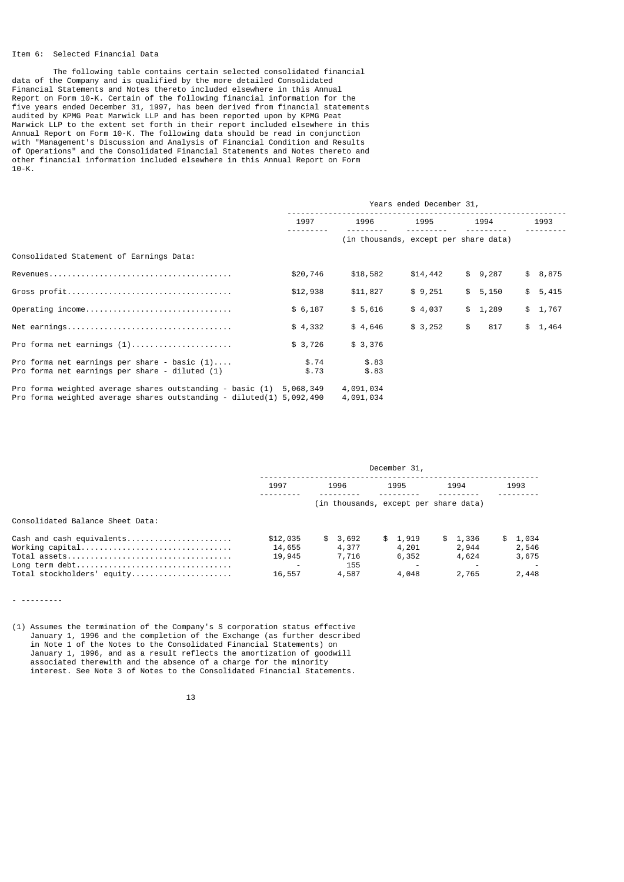Item 6: Selected Financial Data

The following table contains certain selected consolidated financial data of the Company and is qualified by the more detailed Consolidated Financial Statements and Notes thereto included elsewhere in this Annual Report on Form 10-K. Certain of the following financial information for the five years ended December 31, 1997, has been derived from financial statements audited by KPMG Peat Marwick LLP and has been reported upon by KPMG Peat Marwick LLP to the extent set forth in their report included elsewhere in this Annual Report on Form 10-K. The following data should be read in conjunction with "Management's Discussion and Analysis of Financial Condition and Results of Operations" and the Consolidated Financial Statements and Notes thereto and other financial information included elsewhere in this Annual Report on Form 10-K.

| | Years ended December 31, | | | | |
|---|---|---|---|---|---|
| | 1997 | 1996 | 1995 | 1994 | 1993 |
| | (in thousands, except per share data) | | | | |
| Consolidated Statement of Earnings Data: | | | | | |
| Revenues | $20,746 | $18,582 | $14,442 | $ 9,287 | $ 8,875 |
| Gross profit | $12,938 | $11,827 | $ 9,251 | $ 5,150 | $ 5,415 |
| Operating income | $ 6,187 | $ 5,616 | $ 4,037 | $ 1,289 | $ 1,767 |
| Net earnings | $ 4,332 | $ 4,646 | $ 3,252 | $ 817 | $ 1,464 |
| Pro forma net earnings (1) | $ 3,726 | $ 3,376 | | | |
| Pro forma net earnings per share - basic (1) | $.74 | $.83 | | | |
| Pro forma net earnings per share - diluted (1) | $.73 | $.83 | | | |
| Pro forma weighted average shares outstanding - basic (1) | 5,068,349 | 4,091,034 | | | |
| Pro forma weighted average shares outstanding - diluted(1) | 5,092,490 | 4,091,034 | | | |

| | December 31, | | | | |
|---|---|---|---|---|---|
| | 1997 | 1996 | 1995 | 1994 | 1993 |
| | (in thousands, except per share data) | | | | |
| Consolidated Balance Sheet Data: | | | | | |
| Cash and cash equivalents | $12,035 | $ 3,692 | $ 1,919 | $ 1,336 | $ 1,034 |
| Working capital | 14,655 | 4,377 | 4,201 | 2,944 | 2,546 |
| Total assets | 19,945 | 7,716 | 6,352 | 4,624 | 3,675 |
| Long term debt | - | 155 | - | - | - |
| Total stockholders' equity | 16,557 | 4,587 | 4,048 | 2,765 | 2,448 |

---------

(1) Assumes the termination of the Company's S corporation status effective January 1, 1996 and the completion of the Exchange (as further described in Note 1 of the Notes to the Consolidated Financial Statements) on January 1, 1996, and as a result reflects the amortization of goodwill associated therewith and the absence of a charge for the minority interest. See Note 3 of Notes to the Consolidated Financial Statements.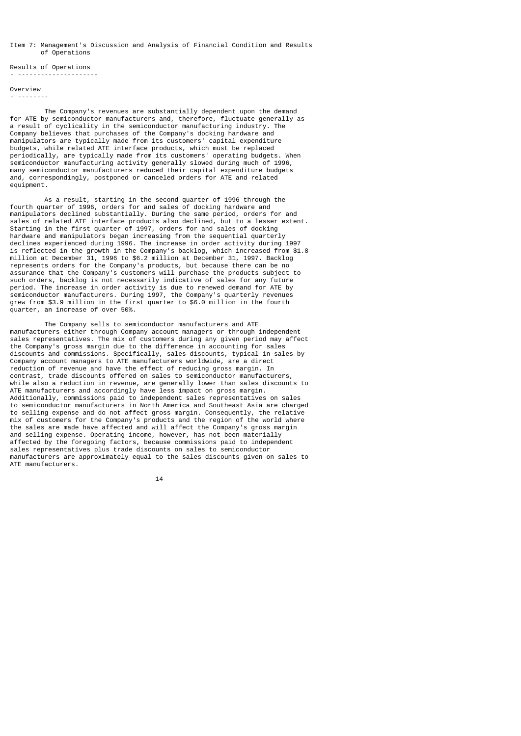Item 7: Management's Discussion and Analysis of Financial Condition and Results of Operations

## Results of Operations

### Overview

The Company's revenues are substantially dependent upon the demand for ATE by semiconductor manufacturers and, therefore, fluctuate generally as a result of cyclicality in the semiconductor manufacturing industry. The Company believes that purchases of the Company's docking hardware and manipulators are typically made from its customers' capital expenditure budgets, while related ATE interface products, which must be replaced periodically, are typically made from its customers' operating budgets. When semiconductor manufacturing activity generally slowed during much of 1996, many semiconductor manufacturers reduced their capital expenditure budgets and, correspondingly, postponed or canceled orders for ATE and related equipment.

As a result, starting in the second quarter of 1996 through the fourth quarter of 1996, orders for and sales of docking hardware and manipulators declined substantially. During the same period, orders for and sales of related ATE interface products also declined, but to a lesser extent. Starting in the first quarter of 1997, orders for and sales of docking hardware and manipulators began increasing from the sequential quarterly declines experienced during 1996. The increase in order activity during 1997 is reflected in the growth in the Company's backlog, which increased from $1.8 million at December 31, 1996 to $6.2 million at December 31, 1997. Backlog represents orders for the Company's products, but because there can be no assurance that the Company's customers will purchase the products subject to such orders, backlog is not necessarily indicative of sales for any future period. The increase in order activity is due to renewed demand for ATE by semiconductor manufacturers. During 1997, the Company's quarterly revenues grew from $3.9 million in the first quarter to $6.0 million in the fourth quarter, an increase of over 50%.

The Company sells to semiconductor manufacturers and ATE manufacturers either through Company account managers or through independent sales representatives. The mix of customers during any given period may affect the Company's gross margin due to the difference in accounting for sales discounts and commissions. Specifically, sales discounts, typical in sales by Company account managers to ATE manufacturers worldwide, are a direct reduction of revenue and have the effect of reducing gross margin. In contrast, trade discounts offered on sales to semiconductor manufacturers, while also a reduction in revenue, are generally lower than sales discounts to ATE manufacturers and accordingly have less impact on gross margin. Additionally, commissions paid to independent sales representatives on sales to semiconductor manufacturers in North America and Southeast Asia are charged to selling expense and do not affect gross margin. Consequently, the relative mix of customers for the Company's products and the region of the world where the sales are made have affected and will affect the Company's gross margin and selling expense. Operating income, however, has not been materially affected by the foregoing factors, because commissions paid to independent sales representatives plus trade discounts on sales to semiconductor manufacturers are approximately equal to the sales discounts given on sales to ATE manufacturers.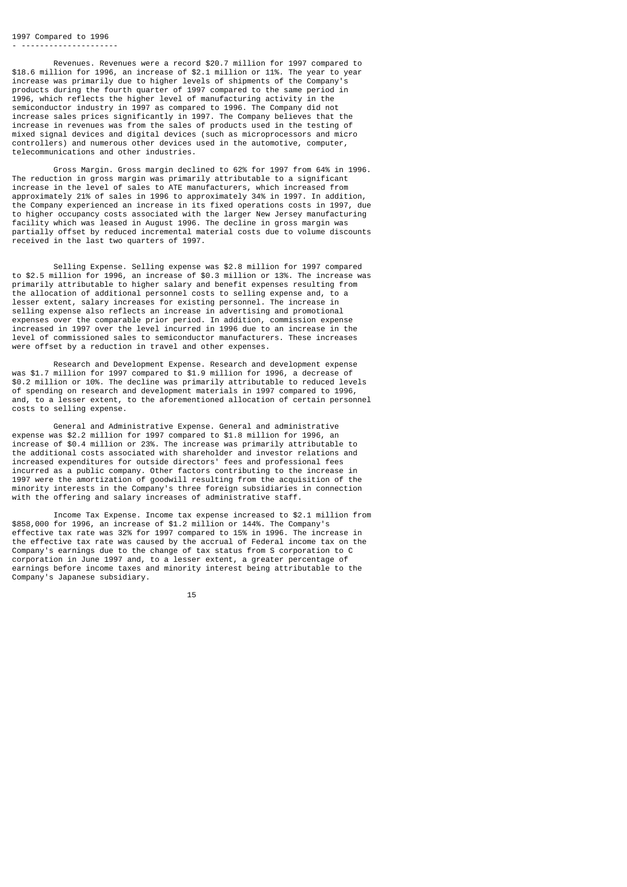## 1997 Compared to 1996

Revenues. Revenues were a record \$20.7 million for 1997 compared to \$18.6 million for 1996, an increase of \$2.1 million or 11%. The year to year increase was primarily due to higher levels of shipments of the Company's products during the fourth quarter of 1997 compared to the same period in 1996, which reflects the higher level of manufacturing activity in the semiconductor industry in 1997 as compared to 1996. The Company did not increase sales prices significantly in 1997. The Company believes that the increase in revenues was from the sales of products used in the testing of mixed signal devices and digital devices (such as microprocessors and micro controllers) and numerous other devices used in the automotive, computer, telecommunications and other industries.

Gross Margin. Gross margin declined to 62% for 1997 from 64% in 1996. The reduction in gross margin was primarily attributable to a significant increase in the level of sales to ATE manufacturers, which increased from approximately 21% of sales in 1996 to approximately 34% in 1997. In addition, the Company experienced an increase in its fixed operations costs in 1997, due to higher occupancy costs associated with the larger New Jersey manufacturing facility which was leased in August 1996. The decline in gross margin was partially offset by reduced incremental material costs due to volume discounts received in the last two quarters of 1997.

Selling Expense. Selling expense was \$2.8 million for 1997 compared to \$2.5 million for 1996, an increase of \$0.3 million or 13%. The increase was primarily attributable to higher salary and benefit expenses resulting from the allocation of additional personnel costs to selling expense and, to a lesser extent, salary increases for existing personnel. The increase in selling expense also reflects an increase in advertising and promotional expenses over the comparable prior period. In addition, commission expense increased in 1997 over the level incurred in 1996 due to an increase in the level of commissioned sales to semiconductor manufacturers. These increases were offset by a reduction in travel and other expenses.

Research and Development Expense. Research and development expense was \$1.7 million for 1997 compared to \$1.9 million for 1996, a decrease of \$0.2 million or 10%. The decline was primarily attributable to reduced levels of spending on research and development materials in 1997 compared to 1996, and, to a lesser extent, to the aforementioned allocation of certain personnel costs to selling expense.

General and Administrative Expense. General and administrative expense was \$2.2 million for 1997 compared to \$1.8 million for 1996, an increase of \$0.4 million or 23%. The increase was primarily attributable to the additional costs associated with shareholder and investor relations and increased expenditures for outside directors' fees and professional fees incurred as a public company. Other factors contributing to the increase in 1997 were the amortization of goodwill resulting from the acquisition of the minority interests in the Company's three foreign subsidiaries in connection with the offering and salary increases of administrative staff.

Income Tax Expense. Income tax expense increased to \$2.1 million from \$858,000 for 1996, an increase of \$1.2 million or 144%. The Company's effective tax rate was 32% for 1997 compared to 15% in 1996. The increase in the effective tax rate was caused by the accrual of Federal income tax on the Company's earnings due to the change of tax status from S corporation to C corporation in June 1997 and, to a lesser extent, a greater percentage of earnings before income taxes and minority interest being attributable to the Company's Japanese subsidiary.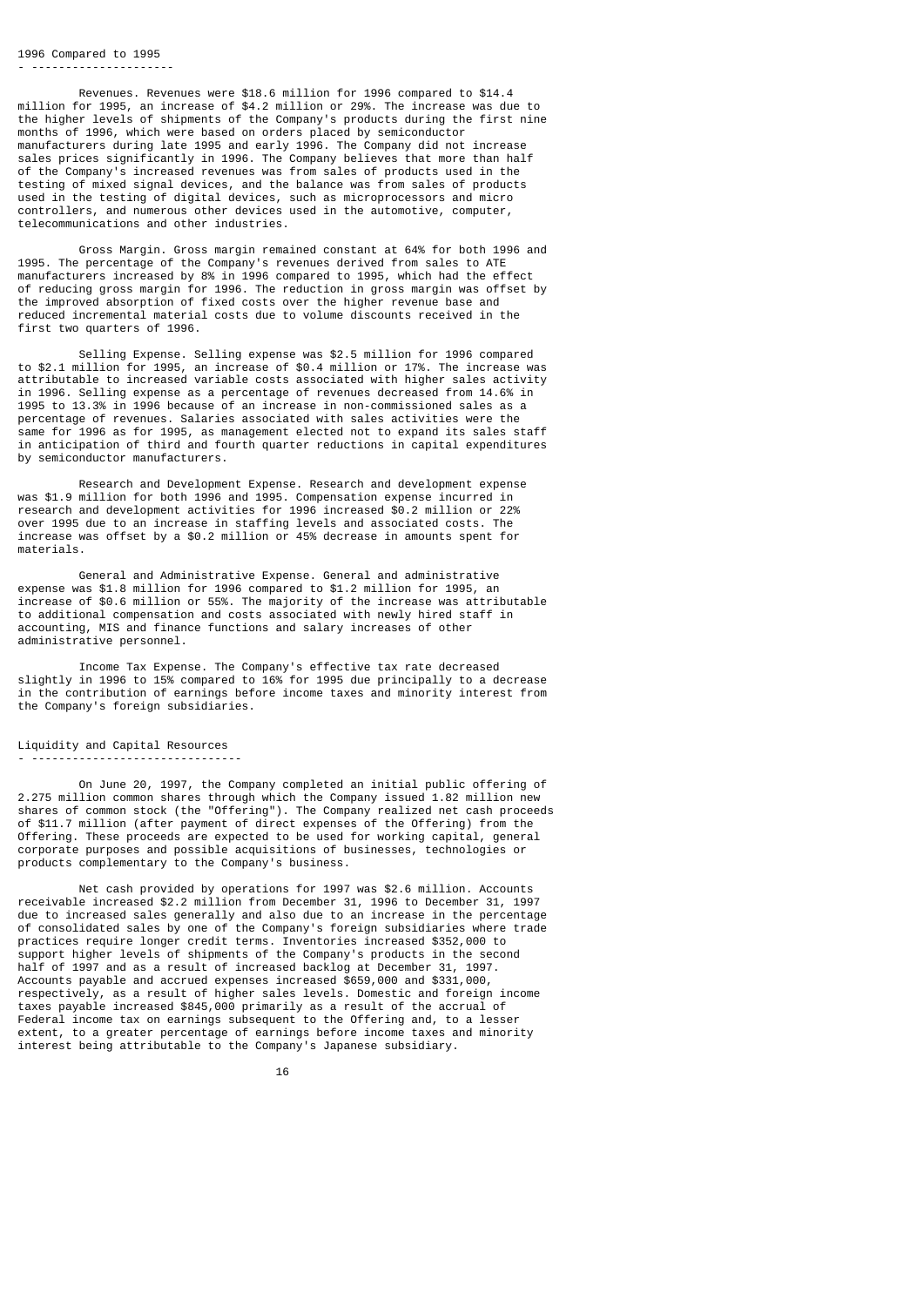### 1996 Compared to 1995

Revenues. Revenues were $18.6 million for 1996 compared to $14.4 million for 1995, an increase of $4.2 million or 29%. The increase was due to the higher levels of shipments of the Company's products during the first nine months of 1996, which were based on orders placed by semiconductor manufacturers during late 1995 and early 1996. The Company did not increase sales prices significantly in 1996. The Company believes that more than half of the Company's increased revenues was from sales of products used in the testing of mixed signal devices, and the balance was from sales of products used in the testing of digital devices, such as microprocessors and micro controllers, and numerous other devices used in the automotive, computer, telecommunications and other industries.

Gross Margin. Gross margin remained constant at 64% for both 1996 and 1995. The percentage of the Company's revenues derived from sales to ATE manufacturers increased by 8% in 1996 compared to 1995, which had the effect of reducing gross margin for 1996. The reduction in gross margin was offset by the improved absorption of fixed costs over the higher revenue base and reduced incremental material costs due to volume discounts received in the first two quarters of 1996.

Selling Expense. Selling expense was $2.5 million for 1996 compared to $2.1 million for 1995, an increase of $0.4 million or 17%. The increase was attributable to increased variable costs associated with higher sales activity in 1996. Selling expense as a percentage of revenues decreased from 14.6% in 1995 to 13.3% in 1996 because of an increase in non-commissioned sales as a percentage of revenues. Salaries associated with sales activities were the same for 1996 as for 1995, as management elected not to expand its sales staff in anticipation of third and fourth quarter reductions in capital expenditures by semiconductor manufacturers.

Research and Development Expense. Research and development expense was $1.9 million for both 1996 and 1995. Compensation expense incurred in research and development activities for 1996 increased $0.2 million or 22% over 1995 due to an increase in staffing levels and associated costs. The increase was offset by a $0.2 million or 45% decrease in amounts spent for materials.

General and Administrative Expense. General and administrative expense was $1.8 million for 1996 compared to $1.2 million for 1995, an increase of $0.6 million or 55%. The majority of the increase was attributable to additional compensation and costs associated with newly hired staff in accounting, MIS and finance functions and salary increases of other administrative personnel.

Income Tax Expense. The Company's effective tax rate decreased slightly in 1996 to 15% compared to 16% for 1995 due principally to a decrease in the contribution of earnings before income taxes and minority interest from the Company's foreign subsidiaries.

### Liquidity and Capital Resources

On June 20, 1997, the Company completed an initial public offering of 2.275 million common shares through which the Company issued 1.82 million new shares of common stock (the "Offering"). The Company realized net cash proceeds of $11.7 million (after payment of direct expenses of the Offering) from the Offering. These proceeds are expected to be used for working capital, general corporate purposes and possible acquisitions of businesses, technologies or products complementary to the Company's business.

Net cash provided by operations for 1997 was $2.6 million. Accounts receivable increased $2.2 million from December 31, 1996 to December 31, 1997 due to increased sales generally and also due to an increase in the percentage of consolidated sales by one of the Company's foreign subsidiaries where trade practices require longer credit terms. Inventories increased $352,000 to support higher levels of shipments of the Company's products in the second half of 1997 and as a result of increased backlog at December 31, 1997. Accounts payable and accrued expenses increased $659,000 and $331,000, respectively, as a result of higher sales levels. Domestic and foreign income taxes payable increased $845,000 primarily as a result of the accrual of Federal income tax on earnings subsequent to the Offering and, to a lesser extent, to a greater percentage of earnings before income taxes and minority interest being attributable to the Company's Japanese subsidiary.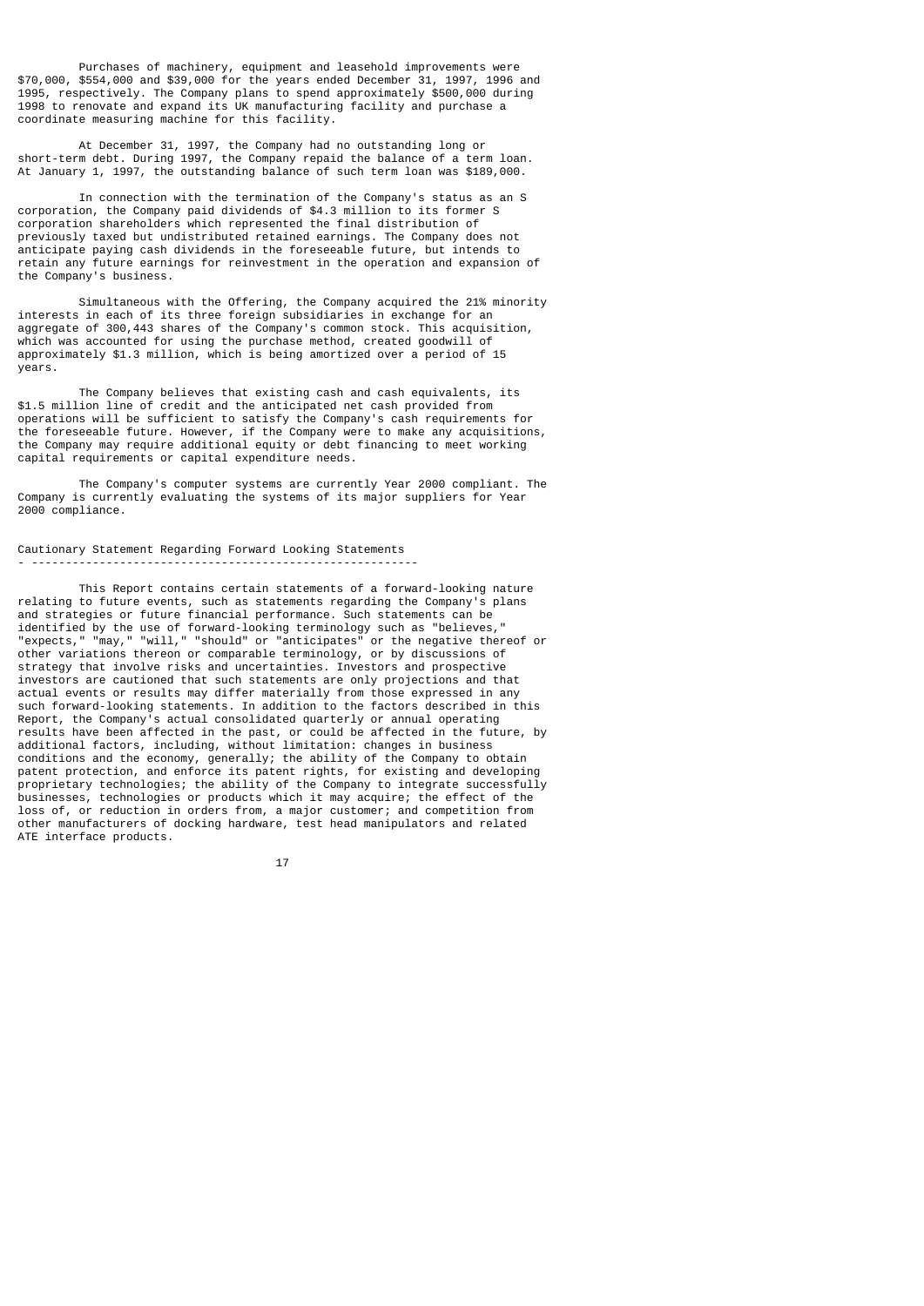Purchases of machinery, equipment and leasehold improvements were $70,000, $554,000 and $39,000 for the years ended December 31, 1997, 1996 and 1995, respectively. The Company plans to spend approximately $500,000 during 1998 to renovate and expand its UK manufacturing facility and purchase a coordinate measuring machine for this facility.

At December 31, 1997, the Company had no outstanding long or short-term debt. During 1997, the Company repaid the balance of a term loan. At January 1, 1997, the outstanding balance of such term loan was $189,000.

In connection with the termination of the Company's status as an S corporation, the Company paid dividends of $4.3 million to its former S corporation shareholders which represented the final distribution of previously taxed but undistributed retained earnings. The Company does not anticipate paying cash dividends in the foreseeable future, but intends to retain any future earnings for reinvestment in the operation and expansion of the Company's business.

Simultaneous with the Offering, the Company acquired the 21% minority interests in each of its three foreign subsidiaries in exchange for an aggregate of 300,443 shares of the Company's common stock. This acquisition, which was accounted for using the purchase method, created goodwill of approximately $1.3 million, which is being amortized over a period of 15 years.

The Company believes that existing cash and cash equivalents, its $1.5 million line of credit and the anticipated net cash provided from operations will be sufficient to satisfy the Company's cash requirements for the foreseeable future. However, if the Company were to make any acquisitions, the Company may require additional equity or debt financing to meet working capital requirements or capital expenditure needs.

The Company's computer systems are currently Year 2000 compliant. The Company is currently evaluating the systems of its major suppliers for Year 2000 compliance.

## Cautionary Statement Regarding Forward Looking Statements

This Report contains certain statements of a forward-looking nature relating to future events, such as statements regarding the Company's plans and strategies or future financial performance. Such statements can be identified by the use of forward-looking terminology such as "believes," "expects," "may," "will," "should" or "anticipates" or the negative thereof or other variations thereon or comparable terminology, or by discussions of strategy that involve risks and uncertainties. Investors and prospective investors are cautioned that such statements are only projections and that actual events or results may differ materially from those expressed in any such forward-looking statements. In addition to the factors described in this Report, the Company's actual consolidated quarterly or annual operating results have been affected in the past, or could be affected in the future, by additional factors, including, without limitation: changes in business conditions and the economy, generally; the ability of the Company to obtain patent protection, and enforce its patent rights, for existing and developing proprietary technologies; the ability of the Company to integrate successfully businesses, technologies or products which it may acquire; the effect of the loss of, or reduction in orders from, a major customer; and competition from other manufacturers of docking hardware, test head manipulators and related ATE interface products.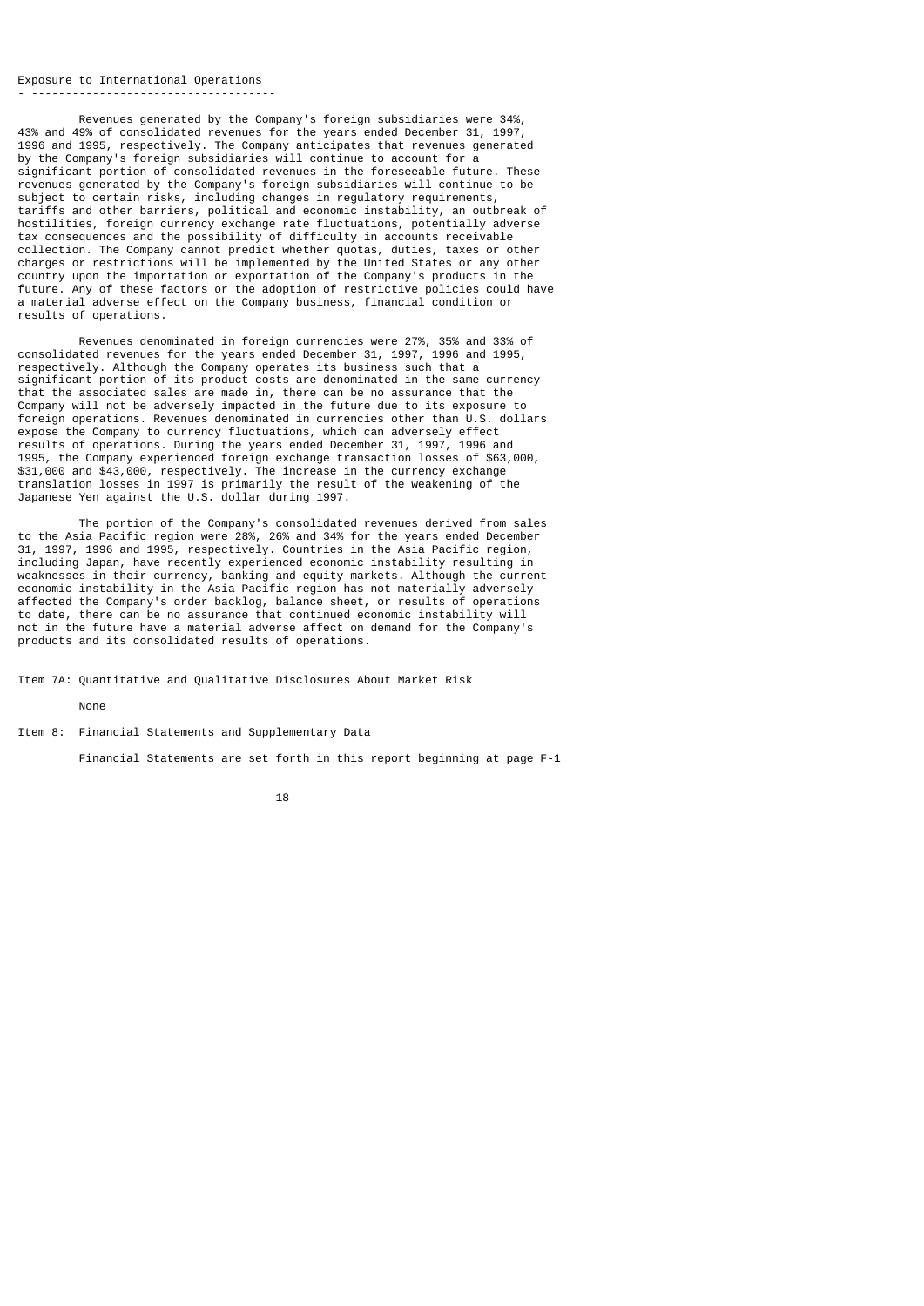## Exposure to International Operations

Revenues generated by the Company's foreign subsidiaries were 34%, 43% and 49% of consolidated revenues for the years ended December 31, 1997, 1996 and 1995, respectively. The Company anticipates that revenues generated by the Company's foreign subsidiaries will continue to account for a significant portion of consolidated revenues in the foreseeable future. These revenues generated by the Company's foreign subsidiaries will continue to be subject to certain risks, including changes in regulatory requirements, tariffs and other barriers, political and economic instability, an outbreak of hostilities, foreign currency exchange rate fluctuations, potentially adverse tax consequences and the possibility of difficulty in accounts receivable collection. The Company cannot predict whether quotas, duties, taxes or other charges or restrictions will be implemented by the United States or any other country upon the importation or exportation of the Company's products in the future. Any of these factors or the adoption of restrictive policies could have a material adverse effect on the Company business, financial condition or results of operations.

Revenues denominated in foreign currencies were 27%, 35% and 33% of consolidated revenues for the years ended December 31, 1997, 1996 and 1995, respectively. Although the Company operates its business such that a significant portion of its product costs are denominated in the same currency that the associated sales are made in, there can be no assurance that the Company will not be adversely impacted in the future due to its exposure to foreign operations. Revenues denominated in currencies other than U.S. dollars expose the Company to currency fluctuations, which can adversely effect results of operations. During the years ended December 31, 1997, 1996 and 1995, the Company experienced foreign exchange transaction losses of $63,000, $31,000 and $43,000, respectively. The increase in the currency exchange translation losses in 1997 is primarily the result of the weakening of the Japanese Yen against the U.S. dollar during 1997.

The portion of the Company's consolidated revenues derived from sales to the Asia Pacific region were 28%, 26% and 34% for the years ended December 31, 1997, 1996 and 1995, respectively. Countries in the Asia Pacific region, including Japan, have recently experienced economic instability resulting in weaknesses in their currency, banking and equity markets. Although the current economic instability in the Asia Pacific region has not materially adversely affected the Company's order backlog, balance sheet, or results of operations to date, there can be no assurance that continued economic instability will not in the future have a material adverse affect on demand for the Company's products and its consolidated results of operations.

## Item 7A: Quantitative and Qualitative Disclosures About Market Risk

None

## Item 8: Financial Statements and Supplementary Data

Financial Statements are set forth in this report beginning at page F-1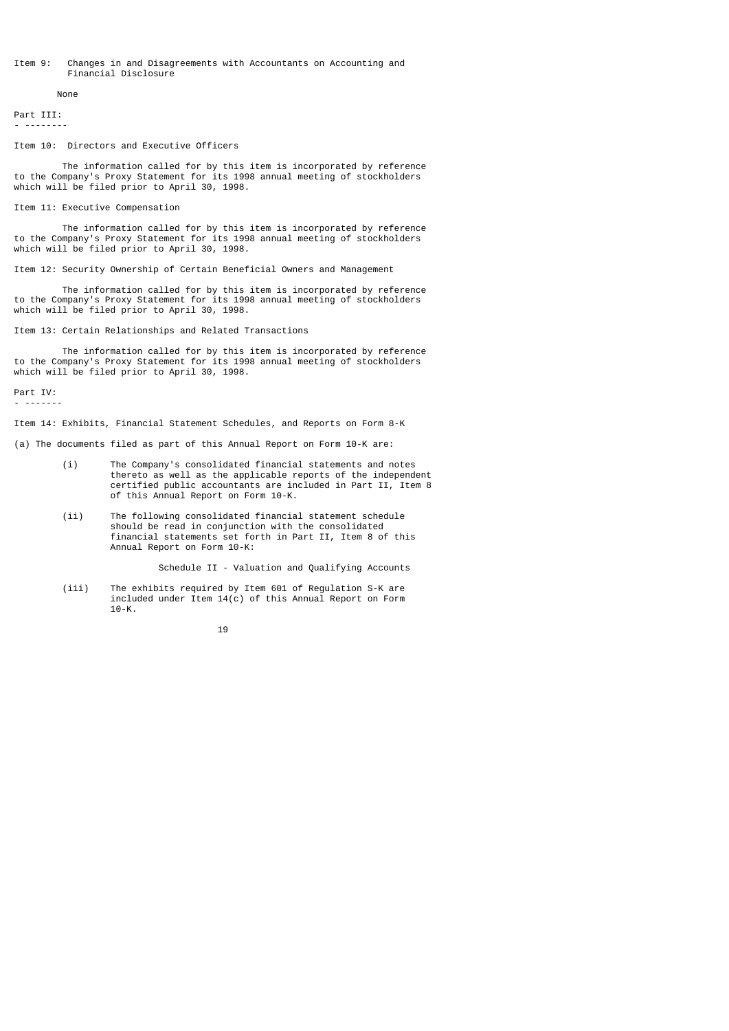Item 9: Changes in and Disagreements with Accountants on Accounting and Financial Disclosure

None

## Part III:

Item 10: Directors and Executive Officers

The information called for by this item is incorporated by reference to the Company's Proxy Statement for its 1998 annual meeting of stockholders which will be filed prior to April 30, 1998.

Item 11: Executive Compensation

The information called for by this item is incorporated by reference to the Company's Proxy Statement for its 1998 annual meeting of stockholders which will be filed prior to April 30, 1998.

Item 12: Security Ownership of Certain Beneficial Owners and Management

The information called for by this item is incorporated by reference to the Company's Proxy Statement for its 1998 annual meeting of stockholders which will be filed prior to April 30, 1998.

Item 13: Certain Relationships and Related Transactions

The information called for by this item is incorporated by reference to the Company's Proxy Statement for its 1998 annual meeting of stockholders which will be filed prior to April 30, 1998.

## Part IV:

Item 14: Exhibits, Financial Statement Schedules, and Reports on Form 8-K

(a) The documents filed as part of this Annual Report on Form 10-K are:

(i) The Company's consolidated financial statements and notes thereto as well as the applicable reports of the independent certified public accountants are included in Part II, Item 8 of this Annual Report on Form 10-K.

(ii) The following consolidated financial statement schedule should be read in conjunction with the consolidated financial statements set forth in Part II, Item 8 of this Annual Report on Form 10-K:

Schedule II - Valuation and Qualifying Accounts

(iii) The exhibits required by Item 601 of Regulation S-K are included under Item 14(c) of this Annual Report on Form 10-K.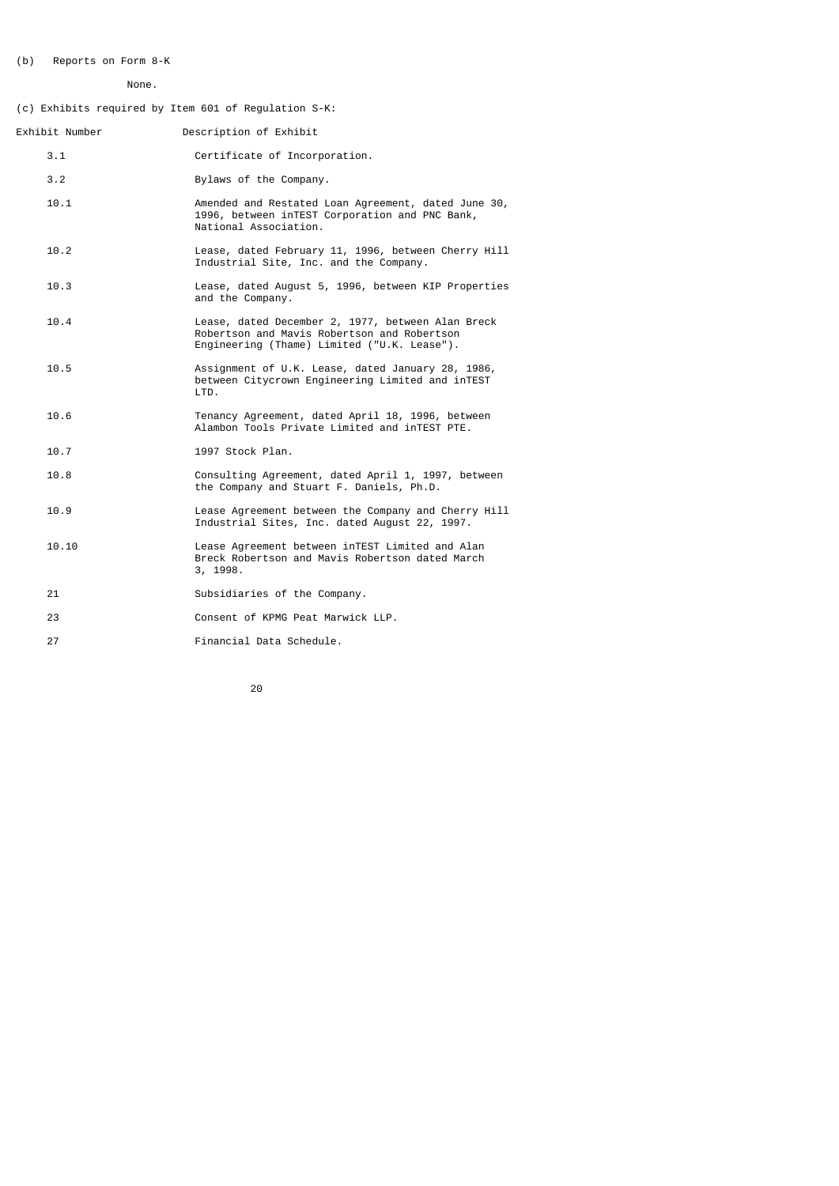(b) Reports on Form 8-K

None.

(c) Exhibits required by Item 601 of Regulation S-K:

| Exhibit Number | Description of Exhibit |
|---|---|
| 3.1 | Certificate of Incorporation. |
| 3.2 | Bylaws of the Company. |
| 10.1 | Amended and Restated Loan Agreement, dated June 30, 1996, between inTEST Corporation and PNC Bank, National Association. |
| 10.2 | Lease, dated February 11, 1996, between Cherry Hill Industrial Site, Inc. and the Company. |
| 10.3 | Lease, dated August 5, 1996, between KIP Properties and the Company. |
| 10.4 | Lease, dated December 2, 1977, between Alan Breck Robertson and Mavis Robertson and Robertson Engineering (Thame) Limited ("U.K. Lease"). |
| 10.5 | Assignment of U.K. Lease, dated January 28, 1986, between Citycrown Engineering Limited and inTEST LTD. |
| 10.6 | Tenancy Agreement, dated April 18, 1996, between Alambon Tools Private Limited and inTEST PTE. |
| 10.7 | 1997 Stock Plan. |
| 10.8 | Consulting Agreement, dated April 1, 1997, between the Company and Stuart F. Daniels, Ph.D. |
| 10.9 | Lease Agreement between the Company and Cherry Hill Industrial Sites, Inc. dated August 22, 1997. |
| 10.10 | Lease Agreement between inTEST Limited and Alan Breck Robertson and Mavis Robertson dated March 3, 1998. |
| 21 | Subsidiaries of the Company. |
| 23 | Consent of KPMG Peat Marwick LLP. |
| 27 | Financial Data Schedule. |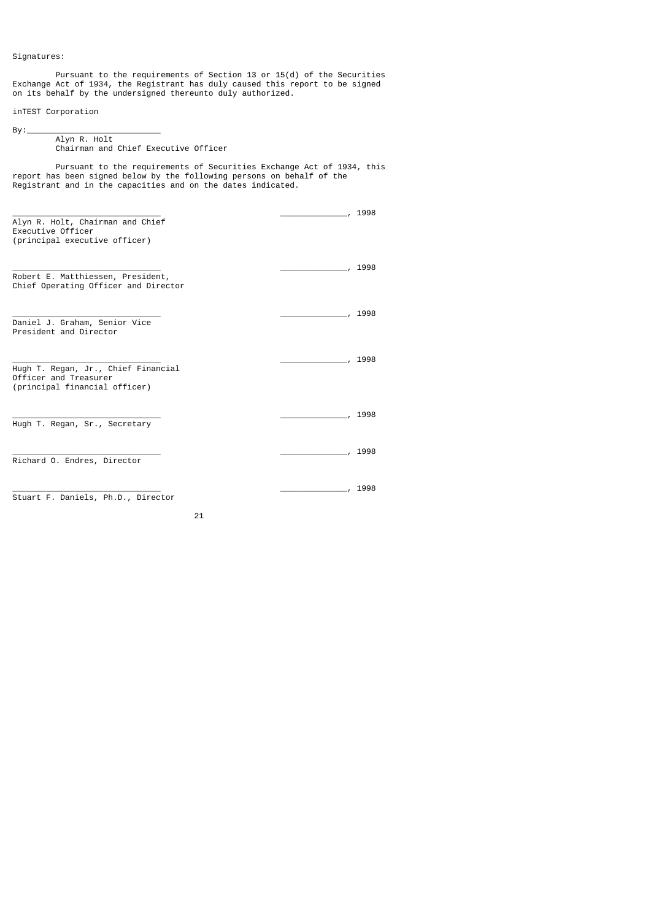Signatures:

Pursuant to the requirements of Section 13 or 15(d) of the Securities Exchange Act of 1934, the Registrant has duly caused this report to be signed on its behalf by the undersigned thereunto duly authorized.

inTEST Corporation

By:___________________________
Alyn R. Holt
Chairman and Chief Executive Officer

Pursuant to the requirements of Securities Exchange Act of 1934, this report has been signed below by the following persons on behalf of the Registrant and in the capacities and on the dates indicated.

| | |
|---|---|
| _______________________________<br>Alyn R. Holt, Chairman and Chief Executive Officer (principal executive officer) | ______________, 1998 |
| _______________________________<br>Robert E. Matthiessen, President, Chief Operating Officer and Director | ______________, 1998 |
| _______________________________<br>Daniel J. Graham, Senior Vice President and Director | ______________, 1998 |
| _______________________________<br>Hugh T. Regan, Jr., Chief Financial Officer and Treasurer (principal financial officer) | ______________, 1998 |
| _______________________________<br>Hugh T. Regan, Sr., Secretary | ______________, 1998 |
| _______________________________<br>Richard O. Endres, Director | ______________, 1998 |
| _______________________________<br>Stuart F. Daniels, Ph.D., Director | ______________, 1998 |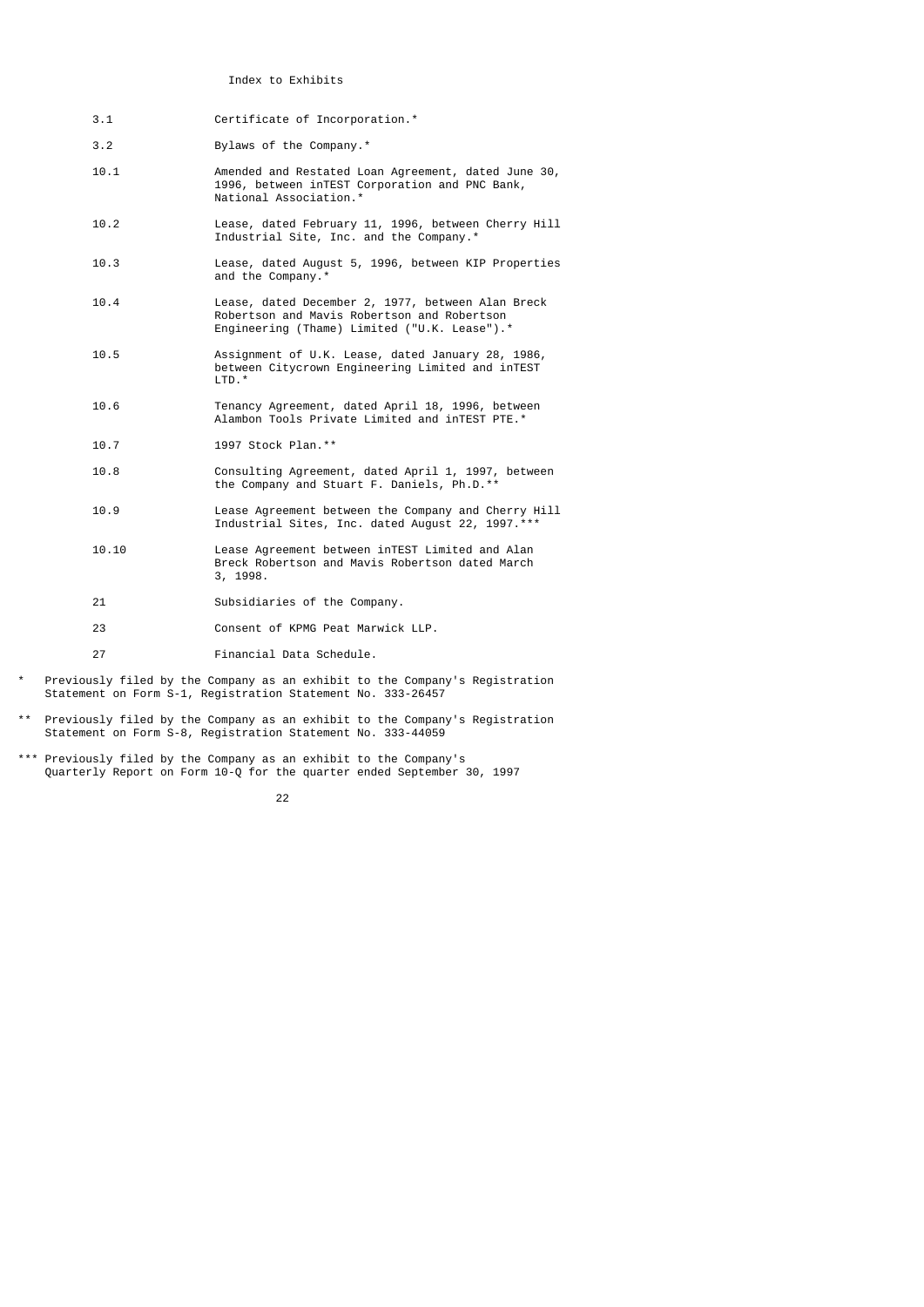## Index to Exhibits

| | |
|---|---|
| 3.1 | Certificate of Incorporation.* |
| 3.2 | Bylaws of the Company.* |
| 10.1 | Amended and Restated Loan Agreement, dated June 30, 1996, between inTEST Corporation and PNC Bank, National Association.* |
| 10.2 | Lease, dated February 11, 1996, between Cherry Hill Industrial Site, Inc. and the Company.* |
| 10.3 | Lease, dated August 5, 1996, between KIP Properties and the Company.* |
| 10.4 | Lease, dated December 2, 1977, between Alan Breck Robertson and Mavis Robertson and Robertson Engineering (Thame) Limited ("U.K. Lease").* |
| 10.5 | Assignment of U.K. Lease, dated January 28, 1986, between Citycrown Engineering Limited and inTEST LTD.* |
| 10.6 | Tenancy Agreement, dated April 18, 1996, between Alambon Tools Private Limited and inTEST PTE.* |
| 10.7 | 1997 Stock Plan.** |
| 10.8 | Consulting Agreement, dated April 1, 1997, between the Company and Stuart F. Daniels, Ph.D.** |
| 10.9 | Lease Agreement between the Company and Cherry Hill Industrial Sites, Inc. dated August 22, 1997.*** |
| 10.10 | Lease Agreement between inTEST Limited and Alan Breck Robertson and Mavis Robertson dated March 3, 1998. |
| 21 | Subsidiaries of the Company. |
| 23 | Consent of KPMG Peat Marwick LLP. |
| 27 | Financial Data Schedule. |

\* Previously filed by the Company as an exhibit to the Company's Registration Statement on Form S-1, Registration Statement No. 333-26457

\** Previously filed by the Company as an exhibit to the Company's Registration Statement on Form S-8, Registration Statement No. 333-44059

\*** Previously filed by the Company as an exhibit to the Company's Quarterly Report on Form 10-Q for the quarter ended September 30, 1997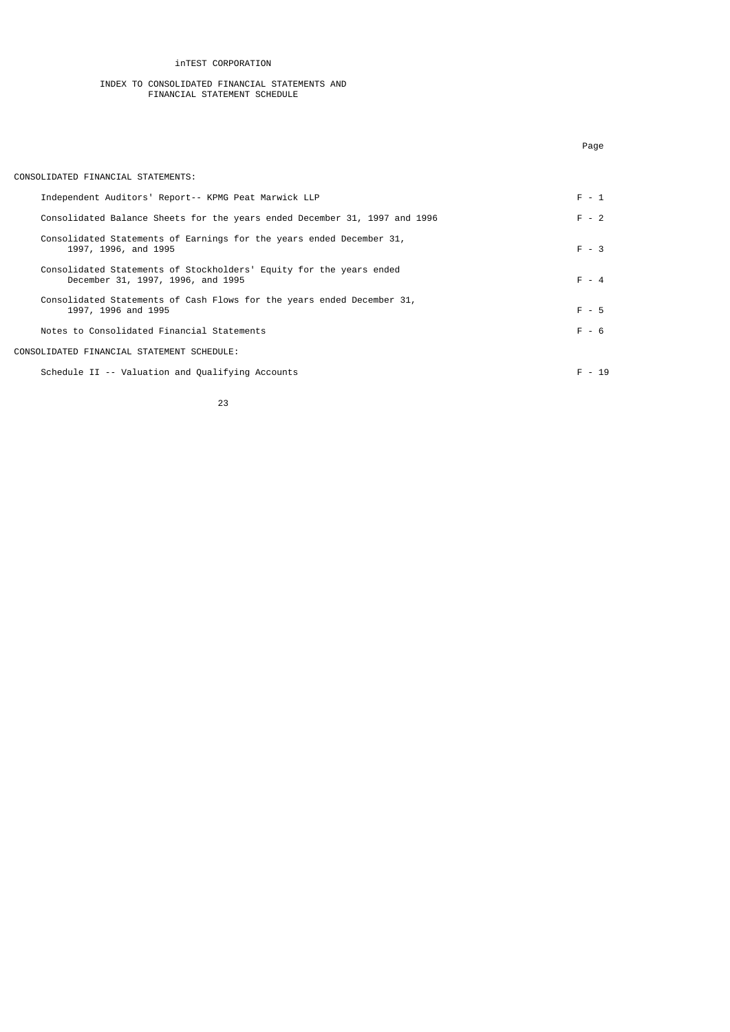# inTEST CORPORATION

## INDEX TO CONSOLIDATED FINANCIAL STATEMENTS AND FINANCIAL STATEMENT SCHEDULE

| | Page |
|---|---|
| CONSOLIDATED FINANCIAL STATEMENTS: | |
| Independent Auditors' Report-- KPMG Peat Marwick LLP | F - 1 |
| Consolidated Balance Sheets for the years ended December 31, 1997 and 1996 | F - 2 |
| Consolidated Statements of Earnings for the years ended December 31, 1997, 1996, and 1995 | F - 3 |
| Consolidated Statements of Stockholders' Equity for the years ended December 31, 1997, 1996, and 1995 | F - 4 |
| Consolidated Statements of Cash Flows for the years ended December 31, 1997, 1996 and 1995 | F - 5 |
| Notes to Consolidated Financial Statements | F - 6 |
| CONSOLIDATED FINANCIAL STATEMENT SCHEDULE: | |
| Schedule II -- Valuation and Qualifying Accounts | F - 19 |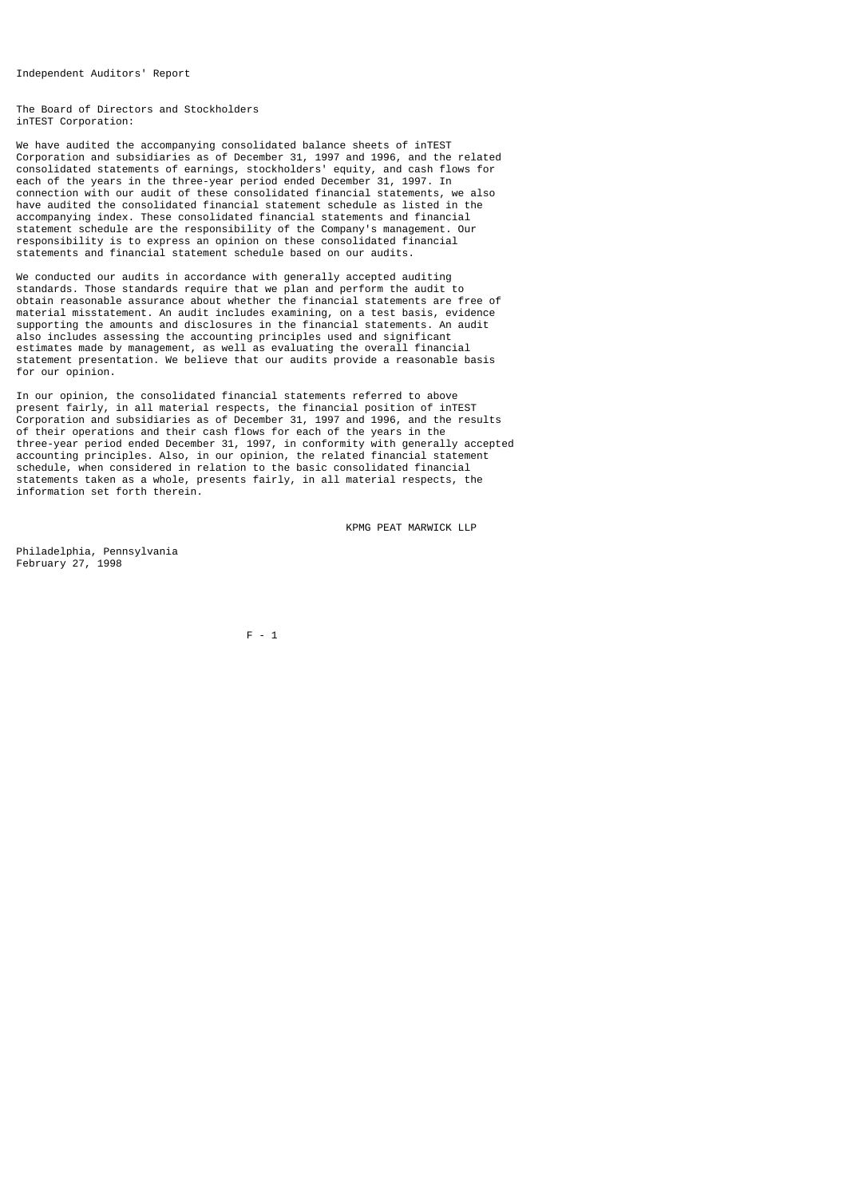# Independent Auditors' Report

The Board of Directors and Stockholders
inTEST Corporation:

We have audited the accompanying consolidated balance sheets of inTEST Corporation and subsidiaries as of December 31, 1997 and 1996, and the related consolidated statements of earnings, stockholders' equity, and cash flows for each of the years in the three-year period ended December 31, 1997. In connection with our audit of these consolidated financial statements, we also have audited the consolidated financial statement schedule as listed in the accompanying index. These consolidated financial statements and financial statement schedule are the responsibility of the Company's management. Our responsibility is to express an opinion on these consolidated financial statements and financial statement schedule based on our audits.

We conducted our audits in accordance with generally accepted auditing standards. Those standards require that we plan and perform the audit to obtain reasonable assurance about whether the financial statements are free of material misstatement. An audit includes examining, on a test basis, evidence supporting the amounts and disclosures in the financial statements. An audit also includes assessing the accounting principles used and significant estimates made by management, as well as evaluating the overall financial statement presentation. We believe that our audits provide a reasonable basis for our opinion.

In our opinion, the consolidated financial statements referred to above present fairly, in all material respects, the financial position of inTEST Corporation and subsidiaries as of December 31, 1997 and 1996, and the results of their operations and their cash flows for each of the years in the three-year period ended December 31, 1997, in conformity with generally accepted accounting principles. Also, in our opinion, the related financial statement schedule, when considered in relation to the basic consolidated financial statements taken as a whole, presents fairly, in all material respects, the information set forth therein.

KPMG PEAT MARWICK LLP

Philadelphia, Pennsylvania
February 27, 1998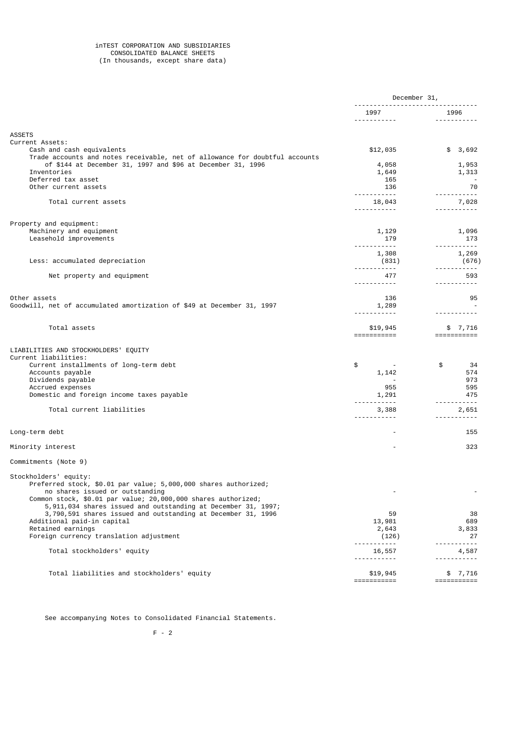inTEST CORPORATION AND SUBSIDIARIES
CONSOLIDATED BALANCE SHEETS
(In thousands, except share data)

| | December 31, | |
|---|---|---|
| | 1997 | 1996 |
| **ASSETS** | | |
| Current Assets: | | |
| Cash and cash equivalents | $12,035 | $ 3,692 |
| Trade accounts and notes receivable, net of allowance for doubtful accounts of $144 at December 31, 1997 and $96 at December 31, 1996 | 4,058 | 1,953 |
| Inventories | 1,649 | 1,313 |
| Deferred tax asset | 165 | - |
| Other current assets | 136 | 70 |
| Total current assets | 18,043 | 7,028 |
| Property and equipment: | | |
| Machinery and equipment | 1,129 | 1,096 |
| Leasehold improvements | 179 | 173 |
| | 1,308 | 1,269 |
| Less: accumulated depreciation | (831) | (676) |
| Net property and equipment | 477 | 593 |
| Other assets | 136 | 95 |
| Goodwill, net of accumulated amortization of $49 at December 31, 1997 | 1,289 | - |
| Total assets | $19,945 | $ 7,716 |
| **LIABILITIES AND STOCKHOLDERS' EQUITY** | | |
| Current liabilities: | | |
| Current installments of long-term debt | $ - | $ 34 |
| Accounts payable | 1,142 | 574 |
| Dividends payable | - | 973 |
| Accrued expenses | 955 | 595 |
| Domestic and foreign income taxes payable | 1,291 | 475 |
| Total current liabilities | 3,388 | 2,651 |
| Long-term debt | - | 155 |
| Minority interest | - | 323 |
| Commitments (Note 9) | | |
| Stockholders' equity: | | |
| Preferred stock, $0.01 par value; 5,000,000 shares authorized; no shares issued or outstanding | - | - |
| Common stock, $0.01 par value; 20,000,000 shares authorized; 5,911,034 shares issued and outstanding at December 31, 1997; 3,790,591 shares issued and outstanding at December 31, 1996 | 59 | 38 |
| Additional paid-in capital | 13,981 | 689 |
| Retained earnings | 2,643 | 3,833 |
| Foreign currency translation adjustment | (126) | 27 |
| Total stockholders' equity | 16,557 | 4,587 |
| Total liabilities and stockholders' equity | $19,945 | $ 7,716 |

See accompanying Notes to Consolidated Financial Statements.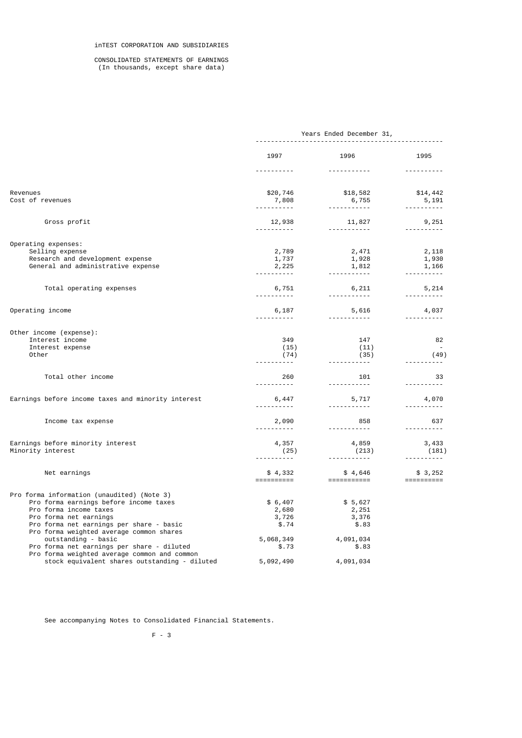iNTEST CORPORATION AND SUBSIDIARIES

CONSOLIDATED STATEMENTS OF EARNINGS
(In thousands, except share data)

| | Years Ended December 31, | | |
|---|---|---|---|
| | 1997 | 1996 | 1995 |
| Revenues | $20,746 | $18,582 | $14,442 |
| Cost of revenues | 7,808 | 6,755 | 5,191 |
| Gross profit | 12,938 | 11,827 | 9,251 |
| Operating expenses: | | | |
| Selling expense | 2,789 | 2,471 | 2,118 |
| Research and development expense | 1,737 | 1,928 | 1,930 |
| General and administrative expense | 2,225 | 1,812 | 1,166 |
| Total operating expenses | 6,751 | 6,211 | 5,214 |
| Operating income | 6,187 | 5,616 | 4,037 |
| Other income (expense): | | | |
| Interest income | 349 | 147 | 82 |
| Interest expense | (15) | (11) | - |
| Other | (74) | (35) | (49) |
| Total other income | 260 | 101 | 33 |
| Earnings before income taxes and minority interest | 6,447 | 5,717 | 4,070 |
| Income tax expense | 2,090 | 858 | 637 |
| Earnings before minority interest | 4,357 | 4,859 | 3,433 |
| Minority interest | (25) | (213) | (181) |
| Net earnings | $ 4,332 | $ 4,646 | $ 3,252 |
| Pro forma information (unaudited) (Note 3) | | | |
| Pro forma earnings before income taxes | $ 6,407 | $ 5,627 | |
| Pro forma income taxes | 2,680 | 2,251 | |
| Pro forma net earnings | 3,726 | 3,376 | |
| Pro forma net earnings per share - basic | $.74 | $.83 | |
| Pro forma weighted average common shares outstanding - basic | 5,068,349 | 4,091,034 | |
| Pro forma net earnings per share - diluted | $.73 | $.83 | |
| Pro forma weighted average common and common stock equivalent shares outstanding - diluted | 5,092,490 | 4,091,034 | |

See accompanying Notes to Consolidated Financial Statements.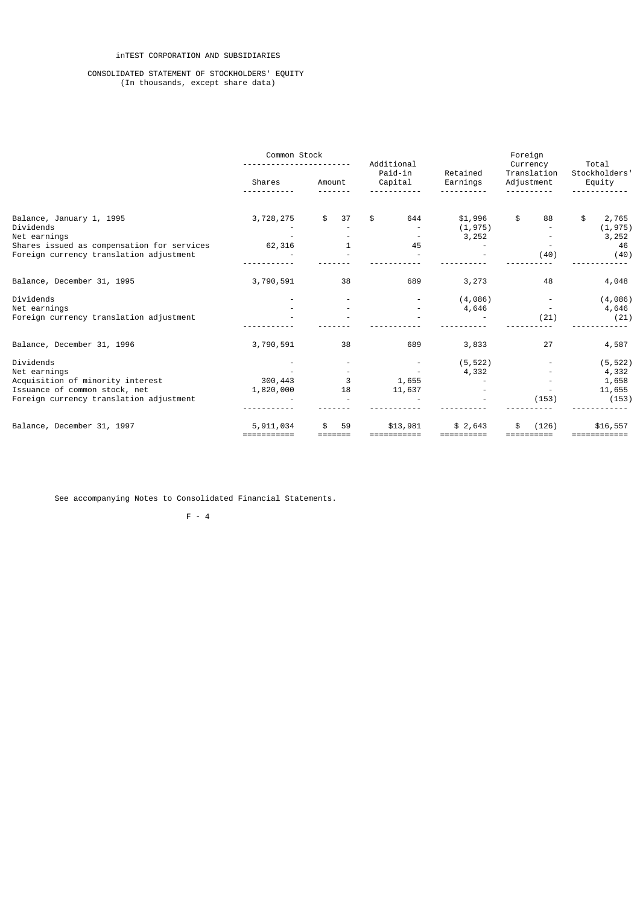inTEST CORPORATION AND SUBSIDIARIES

CONSOLIDATED STATEMENT OF STOCKHOLDERS' EQUITY
(In thousands, except share data)

| | Common Stock | | Additional Paid-in Capital | Retained Earnings | Foreign Currency Translation Adjustment | Total Stockholders' Equity |
|---|---|---|---|---|---|---|
| | Shares | Amount | | | | |
| Balance, January 1, 1995 | 3,728,275 | $ 37 | $ 644 | $1,996 | $ 88 | $ 2,765 |
| Dividends | - | - | - | (1,975) | - | (1,975) |
| Net earnings | - | - | - | 3,252 | - | 3,252 |
| Shares issued as compensation for services | 62,316 | 1 | 45 | - | - | 46 |
| Foreign currency translation adjustment | - | - | - | - | (40) | (40) |
| Balance, December 31, 1995 | 3,790,591 | 38 | 689 | 3,273 | 48 | 4,048 |
| Dividends | - | - | - | (4,086) | - | (4,086) |
| Net earnings | - | - | - | 4,646 | - | 4,646 |
| Foreign currency translation adjustment | - | - | - | - | (21) | (21) |
| Balance, December 31, 1996 | 3,790,591 | 38 | 689 | 3,833 | 27 | 4,587 |
| Dividends | - | - | - | (5,522) | - | (5,522) |
| Net earnings | - | - | - | 4,332 | - | 4,332 |
| Acquisition of minority interest | 300,443 | 3 | 1,655 | - | - | 1,658 |
| Issuance of common stock, net | 1,820,000 | 18 | 11,637 | - | - | 11,655 |
| Foreign currency translation adjustment | - | - | - | - | (153) | (153) |
| Balance, December 31, 1997 | 5,911,034 | $ 59 | $13,981 | $ 2,643 | $ (126) | $16,557 |

See accompanying Notes to Consolidated Financial Statements.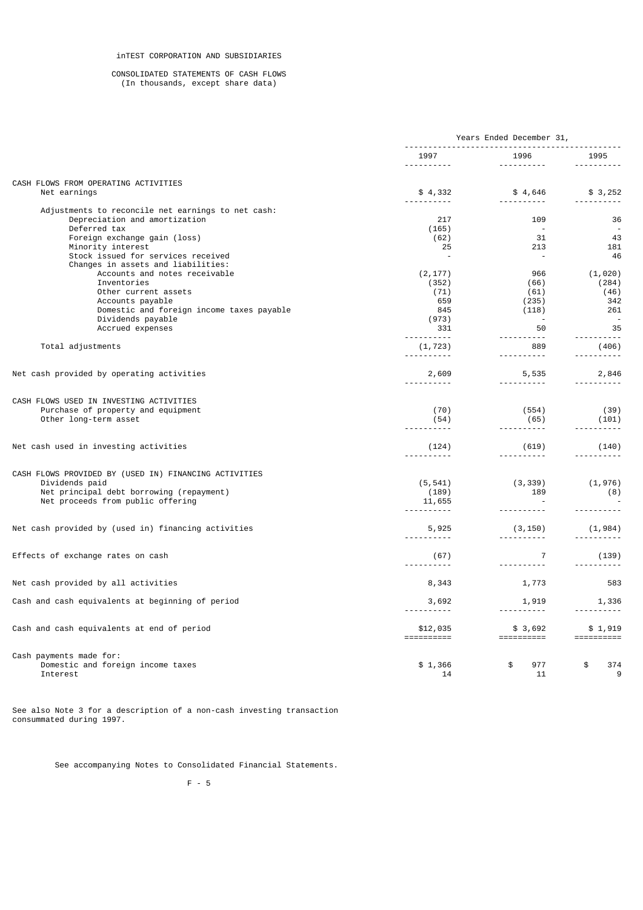# inTEST CORPORATION AND SUBSIDIARIES

## CONSOLIDATED STATEMENTS OF CASH FLOWS
(In thousands, except share data)

| | Years Ended December 31, | | |
|---|---|---|---|
| | 1997 | 1996 | 1995 |
| **CASH FLOWS FROM OPERATING ACTIVITIES** | | | |
| Net earnings | $ 4,332 | $ 4,646 | $ 3,252 |
| Adjustments to reconcile net earnings to net cash: | | | |
| Depreciation and amortization | 217 | 109 | 36 |
| Deferred tax | (165) | - | - |
| Foreign exchange gain (loss) | (62) | 31 | 43 |
| Minority interest | 25 | 213 | 181 |
| Stock issued for services received | - | - | 46 |
| Changes in assets and liabilities: | | | |
| Accounts and notes receivable | (2,177) | 966 | (1,020) |
| Inventories | (352) | (66) | (284) |
| Other current assets | (71) | (61) | (46) |
| Accounts payable | 659 | (235) | 342 |
| Domestic and foreign income taxes payable | 845 | (118) | 261 |
| Dividends payable | (973) | - | - |
| Accrued expenses | 331 | 50 | 35 |
| Total adjustments | (1,723) | 889 | (406) |
| Net cash provided by operating activities | 2,609 | 5,535 | 2,846 |
| **CASH FLOWS USED IN INVESTING ACTIVITIES** | | | |
| Purchase of property and equipment | (70) | (554) | (39) |
| Other long-term asset | (54) | (65) | (101) |
| Net cash used in investing activities | (124) | (619) | (140) |
| **CASH FLOWS PROVIDED BY (USED IN) FINANCING ACTIVITIES** | | | |
| Dividends paid | (5,541) | (3,339) | (1,976) |
| Net principal debt borrowing (repayment) | (189) | 189 | (8) |
| Net proceeds from public offering | 11,655 | - | - |
| Net cash provided by (used in) financing activities | 5,925 | (3,150) | (1,984) |
| Effects of exchange rates on cash | (67) | 7 | (139) |
| Net cash provided by all activities | 8,343 | 1,773 | 583 |
| Cash and cash equivalents at beginning of period | 3,692 | 1,919 | 1,336 |
| Cash and cash equivalents at end of period | $12,035 | $ 3,692 | $ 1,919 |
| Cash payments made for: | | | |
| Domestic and foreign income taxes | $ 1,366 | $ 977 | $ 374 |
| Interest | 14 | 11 | 9 |

See also Note 3 for a description of a non-cash investing transaction consummated during 1997.

See accompanying Notes to Consolidated Financial Statements.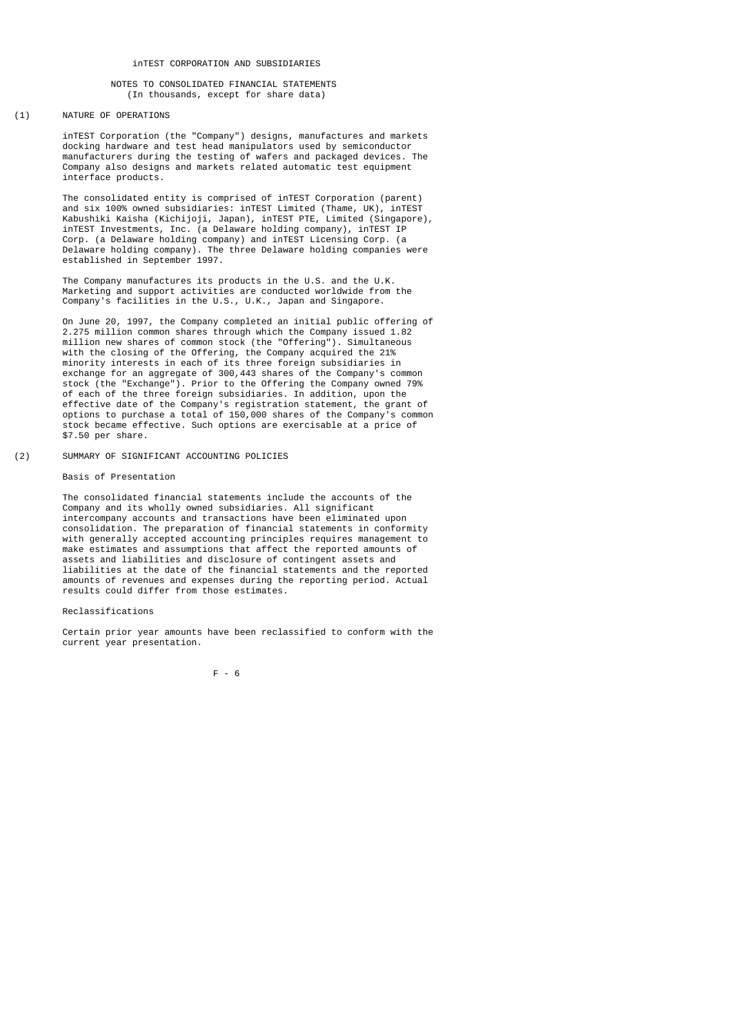# inTEST CORPORATION AND SUBSIDIARIES

## NOTES TO CONSOLIDATED FINANCIAL STATEMENTS
(In thousands, except for share data)

## (1) NATURE OF OPERATIONS

inTEST Corporation (the "Company") designs, manufactures and markets docking hardware and test head manipulators used by semiconductor manufacturers during the testing of wafers and packaged devices. The Company also designs and markets related automatic test equipment interface products.

The consolidated entity is comprised of inTEST Corporation (parent) and six 100% owned subsidiaries: inTEST Limited (Thame, UK), inTEST Kabushiki Kaisha (Kichijoji, Japan), inTEST PTE, Limited (Singapore), inTEST Investments, Inc. (a Delaware holding company), inTEST IP Corp. (a Delaware holding company) and inTEST Licensing Corp. (a Delaware holding company). The three Delaware holding companies were established in September 1997.

The Company manufactures its products in the U.S. and the U.K. Marketing and support activities are conducted worldwide from the Company's facilities in the U.S., U.K., Japan and Singapore.

On June 20, 1997, the Company completed an initial public offering of 2.275 million common shares through which the Company issued 1.82 million new shares of common stock (the "Offering"). Simultaneous with the closing of the Offering, the Company acquired the 21% minority interests in each of its three foreign subsidiaries in exchange for an aggregate of 300,443 shares of the Company's common stock (the "Exchange"). Prior to the Offering the Company owned 79% of each of the three foreign subsidiaries. In addition, upon the effective date of the Company's registration statement, the grant of options to purchase a total of 150,000 shares of the Company's common stock became effective. Such options are exercisable at a price of $7.50 per share.

## (2) SUMMARY OF SIGNIFICANT ACCOUNTING POLICIES

### Basis of Presentation

The consolidated financial statements include the accounts of the Company and its wholly owned subsidiaries. All significant intercompany accounts and transactions have been eliminated upon consolidation. The preparation of financial statements in conformity with generally accepted accounting principles requires management to make estimates and assumptions that affect the reported amounts of assets and liabilities and disclosure of contingent assets and liabilities at the date of the financial statements and the reported amounts of revenues and expenses during the reporting period. Actual results could differ from those estimates.

### Reclassifications

Certain prior year amounts have been reclassified to conform with the current year presentation.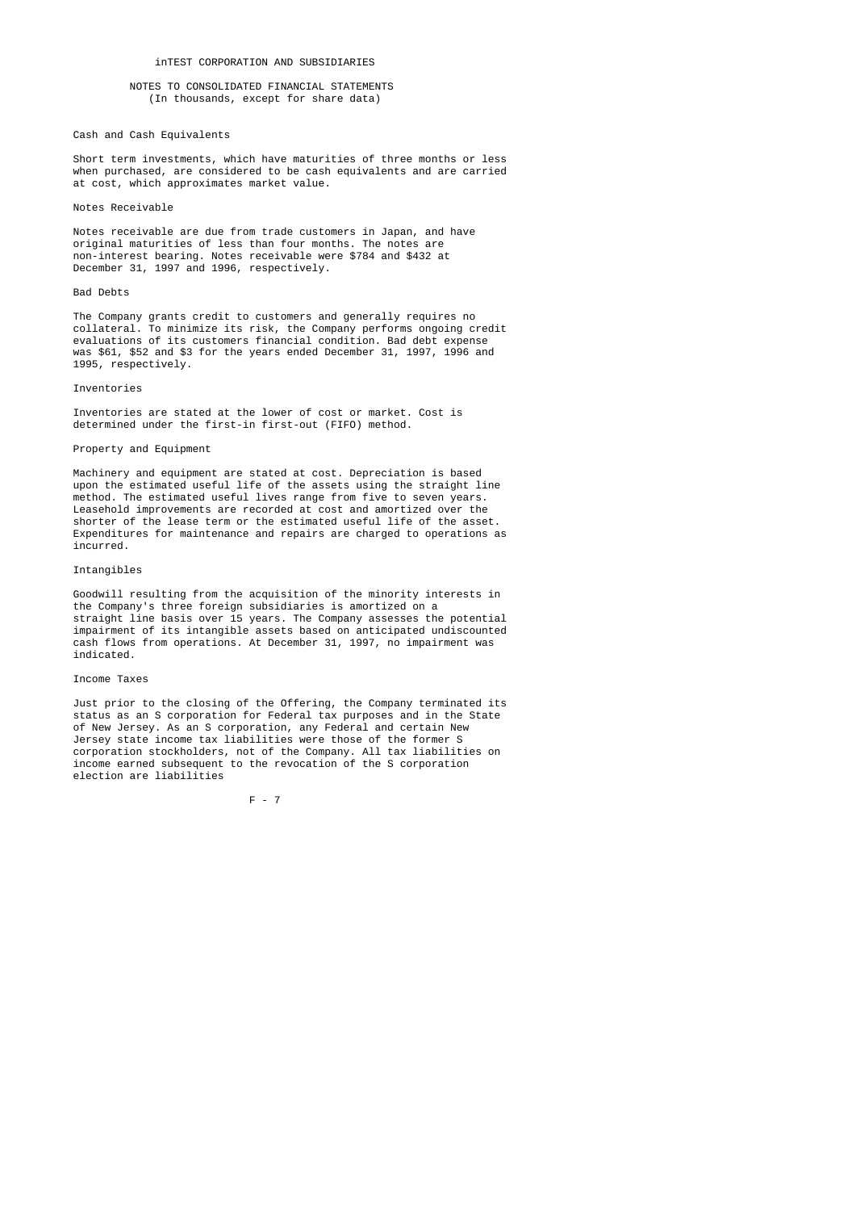inTEST CORPORATION AND SUBSIDIARIES

NOTES TO CONSOLIDATED FINANCIAL STATEMENTS
(In thousands, except for share data)

Cash and Cash Equivalents

Short term investments, which have maturities of three months or less when purchased, are considered to be cash equivalents and are carried at cost, which approximates market value.

Notes Receivable

Notes receivable are due from trade customers in Japan, and have original maturities of less than four months. The notes are non-interest bearing. Notes receivable were $784 and $432 at December 31, 1997 and 1996, respectively.

Bad Debts

The Company grants credit to customers and generally requires no collateral. To minimize its risk, the Company performs ongoing credit evaluations of its customers financial condition. Bad debt expense was $61, $52 and $3 for the years ended December 31, 1997, 1996 and 1995, respectively.

Inventories

Inventories are stated at the lower of cost or market. Cost is determined under the first-in first-out (FIFO) method.

Property and Equipment

Machinery and equipment are stated at cost. Depreciation is based upon the estimated useful life of the assets using the straight line method. The estimated useful lives range from five to seven years. Leasehold improvements are recorded at cost and amortized over the shorter of the lease term or the estimated useful life of the asset. Expenditures for maintenance and repairs are charged to operations as incurred.

Intangibles

Goodwill resulting from the acquisition of the minority interests in the Company's three foreign subsidiaries is amortized on a straight line basis over 15 years. The Company assesses the potential impairment of its intangible assets based on anticipated undiscounted cash flows from operations. At December 31, 1997, no impairment was indicated.

Income Taxes

Just prior to the closing of the Offering, the Company terminated its status as an S corporation for Federal tax purposes and in the State of New Jersey. As an S corporation, any Federal and certain New Jersey state income tax liabilities were those of the former S corporation stockholders, not of the Company. All tax liabilities on income earned subsequent to the revocation of the S corporation election are liabilities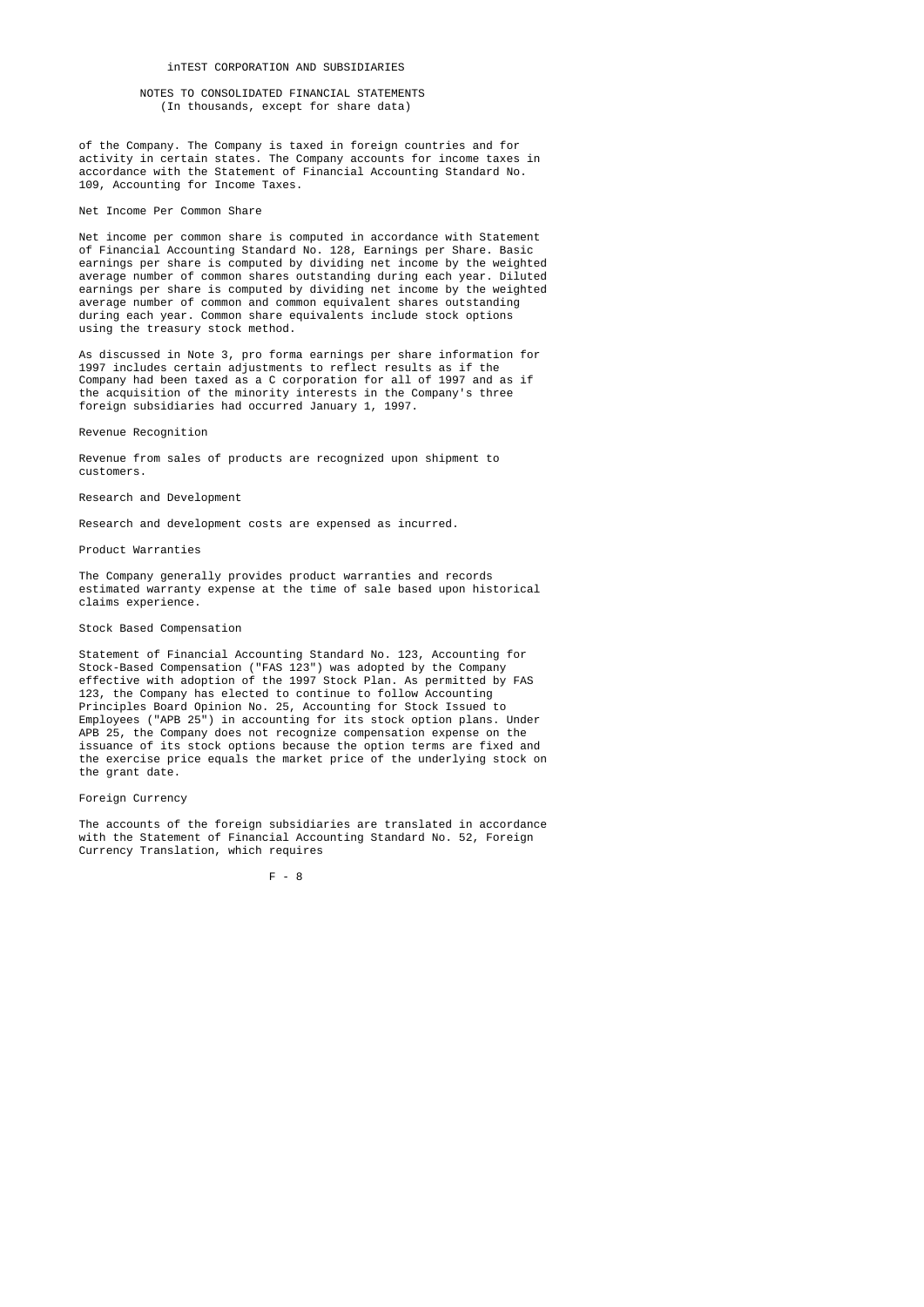of the Company. The Company is taxed in foreign countries and for activity in certain states. The Company accounts for income taxes in accordance with the Statement of Financial Accounting Standard No. 109, Accounting for Income Taxes.

### Net Income Per Common Share

Net income per common share is computed in accordance with Statement of Financial Accounting Standard No. 128, Earnings per Share. Basic earnings per share is computed by dividing net income by the weighted average number of common shares outstanding during each year. Diluted earnings per share is computed by dividing net income by the weighted average number of common and common equivalent shares outstanding during each year. Common share equivalents include stock options using the treasury stock method.

As discussed in Note 3, pro forma earnings per share information for 1997 includes certain adjustments to reflect results as if the Company had been taxed as a C corporation for all of 1997 and as if the acquisition of the minority interests in the Company's three foreign subsidiaries had occurred January 1, 1997.

### Revenue Recognition

Revenue from sales of products are recognized upon shipment to customers.

### Research and Development

Research and development costs are expensed as incurred.

### Product Warranties

The Company generally provides product warranties and records estimated warranty expense at the time of sale based upon historical claims experience.

### Stock Based Compensation

Statement of Financial Accounting Standard No. 123, Accounting for Stock-Based Compensation ("FAS 123") was adopted by the Company effective with adoption of the 1997 Stock Plan. As permitted by FAS 123, the Company has elected to continue to follow Accounting Principles Board Opinion No. 25, Accounting for Stock Issued to Employees ("APB 25") in accounting for its stock option plans. Under APB 25, the Company does not recognize compensation expense on the issuance of its stock options because the option terms are fixed and the exercise price equals the market price of the underlying stock on the grant date.

### Foreign Currency

The accounts of the foreign subsidiaries are translated in accordance with the Statement of Financial Accounting Standard No. 52, Foreign Currency Translation, which requires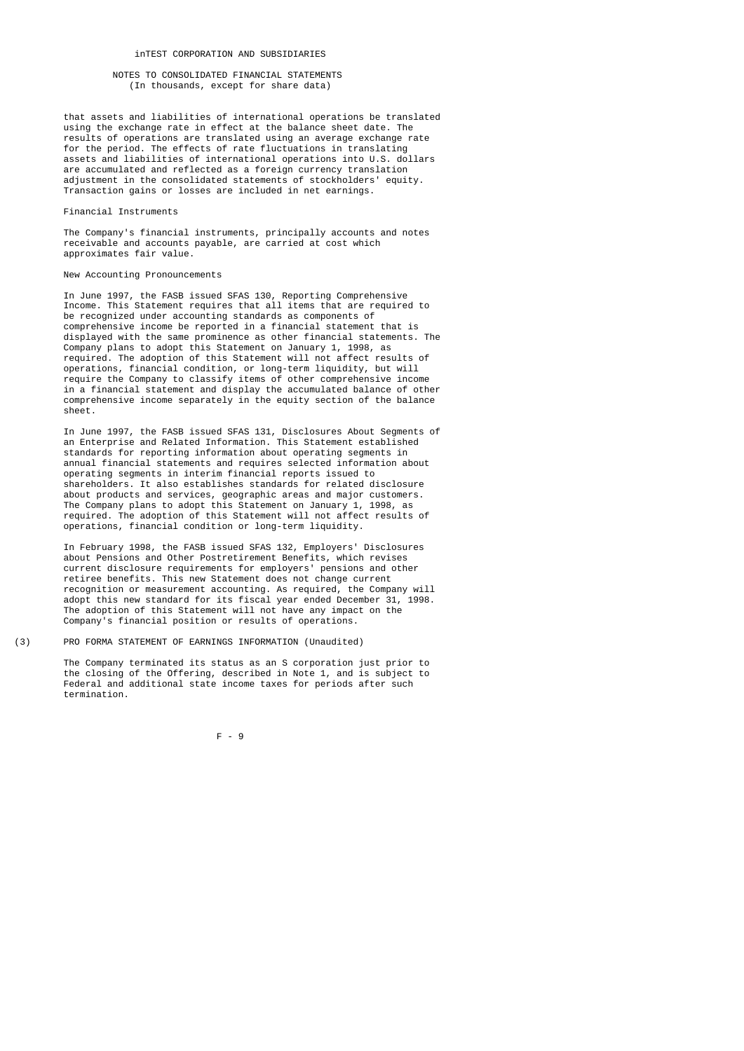that assets and liabilities of international operations be translated using the exchange rate in effect at the balance sheet date. The results of operations are translated using an average exchange rate for the period. The effects of rate fluctuations in translating assets and liabilities of international operations into U.S. dollars are accumulated and reflected as a foreign currency translation adjustment in the consolidated statements of stockholders' equity. Transaction gains or losses are included in net earnings.

### Financial Instruments

The Company's financial instruments, principally accounts and notes receivable and accounts payable, are carried at cost which approximates fair value.

### New Accounting Pronouncements

In June 1997, the FASB issued SFAS 130, Reporting Comprehensive Income. This Statement requires that all items that are required to be recognized under accounting standards as components of comprehensive income be reported in a financial statement that is displayed with the same prominence as other financial statements. The Company plans to adopt this Statement on January 1, 1998, as required. The adoption of this Statement will not affect results of operations, financial condition, or long-term liquidity, but will require the Company to classify items of other comprehensive income in a financial statement and display the accumulated balance of other comprehensive income separately in the equity section of the balance sheet.

In June 1997, the FASB issued SFAS 131, Disclosures About Segments of an Enterprise and Related Information. This Statement established standards for reporting information about operating segments in annual financial statements and requires selected information about operating segments in interim financial reports issued to shareholders. It also establishes standards for related disclosure about products and services, geographic areas and major customers. The Company plans to adopt this Statement on January 1, 1998, as required. The adoption of this Statement will not affect results of operations, financial condition or long-term liquidity.

In February 1998, the FASB issued SFAS 132, Employers' Disclosures about Pensions and Other Postretirement Benefits, which revises current disclosure requirements for employers' pensions and other retiree benefits. This new Statement does not change current recognition or measurement accounting. As required, the Company will adopt this new standard for its fiscal year ended December 31, 1998. The adoption of this Statement will not have any impact on the Company's financial position or results of operations.

## (3) PRO FORMA STATEMENT OF EARNINGS INFORMATION (Unaudited)

The Company terminated its status as an S corporation just prior to the closing of the Offering, described in Note 1, and is subject to Federal and additional state income taxes for periods after such termination.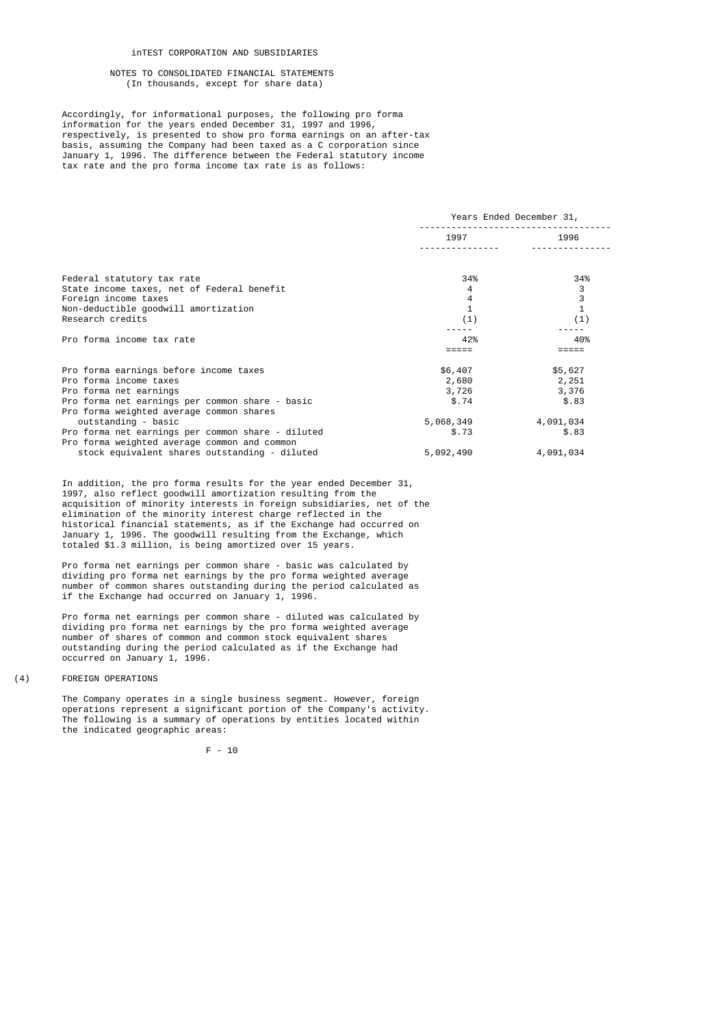inTEST CORPORATION AND SUBSIDIARIES

NOTES TO CONSOLIDATED FINANCIAL STATEMENTS
(In thousands, except for share data)

Accordingly, for informational purposes, the following pro forma information for the years ended December 31, 1997 and 1996, respectively, is presented to show pro forma earnings on an after-tax basis, assuming the Company had been taxed as a C corporation since January 1, 1996. The difference between the Federal statutory income tax rate and the pro forma income tax rate is as follows:

| | Years Ended December 31, | |
|---|---|---|
| | 1997 | 1996 |
| Federal statutory tax rate | 34% | 34% |
| State income taxes, net of Federal benefit | 4 | 3 |
| Foreign income taxes | 4 | 3 |
| Non-deductible goodwill amortization | 1 | 1 |
| Research credits | (1) | (1) |
| Pro forma income tax rate | 42% | 40% |
| Pro forma earnings before income taxes | $6,407 | $5,627 |
| Pro forma income taxes | 2,680 | 2,251 |
| Pro forma net earnings | 3,726 | 3,376 |
| Pro forma net earnings per common share - basic | $.74 | $.83 |
| Pro forma weighted average common shares outstanding - basic | 5,068,349 | 4,091,034 |
| Pro forma net earnings per common share - diluted | $.73 | $.83 |
| Pro forma weighted average common and common stock equivalent shares outstanding - diluted | 5,092,490 | 4,091,034 |

In addition, the pro forma results for the year ended December 31, 1997, also reflect goodwill amortization resulting from the acquisition of minority interests in foreign subsidiaries, net of the elimination of the minority interest charge reflected in the historical financial statements, as if the Exchange had occurred on January 1, 1996. The goodwill resulting from the Exchange, which totaled $1.3 million, is being amortized over 15 years.

Pro forma net earnings per common share - basic was calculated by dividing pro forma net earnings by the pro forma weighted average number of common shares outstanding during the period calculated as if the Exchange had occurred on January 1, 1996.

Pro forma net earnings per common share - diluted was calculated by dividing pro forma net earnings by the pro forma weighted average number of shares of common and common stock equivalent shares outstanding during the period calculated as if the Exchange had occurred on January 1, 1996.

## (4) FOREIGN OPERATIONS

The Company operates in a single business segment. However, foreign operations represent a significant portion of the Company's activity. The following is a summary of operations by entities located within the indicated geographic areas: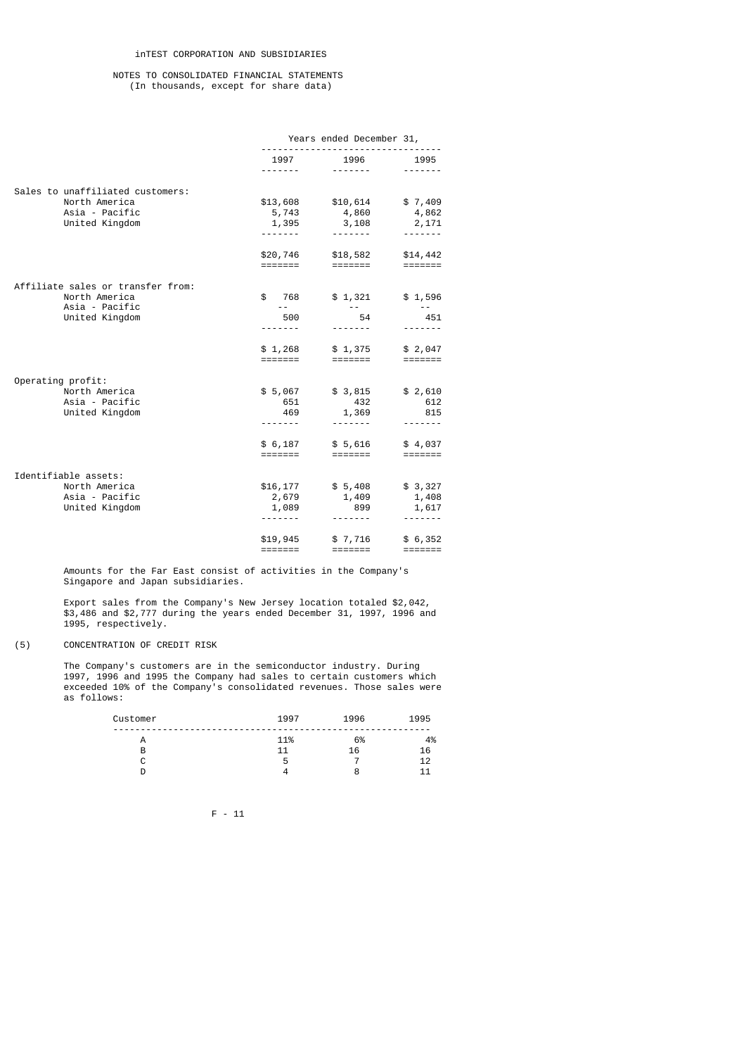inTEST CORPORATION AND SUBSIDIARIES

NOTES TO CONSOLIDATED FINANCIAL STATEMENTS
(In thousands, except for share data)

| | Years ended December 31, | | |
|---|---|---|---|
| | 1997 | 1996 | 1995 |
| **Sales to unaffiliated customers:** | | | |
| North America | $13,608 | $10,614 | $ 7,409 |
| Asia - Pacific | 5,743 | 4,860 | 4,862 |
| United Kingdom | 1,395 | 3,108 | 2,171 |
| | $20,746 | $18,582 | $14,442 |
| **Affiliate sales or transfer from:** | | | |
| North America | $ 768 | $ 1,321 | $ 1,596 |
| Asia - Pacific | -- | -- | -- |
| United Kingdom | 500 | 54 | 451 |
| | $ 1,268 | $ 1,375 | $ 2,047 |
| **Operating profit:** | | | |
| North America | $ 5,067 | $ 3,815 | $ 2,610 |
| Asia - Pacific | 651 | 432 | 612 |
| United Kingdom | 469 | 1,369 | 815 |
| | $ 6,187 | $ 5,616 | $ 4,037 |
| **Identifiable assets:** | | | |
| North America | $16,177 | $ 5,408 | $ 3,327 |
| Asia - Pacific | 2,679 | 1,409 | 1,408 |
| United Kingdom | 1,089 | 899 | 1,617 |
| | $19,945 | $ 7,716 | $ 6,352 |

Amounts for the Far East consist of activities in the Company's Singapore and Japan subsidiaries.

Export sales from the Company's New Jersey location totaled $2,042, $3,486 and $2,777 during the years ended December 31, 1997, 1996 and 1995, respectively.

## (5) CONCENTRATION OF CREDIT RISK

The Company's customers are in the semiconductor industry. During 1997, 1996 and 1995 the Company had sales to certain customers which exceeded 10% of the Company's consolidated revenues. Those sales were as follows:

| Customer | 1997 | 1996 | 1995 |
|---|---|---|---|
| A | 11% | 6% | 4% |
| B | 11 | 16 | 16 |
| C | 5 | 7 | 12 |
| D | 4 | 8 | 11 |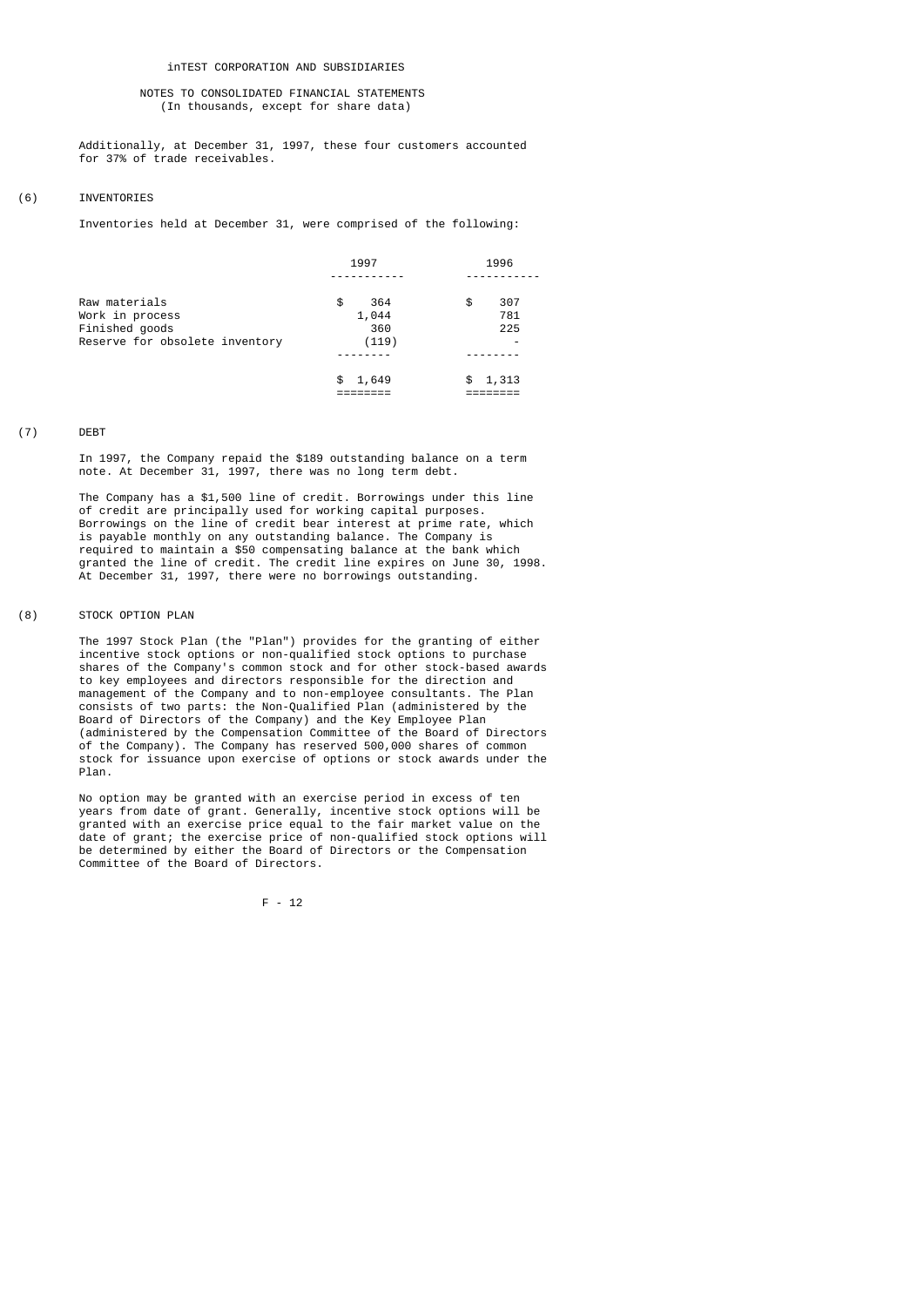inTEST CORPORATION AND SUBSIDIARIES

NOTES TO CONSOLIDATED FINANCIAL STATEMENTS
(In thousands, except for share data)

Additionally, at December 31, 1997, these four customers accounted for 37% of trade receivables.

## (6) INVENTORIES

Inventories held at December 31, were comprised of the following:

| | 1997 | 1996 |
|---|---|---|
| Raw materials | $ 364 | $ 307 |
| Work in process | 1,044 | 781 |
| Finished goods | 360 | 225 |
| Reserve for obsolete inventory | (119) | - |
| | $ 1,649 | $ 1,313 |

## (7) DEBT

In 1997, the Company repaid the $189 outstanding balance on a term note. At December 31, 1997, there was no long term debt.

The Company has a $1,500 line of credit. Borrowings under this line of credit are principally used for working capital purposes. Borrowings on the line of credit bear interest at prime rate, which is payable monthly on any outstanding balance. The Company is required to maintain a $50 compensating balance at the bank which granted the line of credit. The credit line expires on June 30, 1998. At December 31, 1997, there were no borrowings outstanding.

## (8) STOCK OPTION PLAN

The 1997 Stock Plan (the "Plan") provides for the granting of either incentive stock options or non-qualified stock options to purchase shares of the Company's common stock and for other stock-based awards to key employees and directors responsible for the direction and management of the Company and to non-employee consultants. The Plan consists of two parts: the Non-Qualified Plan (administered by the Board of Directors of the Company) and the Key Employee Plan (administered by the Compensation Committee of the Board of Directors of the Company). The Company has reserved 500,000 shares of common stock for issuance upon exercise of options or stock awards under the Plan.

No option may be granted with an exercise period in excess of ten years from date of grant. Generally, incentive stock options will be granted with an exercise price equal to the fair market value on the date of grant; the exercise price of non-qualified stock options will be determined by either the Board of Directors or the Compensation Committee of the Board of Directors.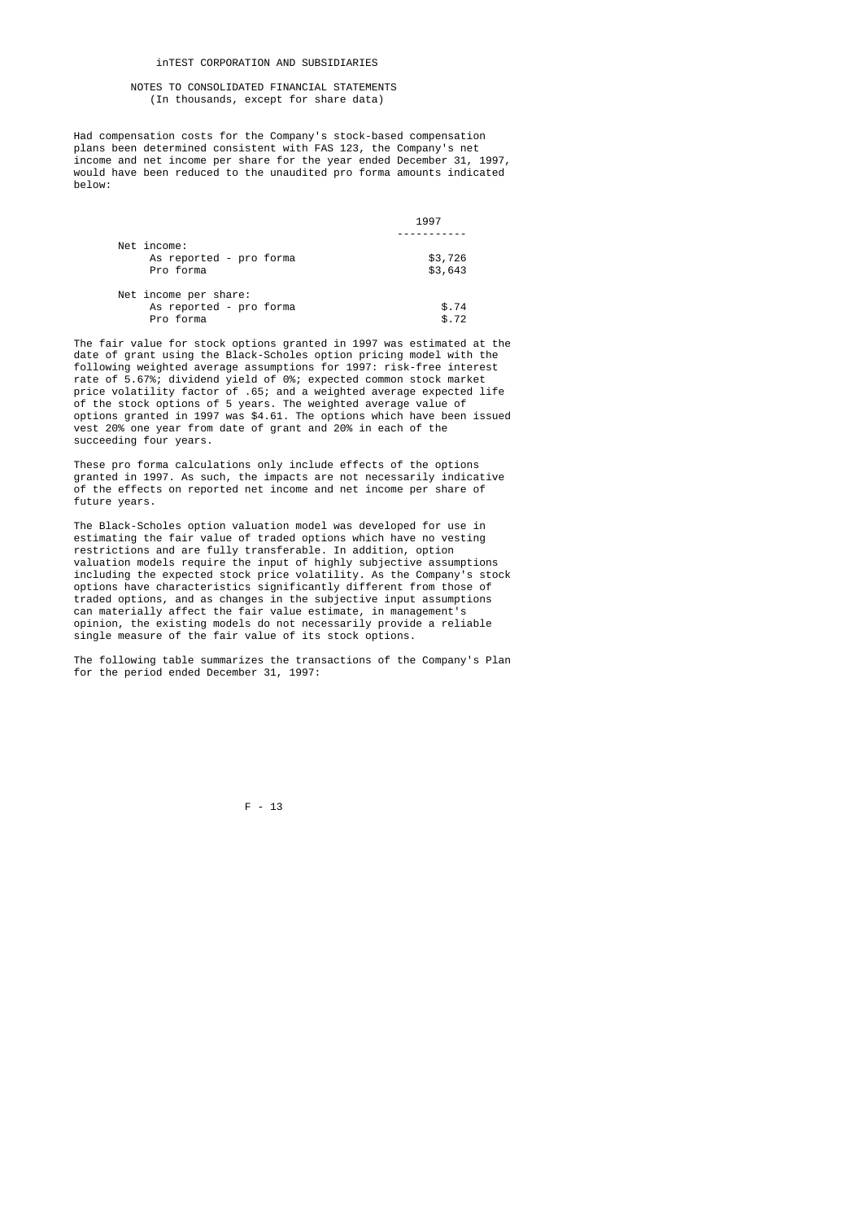inTEST CORPORATION AND SUBSIDIARIES

NOTES TO CONSOLIDATED FINANCIAL STATEMENTS
(In thousands, except for share data)

Had compensation costs for the Company's stock-based compensation plans been determined consistent with FAS 123, the Company's net income and net income per share for the year ended December 31, 1997, would have been reduced to the unaudited pro forma amounts indicated below:

| | 1997 |
|---|---|
| Net income: | |
| As reported - pro forma | $3,726 |
| Pro forma | $3,643 |
| Net income per share: | |
| As reported - pro forma | $.74 |
| Pro forma | $.72 |

The fair value for stock options granted in 1997 was estimated at the date of grant using the Black-Scholes option pricing model with the following weighted average assumptions for 1997: risk-free interest rate of 5.67%; dividend yield of 0%; expected common stock market price volatility factor of .65; and a weighted average expected life of the stock options of 5 years. The weighted average value of options granted in 1997 was $4.61. The options which have been issued vest 20% one year from date of grant and 20% in each of the succeeding four years.

These pro forma calculations only include effects of the options granted in 1997. As such, the impacts are not necessarily indicative of the effects on reported net income and net income per share of future years.

The Black-Scholes option valuation model was developed for use in estimating the fair value of traded options which have no vesting restrictions and are fully transferable. In addition, option valuation models require the input of highly subjective assumptions including the expected stock price volatility. As the Company's stock options have characteristics significantly different from those of traded options, and as changes in the subjective input assumptions can materially affect the fair value estimate, in management's opinion, the existing models do not necessarily provide a reliable single measure of the fair value of its stock options.

The following table summarizes the transactions of the Company's Plan for the period ended December 31, 1997: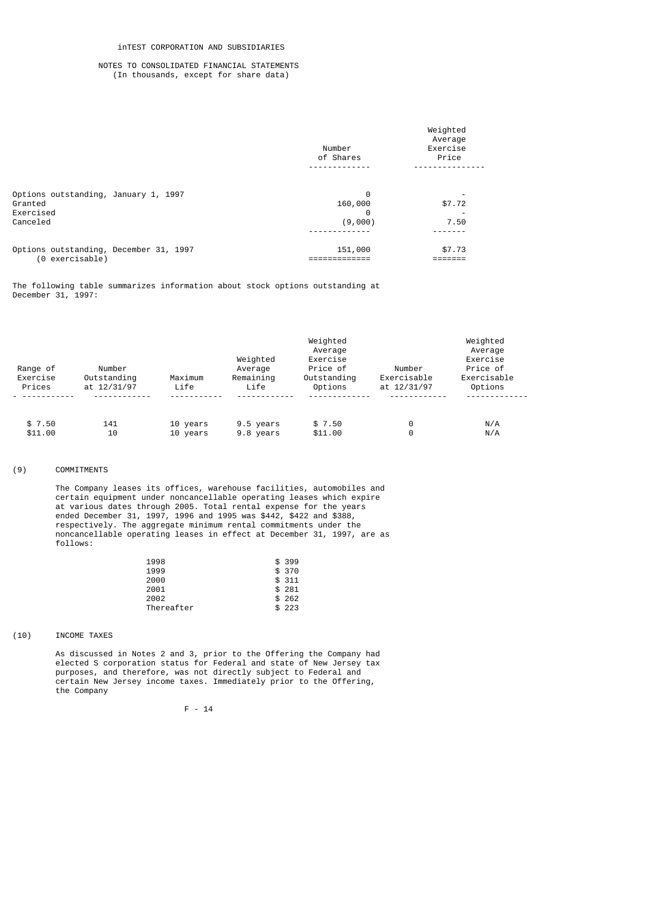| | Number of Shares | Weighted Average Exercise Price |
|---|---|---|
| Options outstanding, January 1, 1997 | 0 | - |
| Granted | 160,000 | $7.72 |
| Exercised | 0 | - |
| Canceled | (9,000) | 7.50 |
| Options outstanding, December 31, 1997 (0 exercisable) | 151,000 | $7.73 |

The following table summarizes information about stock options outstanding at December 31, 1997:

| Range of Exercise Prices | Number Outstanding at 12/31/97 | Maximum Life | Weighted Average Remaining Life | Weighted Average Exercise Price of Outstanding Options | Number Exercisable at 12/31/97 | Weighted Average Exercise Price of Exercisable Options |
|---|---|---|---|---|---|---|
| $ 7.50 | 141 | 10 years | 9.5 years | $ 7.50 | 0 | N/A |
| $11.00 | 10 | 10 years | 9.8 years | $11.00 | 0 | N/A |

## (9) COMMITMENTS

The Company leases its offices, warehouse facilities, automobiles and certain equipment under noncancellable operating leases which expire at various dates through 2005. Total rental expense for the years ended December 31, 1997, 1996 and 1995 was $442, $422 and $388, respectively. The aggregate minimum rental commitments under the noncancellable operating leases in effect at December 31, 1997, are as follows:

| | |
|---|---|
| 1998 | $ 399 |
| 1999 | $ 370 |
| 2000 | $ 311 |
| 2001 | $ 281 |
| 2002 | $ 262 |
| Thereafter | $ 223 |

## (10) INCOME TAXES

As discussed in Notes 2 and 3, prior to the Offering the Company had elected S corporation status for Federal and state of New Jersey tax purposes, and therefore, was not directly subject to Federal and certain New Jersey income taxes. Immediately prior to the Offering, the Company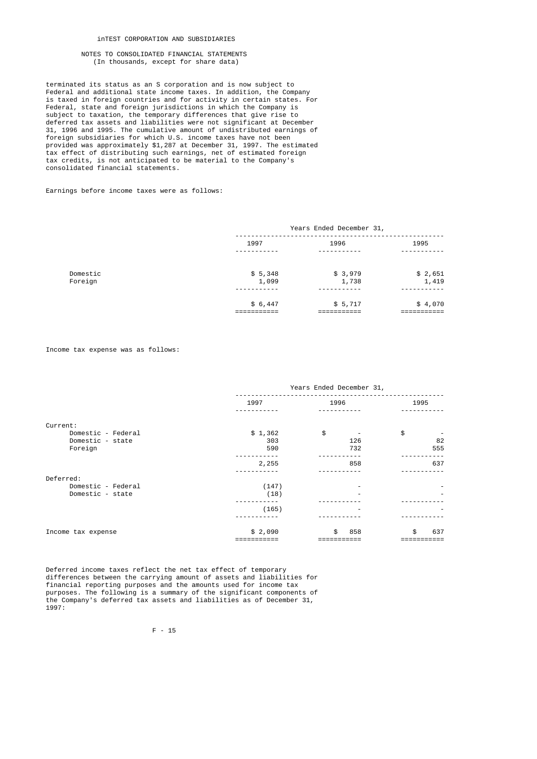inTEST CORPORATION AND SUBSIDIARIES

NOTES TO CONSOLIDATED FINANCIAL STATEMENTS
(In thousands, except for share data)

terminated its status as an S corporation and is now subject to Federal and additional state income taxes. In addition, the Company is taxed in foreign countries and for activity in certain states. For Federal, state and foreign jurisdictions in which the Company is subject to taxation, the temporary differences that give rise to deferred tax assets and liabilities were not significant at December 31, 1996 and 1995. The cumulative amount of undistributed earnings of foreign subsidiaries for which U.S. income taxes have not been provided was approximately $1,287 at December 31, 1997. The estimated tax effect of distributing such earnings, net of estimated foreign tax credits, is not anticipated to be material to the Company's consolidated financial statements.

Earnings before income taxes were as follows:

| | Years Ended December 31, | | |
|---|---|---|---|
| | 1997 | 1996 | 1995 |
| Domestic | $ 5,348 | $ 3,979 | $ 2,651 |
| Foreign | 1,099 | 1,738 | 1,419 |
| | $ 6,447 | $ 5,717 | $ 4,070 |

Income tax expense was as follows:

| | Years Ended December 31, | | |
|---|---|---|---|
| | 1997 | 1996 | 1995 |
| Current: | | | |
| Domestic - Federal | $ 1,362 | $ - | $ - |
| Domestic - state | 303 | 126 | 82 |
| Foreign | 590 | 732 | 555 |
| | 2,255 | 858 | 637 |
| Deferred: | | | |
| Domestic - Federal | (147) | - | - |
| Domestic - state | (18) | - | - |
| | (165) | - | - |
| Income tax expense | $ 2,090 | $ 858 | $ 637 |

Deferred income taxes reflect the net tax effect of temporary differences between the carrying amount of assets and liabilities for financial reporting purposes and the amounts used for income tax purposes. The following is a summary of the significant components of the Company's deferred tax assets and liabilities as of December 31, 1997: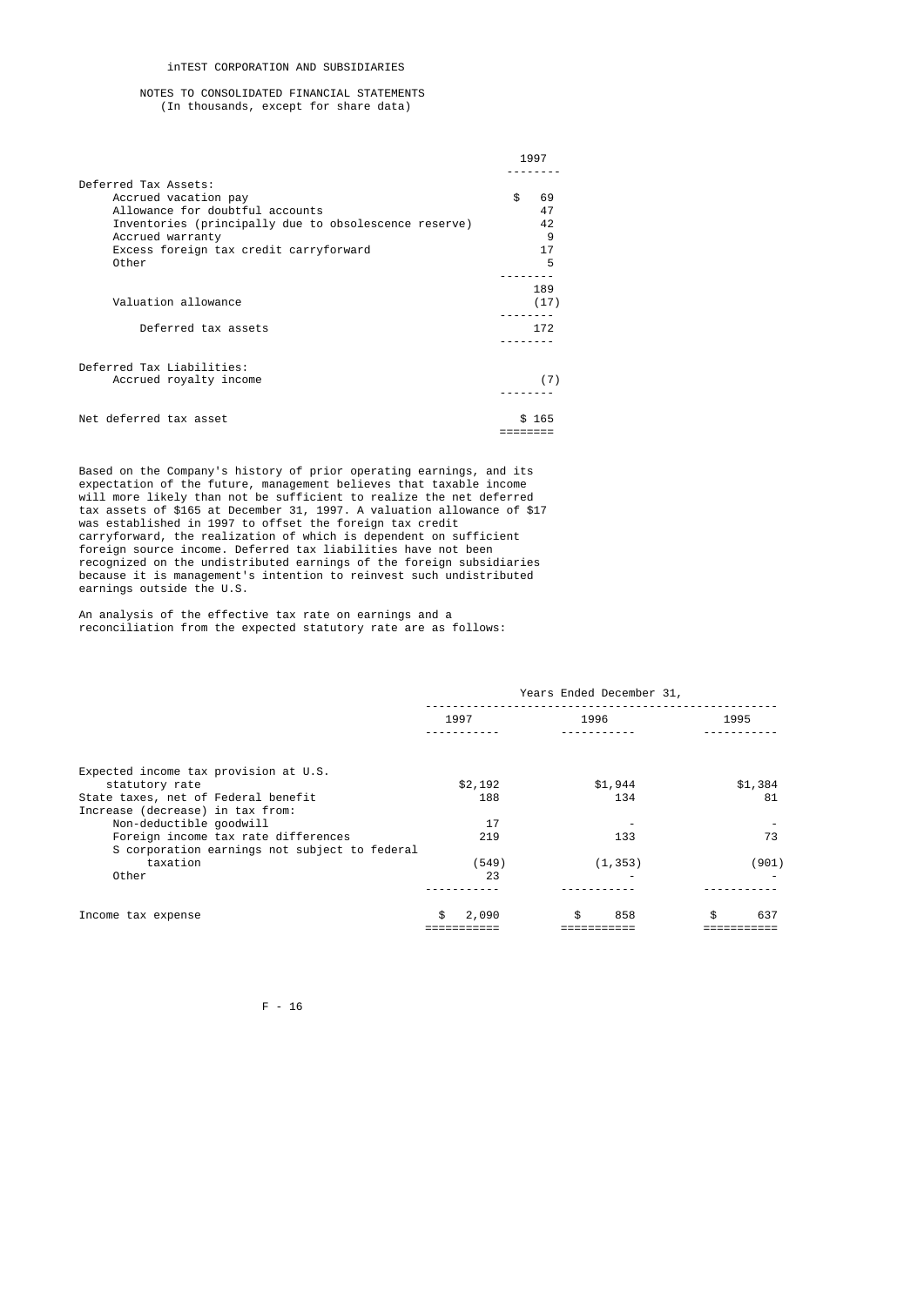inTEST CORPORATION AND SUBSIDIARIES

NOTES TO CONSOLIDATED FINANCIAL STATEMENTS
(In thousands, except for share data)

| | 1997 |
|---|---|
| Deferred Tax Assets: | |
| Accrued vacation pay | $ 69 |
| Allowance for doubtful accounts | 47 |
| Inventories (principally due to obsolescence reserve) | 42 |
| Accrued warranty | 9 |
| Excess foreign tax credit carryforward | 17 |
| Other | 5 |
| | 189 |
| Valuation allowance | (17) |
| Deferred tax assets | 172 |
| Deferred Tax Liabilities: | |
| Accrued royalty income | (7) |
| Net deferred tax asset | $ 165 |

Based on the Company's history of prior operating earnings, and its expectation of the future, management believes that taxable income will more likely than not be sufficient to realize the net deferred tax assets of $165 at December 31, 1997. A valuation allowance of $17 was established in 1997 to offset the foreign tax credit carryforward, the realization of which is dependent on sufficient foreign source income. Deferred tax liabilities have not been recognized on the undistributed earnings of the foreign subsidiaries because it is management's intention to reinvest such undistributed earnings outside the U.S.

An analysis of the effective tax rate on earnings and a reconciliation from the expected statutory rate are as follows:

| | Years Ended December 31, | | |
|---|---|---|---|
| | 1997 | 1996 | 1995 |
| Expected income tax provision at U.S. statutory rate | $2,192 | $1,944 | $1,384 |
| State taxes, net of Federal benefit | 188 | 134 | 81 |
| Increase (decrease) in tax from: | | | |
| Non-deductible goodwill | 17 | - | - |
| Foreign income tax rate differences | 219 | 133 | 73 |
| S corporation earnings not subject to federal taxation | (549) | (1,353) | (901) |
| Other | 23 | - | - |
| Income tax expense | $ 2,090 | $ 858 | $ 637 |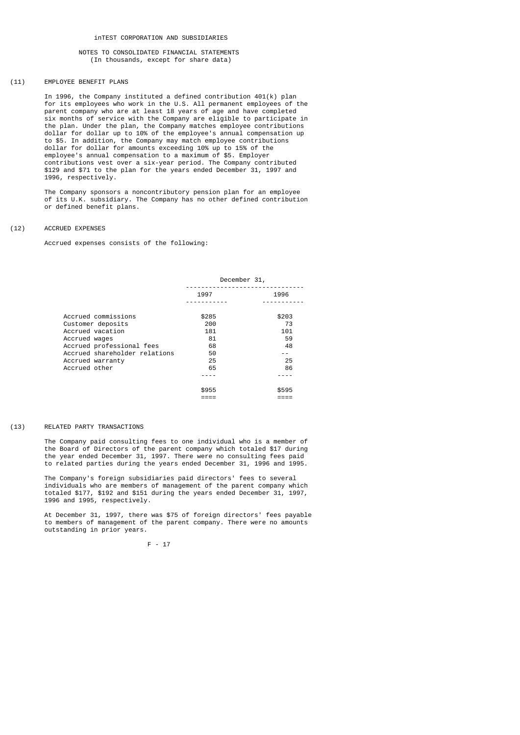# inTEST CORPORATION AND SUBSIDIARIES

## NOTES TO CONSOLIDATED FINANCIAL STATEMENTS
(In thousands, except for share data)

### (11) EMPLOYEE BENEFIT PLANS

In 1996, the Company instituted a defined contribution 401(k) plan for its employees who work in the U.S. All permanent employees of the parent company who are at least 18 years of age and have completed six months of service with the Company are eligible to participate in the plan. Under the plan, the Company matches employee contributions dollar for dollar up to 10% of the employee's annual compensation up to $5. In addition, the Company may match employee contributions dollar for dollar for amounts exceeding 10% up to 15% of the employee's annual compensation to a maximum of $5. Employer contributions vest over a six-year period. The Company contributed $129 and $71 to the plan for the years ended December 31, 1997 and 1996, respectively.

The Company sponsors a noncontributory pension plan for an employee of its U.K. subsidiary. The Company has no other defined contribution or defined benefit plans.

### (12) ACCRUED EXPENSES

Accrued expenses consists of the following:

| | December 31, | |
|---|---|---|
| | 1997 | 1996 |
| Accrued commissions | $285 | $203 |
| Customer deposits | 200 | 73 |
| Accrued vacation | 181 | 101 |
| Accrued wages | 81 | 59 |
| Accrued professional fees | 68 | 48 |
| Accrued shareholder relations | 50 | -- |
| Accrued warranty | 25 | 25 |
| Accrued other | 65 | 86 |
| | $955 | $595 |

### (13) RELATED PARTY TRANSACTIONS

The Company paid consulting fees to one individual who is a member of the Board of Directors of the parent company which totaled $17 during the year ended December 31, 1997. There were no consulting fees paid to related parties during the years ended December 31, 1996 and 1995.

The Company's foreign subsidiaries paid directors' fees to several individuals who are members of management of the parent company which totaled $177, $192 and $151 during the years ended December 31, 1997, 1996 and 1995, respectively.

At December 31, 1997, there was $75 of foreign directors' fees payable to members of management of the parent company. There were no amounts outstanding in prior years.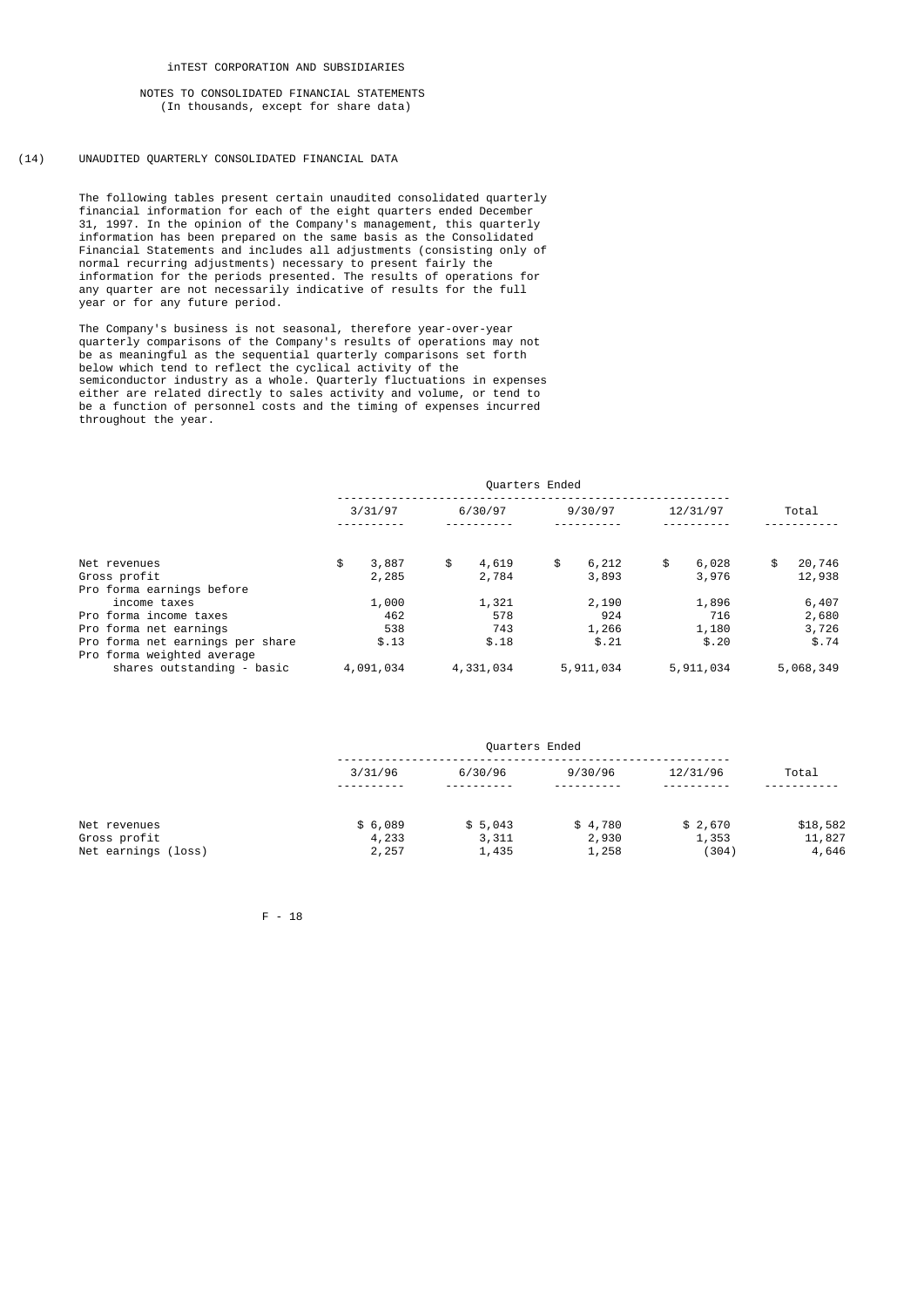inTEST CORPORATION AND SUBSIDIARIES

NOTES TO CONSOLIDATED FINANCIAL STATEMENTS
(In thousands, except for share data)

## (14) UNAUDITED QUARTERLY CONSOLIDATED FINANCIAL DATA

The following tables present certain unaudited consolidated quarterly financial information for each of the eight quarters ended December 31, 1997. In the opinion of the Company's management, this quarterly information has been prepared on the same basis as the Consolidated Financial Statements and includes all adjustments (consisting only of normal recurring adjustments) necessary to present fairly the information for the periods presented. The results of operations for any quarter are not necessarily indicative of results for the full year or for any future period.

The Company's business is not seasonal, therefore year-over-year quarterly comparisons of the Company's results of operations may not be as meaningful as the sequential quarterly comparisons set forth below which tend to reflect the cyclical activity of the semiconductor industry as a whole. Quarterly fluctuations in expenses either are related directly to sales activity and volume, or tend to be a function of personnel costs and the timing of expenses incurred throughout the year.

| | Quarters Ended | | | | |
|---|---|---|---|---|---|
| | 3/31/97 | 6/30/97 | 9/30/97 | 12/31/97 | Total |
| Net revenues | $ 3,887 | $ 4,619 | $ 6,212 | $ 6,028 | $ 20,746 |
| Gross profit | 2,285 | 2,784 | 3,893 | 3,976 | 12,938 |
| Pro forma earnings before income taxes | 1,000 | 1,321 | 2,190 | 1,896 | 6,407 |
| Pro forma income taxes | 462 | 578 | 924 | 716 | 2,680 |
| Pro forma net earnings | 538 | 743 | 1,266 | 1,180 | 3,726 |
| Pro forma net earnings per share | $.13 | $.18 | $.21 | $.20 | $.74 |
| Pro forma weighted average shares outstanding - basic | 4,091,034 | 4,331,034 | 5,911,034 | 5,911,034 | 5,068,349 |

| | Quarters Ended | | | | |
|---|---|---|---|---|---|
| | 3/31/96 | 6/30/96 | 9/30/96 | 12/31/96 | Total |
| Net revenues | $ 6,089 | $ 5,043 | $ 4,780 | $ 2,670 | $18,582 |
| Gross profit | 4,233 | 3,311 | 2,930 | 1,353 | 11,827 |
| Net earnings (loss) | 2,257 | 1,435 | 1,258 | (304) | 4,646 |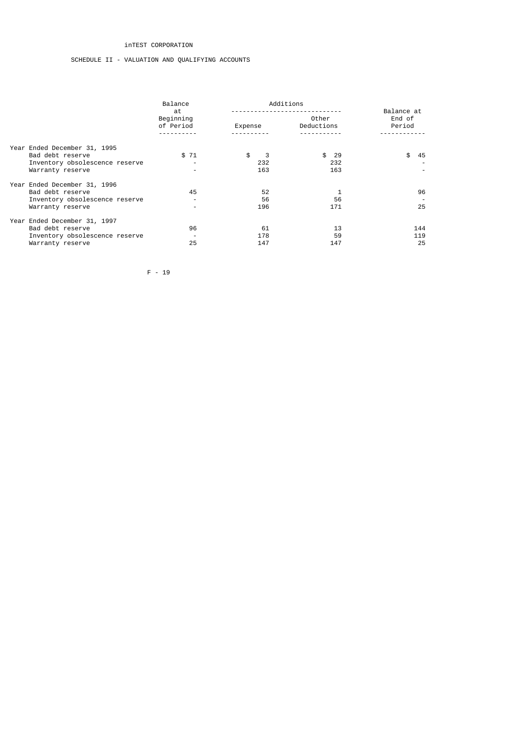inTEST CORPORATION

SCHEDULE II - VALUATION AND QUALIFYING ACCOUNTS

| | Balance at Beginning of Period | Additions | | Balance at End of Period |
|---|---|---|---|---|
| | | Expense | Other Deductions | |
| Year Ended December 31, 1995 | | | | |
| Bad debt reserve | $ 71 | $ 3 | $ 29 | $ 45 |
| Inventory obsolescence reserve | - | 232 | 232 | - |
| Warranty reserve | - | 163 | 163 | - |
| Year Ended December 31, 1996 | | | | |
| Bad debt reserve | 45 | 52 | 1 | 96 |
| Inventory obsolescence reserve | - | 56 | 56 | - |
| Warranty reserve | - | 196 | 171 | 25 |
| Year Ended December 31, 1997 | | | | |
| Bad debt reserve | 96 | 61 | 13 | 144 |
| Inventory obsolescence reserve | - | 178 | 59 | 119 |
| Warranty reserve | 25 | 147 | 147 | 25 |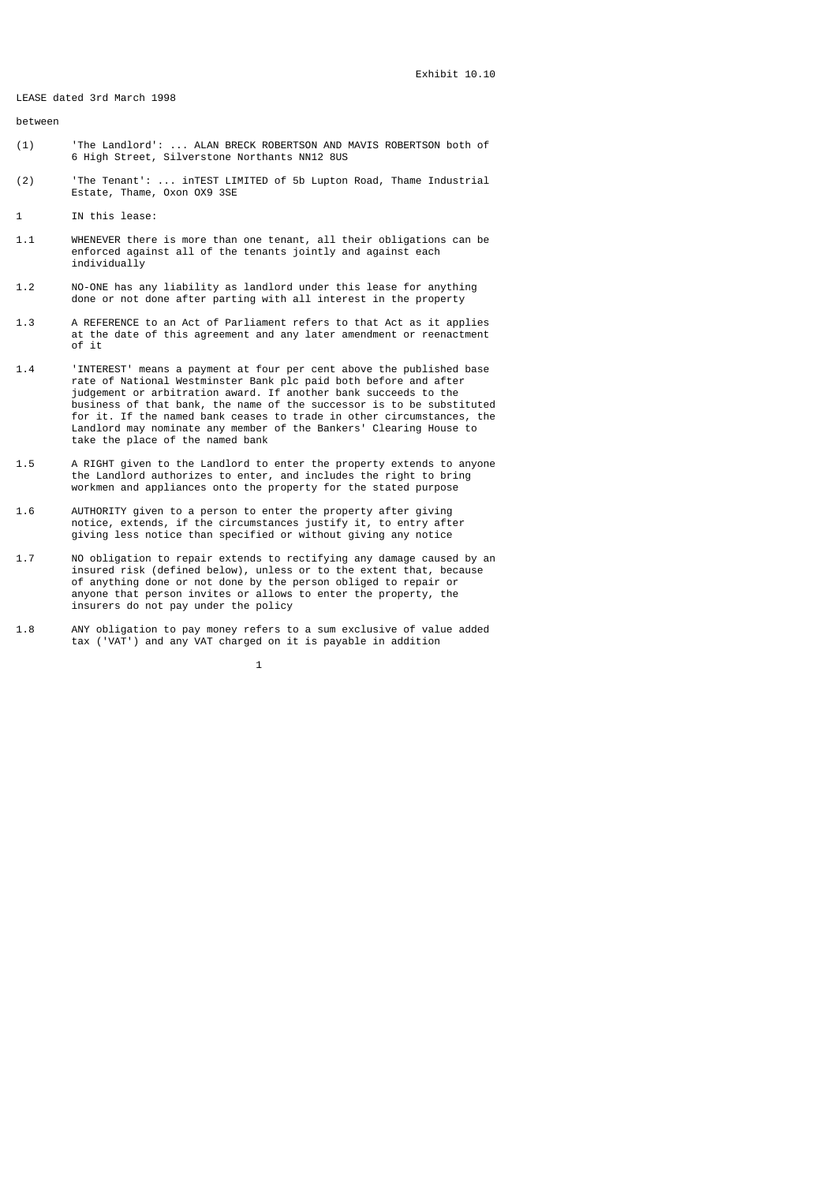Exhibit 10.10

LEASE dated 3rd March 1998

between

(1) 'The Landlord': ... ALAN BRECK ROBERTSON AND MAVIS ROBERTSON both of 6 High Street, Silverstone Northants NN12 8US

(2) 'The Tenant': ... inTEST LIMITED of 5b Lupton Road, Thame Industrial Estate, Thame, Oxon OX9 3SE

1 IN this lease:

1.1 WHENEVER there is more than one tenant, all their obligations can be enforced against all of the tenants jointly and against each individually

1.2 NO-ONE has any liability as landlord under this lease for anything done or not done after parting with all interest in the property

1.3 A REFERENCE to an Act of Parliament refers to that Act as it applies at the date of this agreement and any later amendment or reenactment of it

1.4 'INTEREST' means a payment at four per cent above the published base rate of National Westminster Bank plc paid both before and after judgement or arbitration award. If another bank succeeds to the business of that bank, the name of the successor is to be substituted for it. If the named bank ceases to trade in other circumstances, the Landlord may nominate any member of the Bankers' Clearing House to take the place of the named bank

1.5 A RIGHT given to the Landlord to enter the property extends to anyone the Landlord authorizes to enter, and includes the right to bring workmen and appliances onto the property for the stated purpose

1.6 AUTHORITY given to a person to enter the property after giving notice, extends, if the circumstances justify it, to entry after giving less notice than specified or without giving any notice

1.7 NO obligation to repair extends to rectifying any damage caused by an insured risk (defined below), unless or to the extent that, because of anything done or not done by the person obliged to repair or anyone that person invites or allows to enter the property, the insurers do not pay under the policy

1.8 ANY obligation to pay money refers to a sum exclusive of value added tax ('VAT') and any VAT charged on it is payable in addition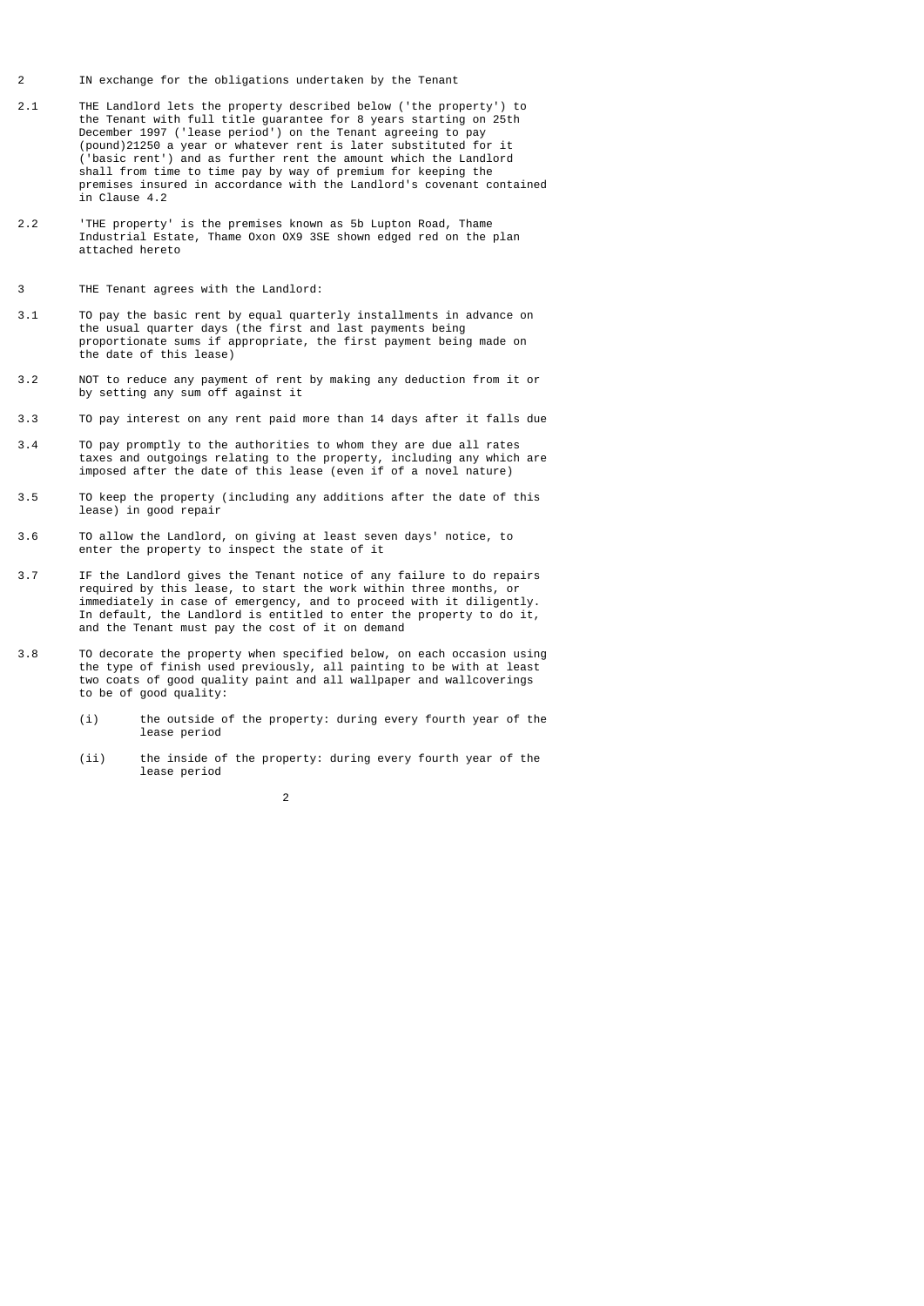2 IN exchange for the obligations undertaken by the Tenant

2.1 THE Landlord lets the property described below ('the property') to the Tenant with full title guarantee for 8 years starting on 25th December 1997 ('lease period') on the Tenant agreeing to pay (pound)21250 a year or whatever rent is later substituted for it ('basic rent') and as further rent the amount which the Landlord shall from time to time pay by way of premium for keeping the premises insured in accordance with the Landlord's covenant contained in Clause 4.2

2.2 'THE property' is the premises known as 5b Lupton Road, Thame Industrial Estate, Thame Oxon OX9 3SE shown edged red on the plan attached hereto

3 THE Tenant agrees with the Landlord:

3.1 TO pay the basic rent by equal quarterly installments in advance on the usual quarter days (the first and last payments being proportionate sums if appropriate, the first payment being made on the date of this lease)

3.2 NOT to reduce any payment of rent by making any deduction from it or by setting any sum off against it

3.3 TO pay interest on any rent paid more than 14 days after it falls due

3.4 TO pay promptly to the authorities to whom they are due all rates taxes and outgoings relating to the property, including any which are imposed after the date of this lease (even if of a novel nature)

3.5 TO keep the property (including any additions after the date of this lease) in good repair

3.6 TO allow the Landlord, on giving at least seven days' notice, to enter the property to inspect the state of it

3.7 IF the Landlord gives the Tenant notice of any failure to do repairs required by this lease, to start the work within three months, or immediately in case of emergency, and to proceed with it diligently. In default, the Landlord is entitled to enter the property to do it, and the Tenant must pay the cost of it on demand

3.8 TO decorate the property when specified below, on each occasion using the type of finish used previously, all painting to be with at least two coats of good quality paint and all wallpaper and wallcoverings to be of good quality:

(i) the outside of the property: during every fourth year of the lease period

(ii) the inside of the property: during every fourth year of the lease period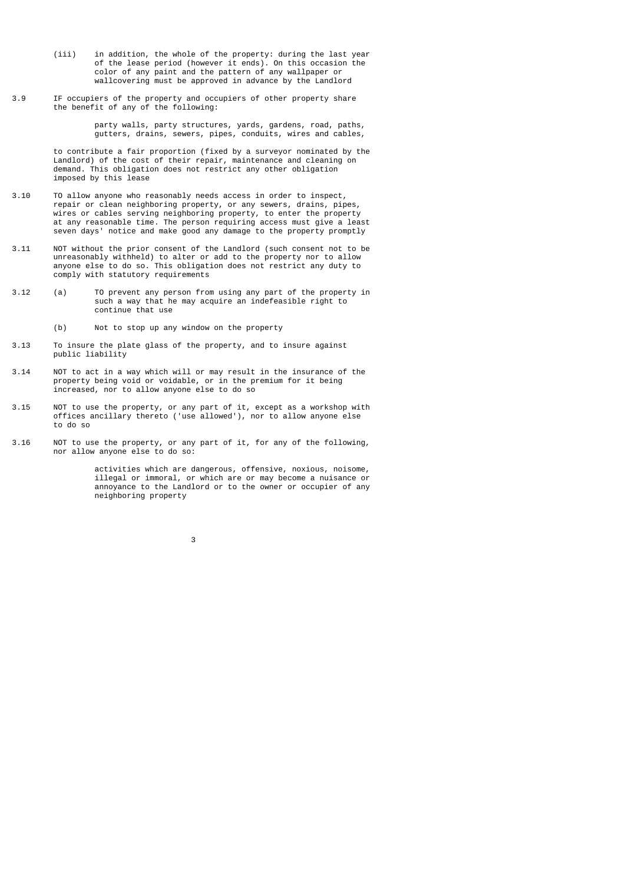(iii) in addition, the whole of the property: during the last year of the lease period (however it ends). On this occasion the color of any paint and the pattern of any wallpaper or wallcovering must be approved in advance by the Landlord

3.9 IF occupiers of the property and occupiers of other property share the benefit of any of the following:

party walls, party structures, yards, gardens, road, paths, gutters, drains, sewers, pipes, conduits, wires and cables,

to contribute a fair proportion (fixed by a surveyor nominated by the Landlord) of the cost of their repair, maintenance and cleaning on demand. This obligation does not restrict any other obligation imposed by this lease

3.10 TO allow anyone who reasonably needs access in order to inspect, repair or clean neighboring property, or any sewers, drains, pipes, wires or cables serving neighboring property, to enter the property at any reasonable time. The person requiring access must give a least seven days' notice and make good any damage to the property promptly

3.11 NOT without the prior consent of the Landlord (such consent not to be unreasonably withheld) to alter or add to the property nor to allow anyone else to do so. This obligation does not restrict any duty to comply with statutory requirements

3.12 (a) TO prevent any person from using any part of the property in such a way that he may acquire an indefeasible right to continue that use

(b) Not to stop up any window on the property

3.13 To insure the plate glass of the property, and to insure against public liability

3.14 NOT to act in a way which will or may result in the insurance of the property being void or voidable, or in the premium for it being increased, nor to allow anyone else to do so

3.15 NOT to use the property, or any part of it, except as a workshop with offices ancillary thereto ('use allowed'), nor to allow anyone else to do so

3.16 NOT to use the property, or any part of it, for any of the following, nor allow anyone else to do so:

activities which are dangerous, offensive, noxious, noisome, illegal or immoral, or which are or may become a nuisance or annoyance to the Landlord or to the owner or occupier of any neighboring property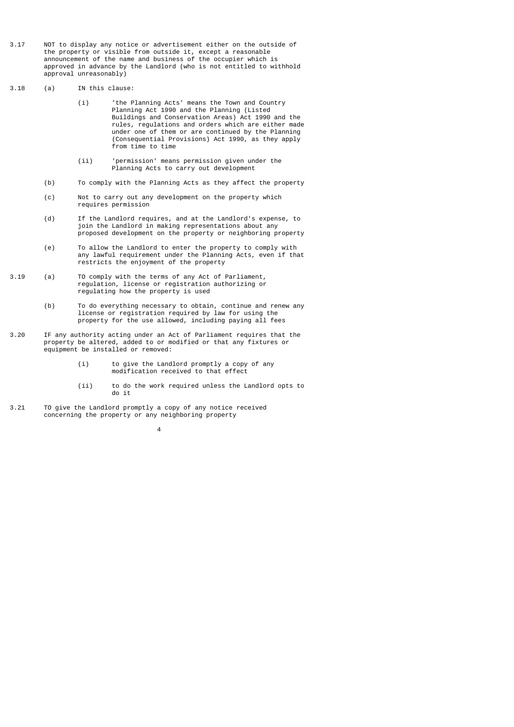3.17 NOT to display any notice or advertisement either on the outside of the property or visible from outside it, except a reasonable announcement of the name and business of the occupier which is approved in advance by the Landlord (who is not entitled to withhold approval unreasonably)

3.18 (a) IN this clause:

   (i) 'the Planning Acts' means the Town and Country Planning Act 1990 and the Planning (Listed Buildings and Conservation Areas) Act 1990 and the rules, regulations and orders which are either made under one of them or are continued by the Planning (Consequential Provisions) Act 1990, as they apply from time to time

   (ii) 'permission' means permission given under the Planning Acts to carry out development

   (b) To comply with the Planning Acts as they affect the property

   (c) Not to carry out any development on the property which requires permission

   (d) If the Landlord requires, and at the Landlord's expense, to join the Landlord in making representations about any proposed development on the property or neighboring property

   (e) To allow the Landlord to enter the property to comply with any lawful requirement under the Planning Acts, even if that restricts the enjoyment of the property

3.19 (a) TO comply with the terms of any Act of Parliament, regulation, license or registration authorizing or regulating how the property is used

   (b) To do everything necessary to obtain, continue and renew any license or registration required by law for using the property for the use allowed, including paying all fees

3.20 IF any authority acting under an Act of Parliament requires that the property be altered, added to or modified or that any fixtures or equipment be installed or removed:

   (i) to give the Landlord promptly a copy of any modification received to that effect

   (ii) to do the work required unless the Landlord opts to do it

3.21 TO give the Landlord promptly a copy of any notice received concerning the property or any neighboring property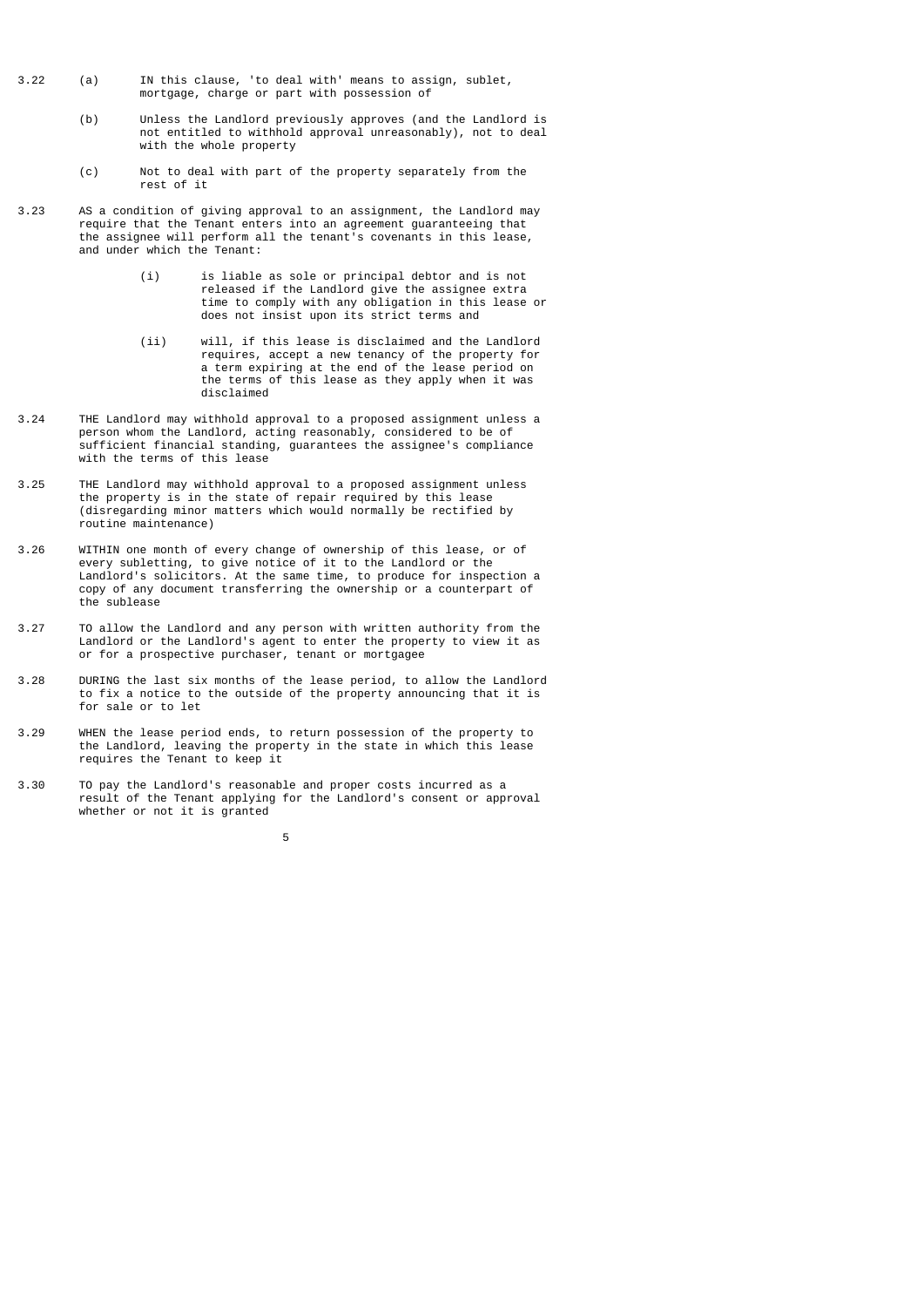3.22 (a) IN this clause, 'to deal with' means to assign, sublet, mortgage, charge or part with possession of

(b) Unless the Landlord previously approves (and the Landlord is not entitled to withhold approval unreasonably), not to deal with the whole property

(c) Not to deal with part of the property separately from the rest of it

3.23 AS a condition of giving approval to an assignment, the Landlord may require that the Tenant enters into an agreement guaranteeing that the assignee will perform all the tenant's covenants in this lease, and under which the Tenant:

(i) is liable as sole or principal debtor and is not released if the Landlord give the assignee extra time to comply with any obligation in this lease or does not insist upon its strict terms and

(ii) will, if this lease is disclaimed and the Landlord requires, accept a new tenancy of the property for a term expiring at the end of the lease period on the terms of this lease as they apply when it was disclaimed

3.24 THE Landlord may withhold approval to a proposed assignment unless a person whom the Landlord, acting reasonably, considered to be of sufficient financial standing, guarantees the assignee's compliance with the terms of this lease

3.25 THE Landlord may withhold approval to a proposed assignment unless the property is in the state of repair required by this lease (disregarding minor matters which would normally be rectified by routine maintenance)

3.26 WITHIN one month of every change of ownership of this lease, or of every subletting, to give notice of it to the Landlord or the Landlord's solicitors. At the same time, to produce for inspection a copy of any document transferring the ownership or a counterpart of the sublease

3.27 TO allow the Landlord and any person with written authority from the Landlord or the Landlord's agent to enter the property to view it as or for a prospective purchaser, tenant or mortgagee

3.28 DURING the last six months of the lease period, to allow the Landlord to fix a notice to the outside of the property announcing that it is for sale or to let

3.29 WHEN the lease period ends, to return possession of the property to the Landlord, leaving the property in the state in which this lease requires the Tenant to keep it

3.30 TO pay the Landlord's reasonable and proper costs incurred as a result of the Tenant applying for the Landlord's consent or approval whether or not it is granted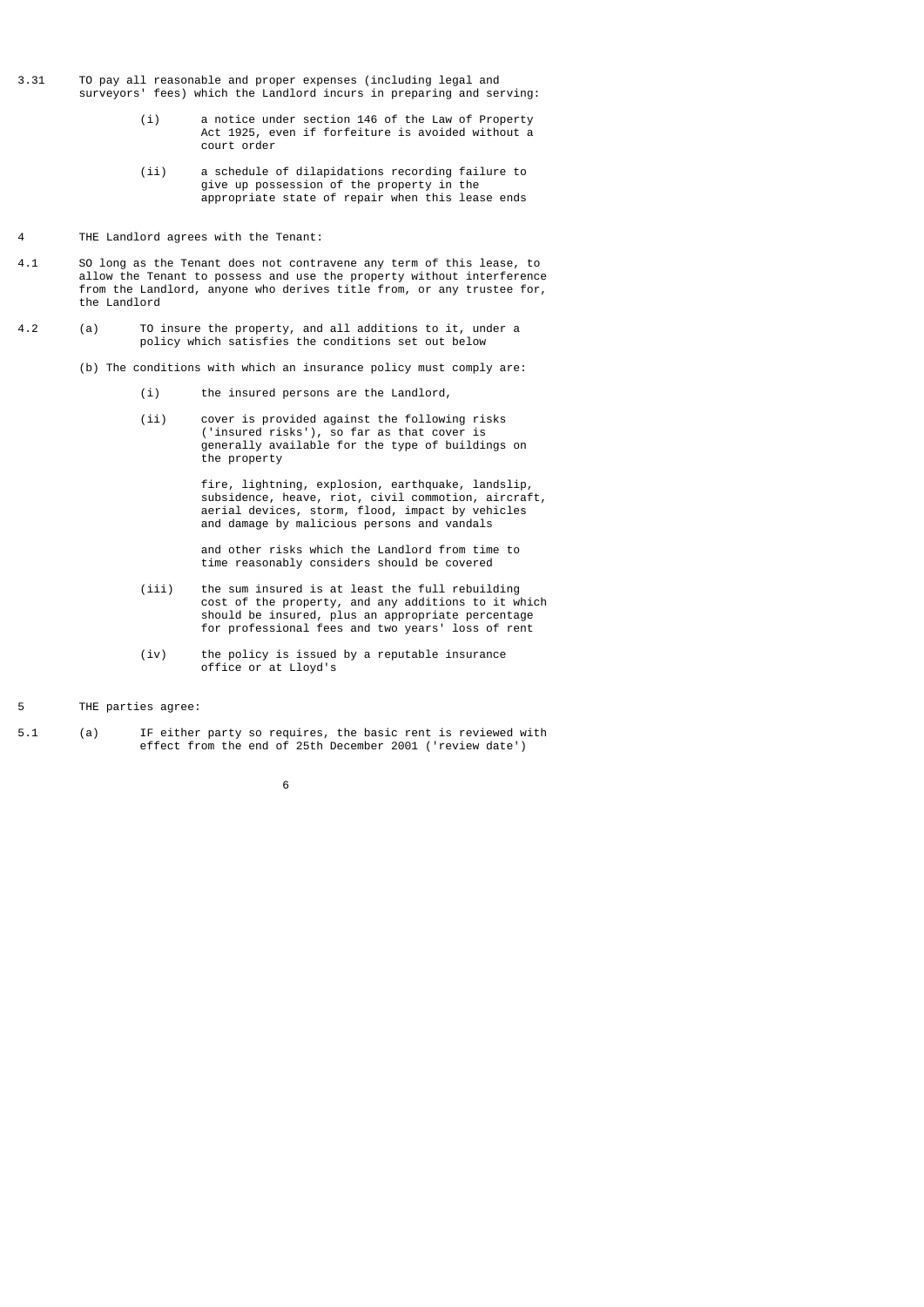3.31 TO pay all reasonable and proper expenses (including legal and surveyors' fees) which the Landlord incurs in preparing and serving:

(i) a notice under section 146 of the Law of Property Act 1925, even if forfeiture is avoided without a court order

(ii) a schedule of dilapidations recording failure to give up possession of the property in the appropriate state of repair when this lease ends

4 THE Landlord agrees with the Tenant:

4.1 SO long as the Tenant does not contravene any term of this lease, to allow the Tenant to possess and use the property without interference from the Landlord, anyone who derives title from, or any trustee for, the Landlord

4.2 (a) TO insure the property, and all additions to it, under a policy which satisfies the conditions set out below

(b) The conditions with which an insurance policy must comply are:

(i) the insured persons are the Landlord,

(ii) cover is provided against the following risks ('insured risks'), so far as that cover is generally available for the type of buildings on the property

fire, lightning, explosion, earthquake, landslip, subsidence, heave, riot, civil commotion, aircraft, aerial devices, storm, flood, impact by vehicles and damage by malicious persons and vandals

and other risks which the Landlord from time to time reasonably considers should be covered

(iii) the sum insured is at least the full rebuilding cost of the property, and any additions to it which should be insured, plus an appropriate percentage for professional fees and two years' loss of rent

(iv) the policy is issued by a reputable insurance office or at Lloyd's

5 THE parties agree:

5.1 (a) IF either party so requires, the basic rent is reviewed with effect from the end of 25th December 2001 ('review date')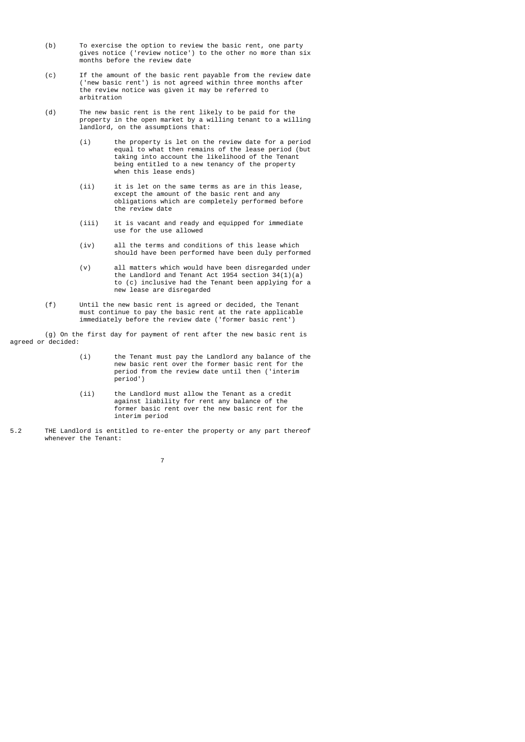(b) To exercise the option to review the basic rent, one party gives notice ('review notice') to the other no more than six months before the review date

(c) If the amount of the basic rent payable from the review date ('new basic rent') is not agreed within three months after the review notice was given it may be referred to arbitration

(d) The new basic rent is the rent likely to be paid for the property in the open market by a willing tenant to a willing landlord, on the assumptions that:

- (i) the property is let on the review date for a period equal to what then remains of the lease period (but taking into account the likelihood of the Tenant being entitled to a new tenancy of the property when this lease ends)

- (ii) it is let on the same terms as are in this lease, except the amount of the basic rent and any obligations which are completely performed before the review date

- (iii) it is vacant and ready and equipped for immediate use for the use allowed

- (iv) all the terms and conditions of this lease which should have been performed have been duly performed

- (v) all matters which would have been disregarded under the Landlord and Tenant Act 1954 section 34(1)(a) to (c) inclusive had the Tenant been applying for a new lease are disregarded

(f) Until the new basic rent is agreed or decided, the Tenant must continue to pay the basic rent at the rate applicable immediately before the review date ('former basic rent')

(g) On the first day for payment of rent after the new basic rent is agreed or decided:

- (i) the Tenant must pay the Landlord any balance of the new basic rent over the former basic rent for the period from the review date until then ('interim period')

- (ii) the Landlord must allow the Tenant as a credit against liability for rent any balance of the former basic rent over the new basic rent for the interim period

5.2 THE Landlord is entitled to re-enter the property or any part thereof whenever the Tenant: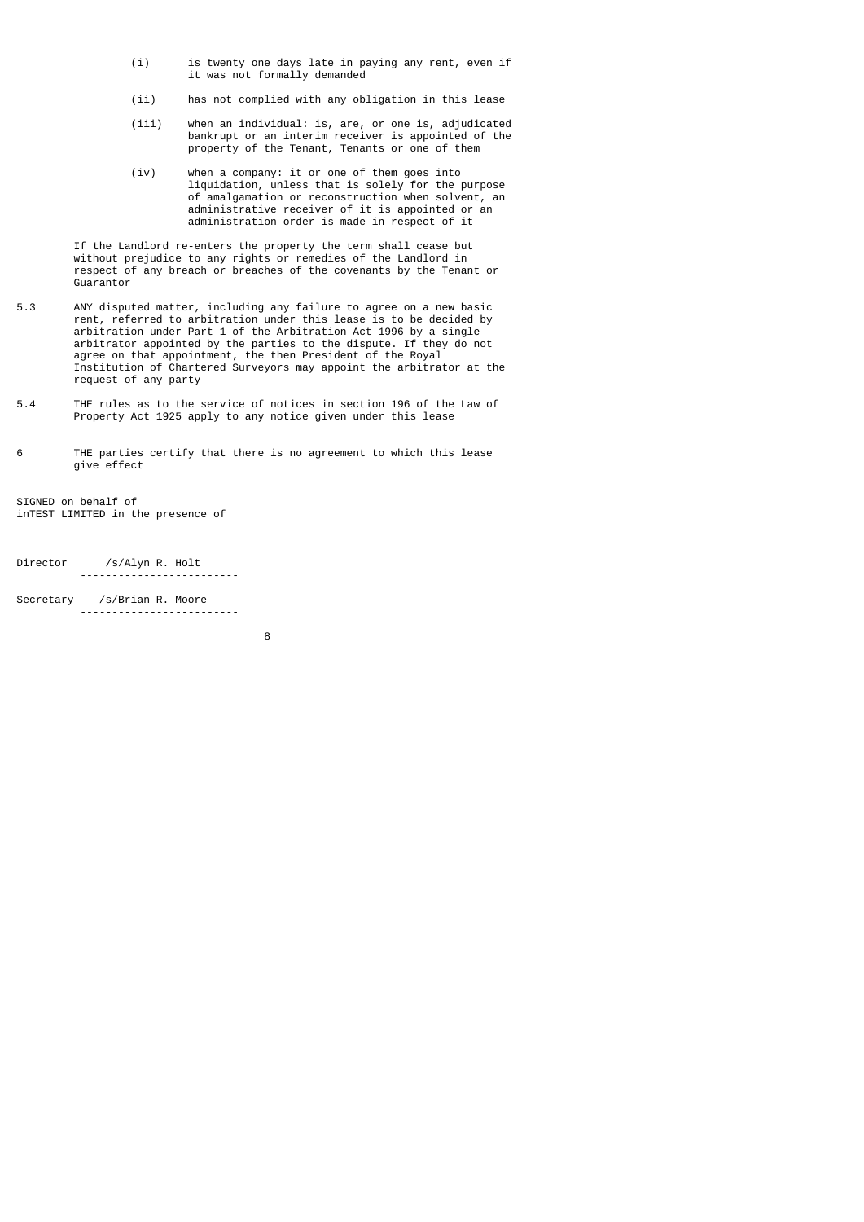(i) is twenty one days late in paying any rent, even if it was not formally demanded

(ii) has not complied with any obligation in this lease

(iii) when an individual: is, are, or one is, adjudicated bankrupt or an interim receiver is appointed of the property of the Tenant, Tenants or one of them

(iv) when a company: it or one of them goes into liquidation, unless that is solely for the purpose of amalgamation or reconstruction when solvent, an administrative receiver of it is appointed or an administration order is made in respect of it

If the Landlord re-enters the property the term shall cease but without prejudice to any rights or remedies of the Landlord in respect of any breach or breaches of the covenants by the Tenant or Guarantor

5.3 ANY disputed matter, including any failure to agree on a new basic rent, referred to arbitration under this lease is to be decided by arbitration under Part 1 of the Arbitration Act 1996 by a single arbitrator appointed by the parties to the dispute. If they do not agree on that appointment, the then President of the Royal Institution of Chartered Surveyors may appoint the arbitrator at the request of any party

5.4 THE rules as to the service of notices in section 196 of the Law of Property Act 1925 apply to any notice given under this lease

6 THE parties certify that there is no agreement to which this lease give effect

SIGNED on behalf of
inTEST LIMITED in the presence of

Director /s/Alyn R. Holt

Secretary /s/Brian R. Moore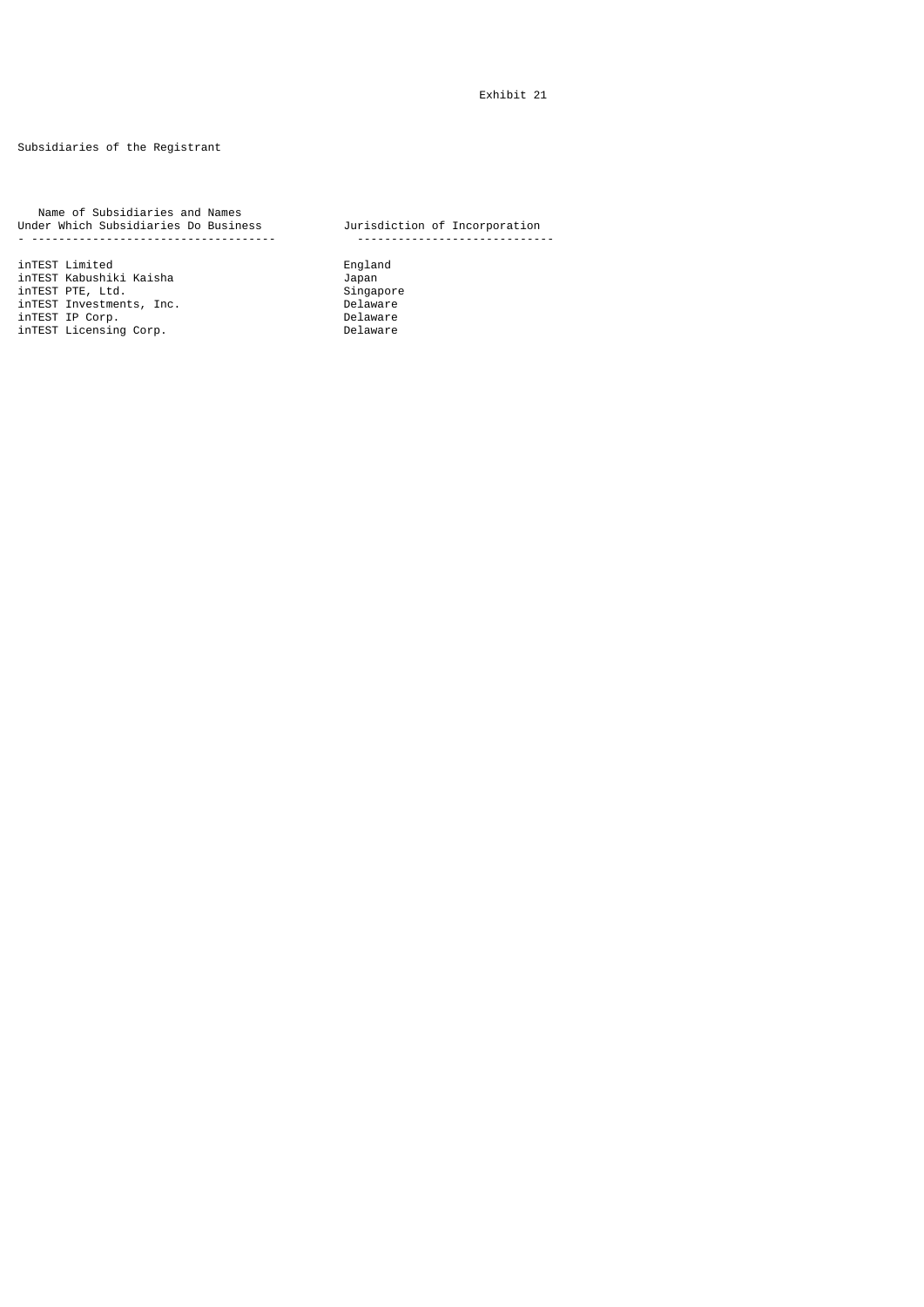Exhibit 21

Subsidiaries of the Registrant

| Name of Subsidiaries and Names Under Which Subsidiaries Do Business | Jurisdiction of Incorporation |
|---|---|
| inTEST Limited | England |
| inTEST Kabushiki Kaisha | Japan |
| inTEST PTE, Ltd. | Singapore |
| inTEST Investments, Inc. | Delaware |
| inTEST IP Corp. | Delaware |
| inTEST Licensing Corp. | Delaware |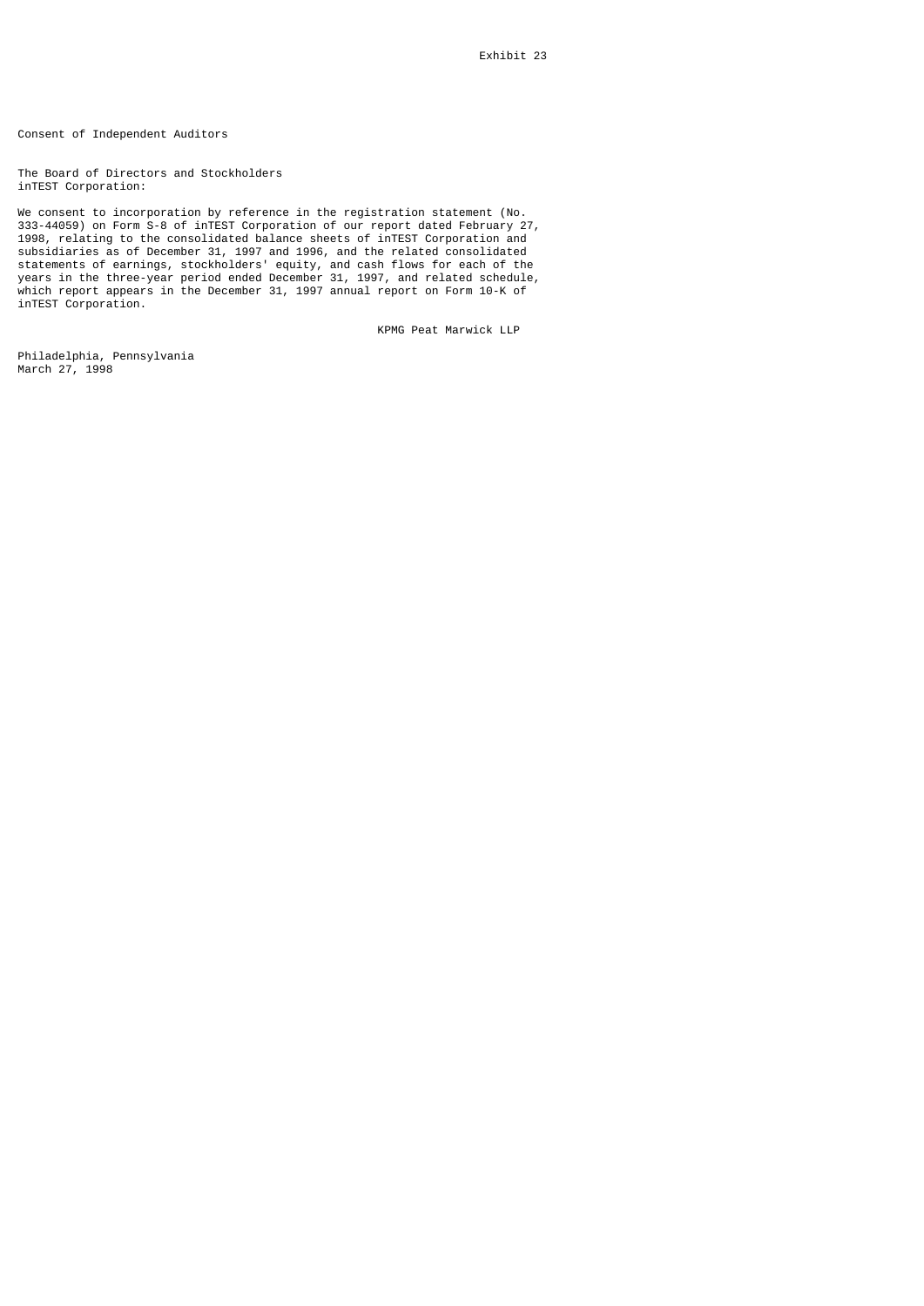Exhibit 23

# Consent of Independent Auditors

The Board of Directors and Stockholders
inTEST Corporation:

We consent to incorporation by reference in the registration statement (No. 333-44059) on Form S-8 of inTEST Corporation of our report dated February 27, 1998, relating to the consolidated balance sheets of inTEST Corporation and subsidiaries as of December 31, 1997 and 1996, and the related consolidated statements of earnings, stockholders' equity, and cash flows for each of the years in the three-year period ended December 31, 1997, and related schedule, which report appears in the December 31, 1997 annual report on Form 10-K of inTEST Corporation.

KPMG Peat Marwick LLP

Philadelphia, Pennsylvania
March 27, 1998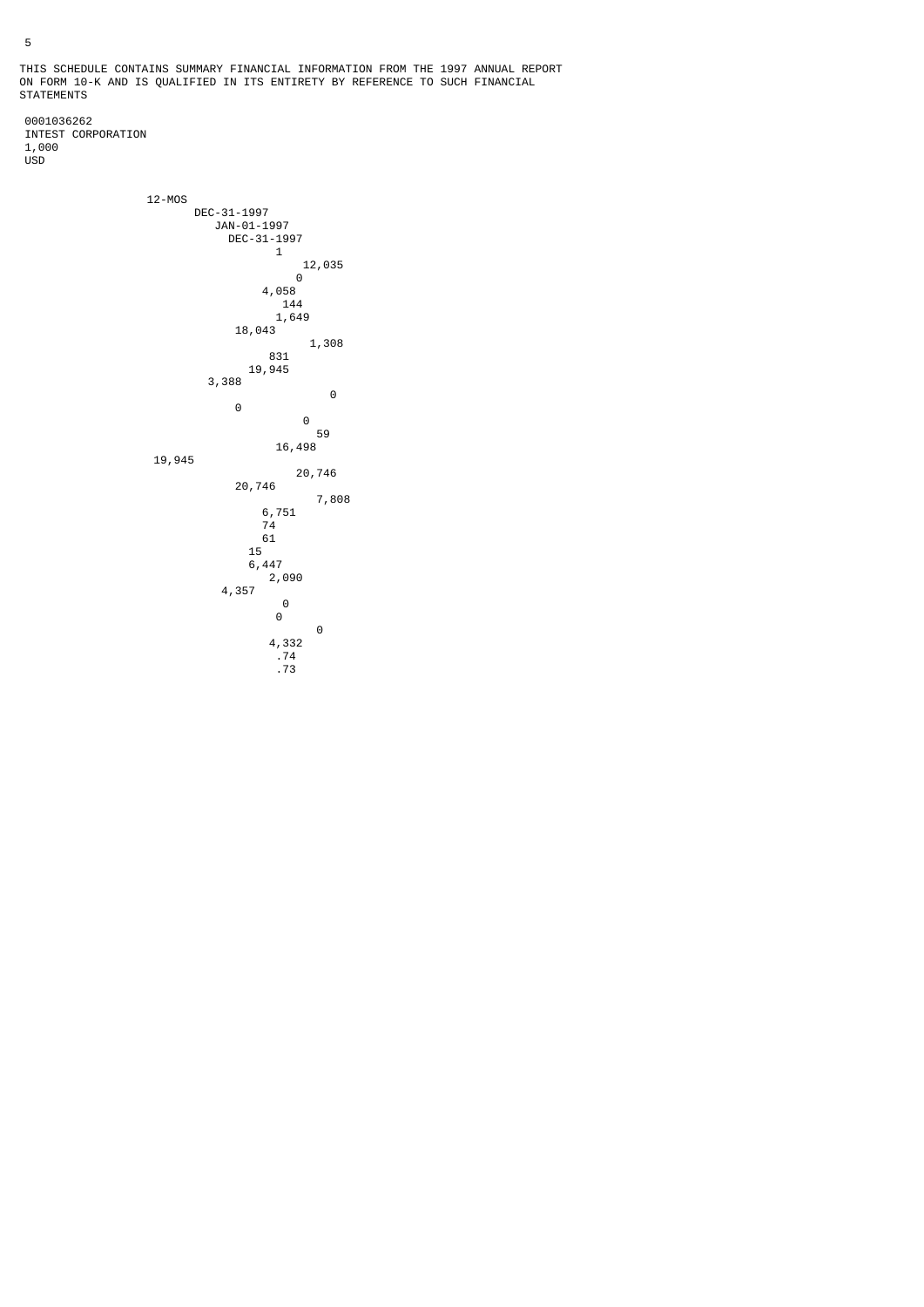THIS SCHEDULE CONTAINS SUMMARY FINANCIAL INFORMATION FROM THE 1997 ANNUAL REPORT ON FORM 10-K AND IS QUALIFIED IN ITS ENTIRETY BY REFERENCE TO SUCH FINANCIAL STATEMENTS

0001036262
INTEST CORPORATION
1,000
USD

```
12-MOS
DEC-31-1997
JAN-01-1997
DEC-31-1997
1
12,035
0
4,058
144
1,649
18,043
1,308
831
19,945
3,388
0
0
0
59
16,498
19,945
20,746
20,746
7,808
6,751
74
61
15
6,447
2,090
4,357
0
0
0
4,332
.74
.73
```